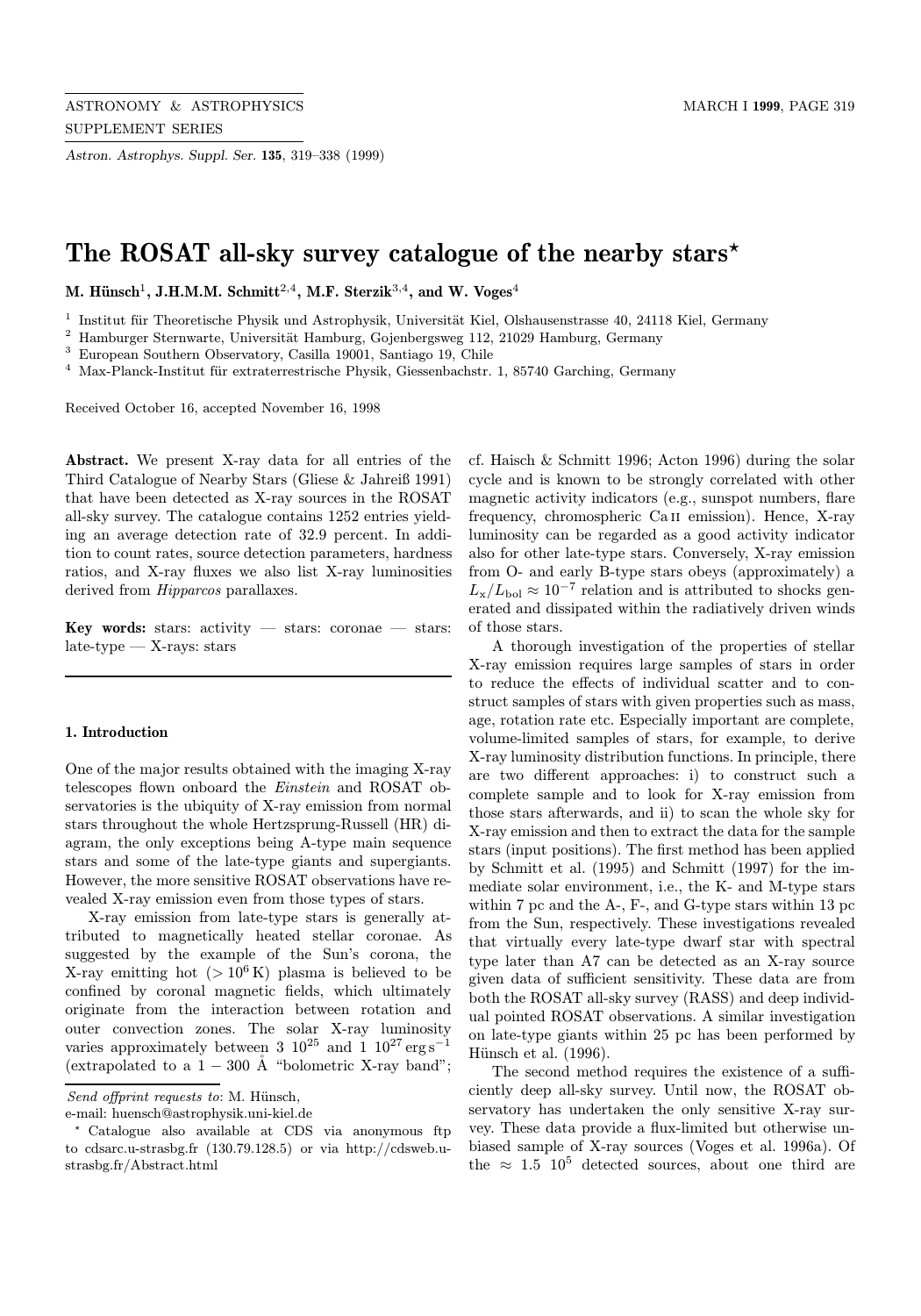# The ROSAT all-sky survey catalogue of the nearby stars*

**M. Hünsch[1], J.H.M.M. Schmitt[2,4], M.F. Sterzik[3,4], and W. Voges[4]**

[1] Institut für Theoretische Physik und Astrophysik, Universität Kiel, Olshausenstrasse 40, 24118 Kiel, Germany
[2] Hamburger Sternwarte, Universität Hamburg, Gojenbergsweg 112, 21029 Hamburg, Germany
[3] European Southern Observatory, Casilla 19001, Santiago 19, Chile
[4] Max-Planck-Institut für extraterrestrische Physik, Giessenbachstr. 1, 85740 Garching, Germany

Received October 16, accepted November 16, 1998

**Abstract.** We present X-ray data for all entries of the Third Catalogue of Nearby Stars (Gliese & Jahreiß 1991) that have been detected as X-ray sources in the ROSAT all-sky survey. The catalogue contains 1252 entries yielding an average detection rate of 32.9 percent. In addition to count rates, source detection parameters, hardness ratios, and X-ray fluxes we also list X-ray luminosities derived from *Hipparcos* parallaxes.

**Key words:** stars: activity — stars: coronae — stars: late-type — X-rays: stars

## 1. Introduction

One of the major results obtained with the imaging X-ray telescopes flown onboard the *Einstein* and ROSAT observatories is the ubiquity of X-ray emission from normal stars throughout the whole Hertzsprung-Russell (HR) diagram, the only exceptions being A-type main sequence stars and some of the late-type giants and supergiants. However, the more sensitive ROSAT observations have revealed X-ray emission even from those types of stars.

X-ray emission from late-type stars is generally attributed to magnetically heated stellar coronae. As suggested by the example of the Sun's corona, the X-ray emitting hot ($> 10^6$ K) plasma is believed to be confined by coronal magnetic fields, which ultimately originate from the interaction between rotation and outer convection zones. The solar X-ray luminosity varies approximately between $3\ 10^{25}$ and $1\ 10^{27}$ erg s$^{-1}$ (extrapolated to a $1 - 300$ Å "bolometric X-ray band"; cf. Haisch & Schmitt 1996; Acton 1996) during the solar cycle and is known to be strongly correlated with other magnetic activity indicators (e.g., sunspot numbers, flare frequency, chromospheric Ca II emission). Hence, X-ray luminosity can be regarded as a good activity indicator also for other late-type stars. Conversely, X-ray emission from O- and early B-type stars obeys (approximately) a $L_{\rm x}/L_{\rm bol} \approx 10^{-7}$ relation and is attributed to shocks generated and dissipated within the radiatively driven winds of those stars.

A thorough investigation of the properties of stellar X-ray emission requires large samples of stars in order to reduce the effects of individual scatter and to construct samples of stars with given properties such as mass, age, rotation rate etc. Especially important are complete, volume-limited samples of stars, for example, to derive X-ray luminosity distribution functions. In principle, there are two different approaches: i) to construct such a complete sample and to look for X-ray emission from those stars afterwards, and ii) to scan the whole sky for X-ray emission and then to extract the data for the sample stars (input positions). The first method has been applied by Schmitt et al. (1995) and Schmitt (1997) for the immediate solar environment, i.e., the K- and M-type stars within 7 pc and the A-, F-, and G-type stars within 13 pc from the Sun, respectively. These investigations revealed that virtually every late-type dwarf star with spectral type later than A7 can be detected as an X-ray source given data of sufficient sensitivity. These data are from both the ROSAT all-sky survey (RASS) and deep individual pointed ROSAT observations. A similar investigation on late-type giants within 25 pc has been performed by Hünsch et al. (1996).

The second method requires the existence of a sufficiently deep all-sky survey. Until now, the ROSAT observatory has undertaken the only sensitive X-ray survey. These data provide a flux-limited but otherwise unbiased sample of X-ray sources (Voges et al. 1996a). Of the $\approx 1.5\ 10^5$ detected sources, about one third are

---

*Send offprint requests to*: M. Hünsch,
e-mail: huensch@astrophysik.uni-kiel.de

* Catalogue also available at CDS via anonymous ftp to cdsarc.u-strasbg.fr (130.79.128.5) or via http://cdsweb.u-strasbg.fr/Abstract.html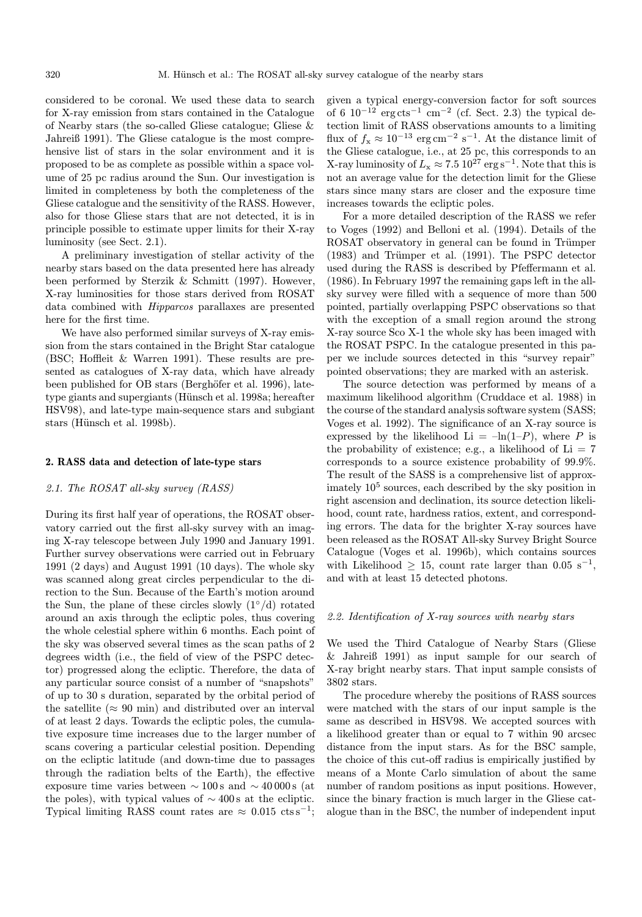considered to be coronal. We used these data to search for X-ray emission from stars contained in the Catalogue of Nearby stars (the so-called Gliese catalogue; Gliese & Jahreiß 1991). The Gliese catalogue is the most comprehensive list of stars in the solar environment and it is proposed to be as complete as possible within a space volume of 25 pc radius around the Sun. Our investigation is limited in completeness by both the completeness of the Gliese catalogue and the sensitivity of the RASS. However, also for those Gliese stars that are not detected, it is in principle possible to estimate upper limits for their X-ray luminosity (see Sect. 2.1).

A preliminary investigation of stellar activity of the nearby stars based on the data presented here has already been performed by Sterzik & Schmitt (1997). However, X-ray luminosities for those stars derived from ROSAT data combined with *Hipparcos* parallaxes are presented here for the first time.

We have also performed similar surveys of X-ray emission from the stars contained in the Bright Star catalogue (BSC; Hoffleit & Warren 1991). These results are presented as catalogues of X-ray data, which have already been published for OB stars (Berghöfer et al. 1996), late-type giants and supergiants (Hünsch et al. 1998a; hereafter HSV98), and late-type main-sequence stars and subgiant stars (Hünsch et al. 1998b).

## 2. RASS data and detection of late-type stars

### *2.1. The ROSAT all-sky survey (RASS)*

During its first half year of operations, the ROSAT observatory carried out the first all-sky survey with an imaging X-ray telescope between July 1990 and January 1991. Further survey observations were carried out in February 1991 (2 days) and August 1991 (10 days). The whole sky was scanned along great circles perpendicular to the direction to the Sun. Because of the Earth's motion around the Sun, the plane of these circles slowly ($1^\circ$/d) rotated around an axis through the ecliptic poles, thus covering the whole celestial sphere within 6 months. Each point of the sky was observed several times as the scan paths of 2 degrees width (i.e., the field of view of the PSPC detector) progressed along the ecliptic. Therefore, the data of any particular source consist of a number of "snapshots" of up to 30 s duration, separated by the orbital period of the satellite ($\approx 90$ min) and distributed over an interval of at least 2 days. Towards the ecliptic poles, the cumulative exposure time increases due to the larger number of scans covering a particular celestial position. Depending on the ecliptic latitude (and down-time due to passages through the radiation belts of the Earth), the effective exposure time varies between $\sim 100$ s and $\sim 40\,000$ s (at the poles), with typical values of $\sim 400$ s at the ecliptic. Typical limiting RASS count rates are $\approx 0.015$ cts s$^{-1}$; given a typical energy-conversion factor for soft sources of $6\ 10^{-12}$ erg cts$^{-1}$ cm$^{-2}$ (cf. Sect. 2.3) the typical detection limit of RASS observations amounts to a limiting flux of $f_{\rm x} \approx 10^{-13}$ erg cm$^{-2}$ s$^{-1}$. At the distance limit of the Gliese catalogue, i.e., at 25 pc, this corresponds to an X-ray luminosity of $L_{\rm x} \approx 7.5\ 10^{27}$ erg s$^{-1}$. Note that this is not an average value for the detection limit for the Gliese stars since many stars are closer and the exposure time increases towards the ecliptic poles.

For a more detailed description of the RASS we refer to Voges (1992) and Belloni et al. (1994). Details of the ROSAT observatory in general can be found in Trümper (1983) and Trümper et al. (1991). The PSPC detector used during the RASS is described by Pfeffermann et al. (1986). In February 1997 the remaining gaps left in the all-sky survey were filled with a sequence of more than 500 pointed, partially overlapping PSPC observations so that with the exception of a small region around the strong X-ray source Sco X-1 the whole sky has been imaged with the ROSAT PSPC. In the catalogue presented in this paper we include sources detected in this "survey repair" pointed observations; they are marked with an asterisk.

The source detection was performed by means of a maximum likelihood algorithm (Cruddace et al. 1988) in the course of the standard analysis software system (SASS; Voges et al. 1992). The significance of an X-ray source is expressed by the likelihood $\mathrm{Li} = -\ln(1-P)$, where $P$ is the probability of existence; e.g., a likelihood of $\mathrm{Li} = 7$ corresponds to a source existence probability of 99.9%. The result of the SASS is a comprehensive list of approximately $10^5$ sources, each described by the sky position in right ascension and declination, its source detection likelihood, count rate, hardness ratios, extent, and corresponding errors. The data for the brighter X-ray sources have been released as the ROSAT All-sky Survey Bright Source Catalogue (Voges et al. 1996b), which contains sources with Likelihood $\geq 15$, count rate larger than 0.05 s$^{-1}$, and with at least 15 detected photons.

### *2.2. Identification of X-ray sources with nearby stars*

We used the Third Catalogue of Nearby Stars (Gliese & Jahreiß 1991) as input sample for our search of X-ray bright nearby stars. That input sample consists of 3802 stars.

The procedure whereby the positions of RASS sources were matched with the stars of our input sample is the same as described in HSV98. We accepted sources with a likelihood greater than or equal to 7 within 90 arcsec distance from the input stars. As for the BSC sample, the choice of this cut-off radius is empirically justified by means of a Monte Carlo simulation of about the same number of random positions as input positions. However, since the binary fraction is much larger in the Gliese catalogue than in the BSC, the number of independent input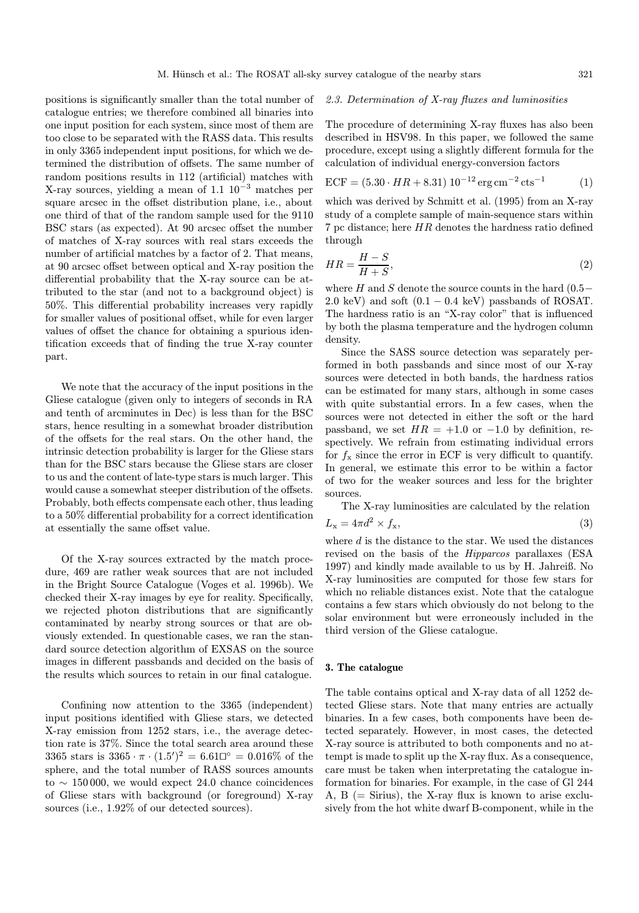positions is significantly smaller than the total number of catalogue entries; we therefore combined all binaries into one input position for each system, since most of them are too close to be separated with the RASS data. This results in only 3365 independent input positions, for which we determined the distribution of offsets. The same number of random positions results in 112 (artificial) matches with X-ray sources, yielding a mean of 1.1 $10^{-3}$ matches per square arcsec in the offset distribution plane, i.e., about one third of that of the random sample used for the 9110 BSC stars (as expected). At 90 arcsec offset the number of matches of X-ray sources with real stars exceeds the number of artificial matches by a factor of 2. That means, at 90 arcsec offset between optical and X-ray position the differential probability that the X-ray source can be attributed to the star (and not to a background object) is 50%. This differential probability increases very rapidly for smaller values of positional offset, while for even larger values of offset the chance for obtaining a spurious identification exceeds that of finding the true X-ray counter part.

We note that the accuracy of the input positions in the Gliese catalogue (given only to integers of seconds in RA and tenth of arcminutes in Dec) is less than for the BSC stars, hence resulting in a somewhat broader distribution of the offsets for the real stars. On the other hand, the intrinsic detection probability is larger for the Gliese stars than for the BSC stars because the Gliese stars are closer to us and the content of late-type stars is much larger. This would cause a somewhat steeper distribution of the offsets. Probably, both effects compensate each other, thus leading to a 50% differential probability for a correct identification at essentially the same offset value.

Of the X-ray sources extracted by the match procedure, 469 are rather weak sources that are not included in the Bright Source Catalogue (Voges et al. 1996b). We checked their X-ray images by eye for reality. Specifically, we rejected photon distributions that are significantly contaminated by nearby strong sources or that are obviously extended. In questionable cases, we ran the standard source detection algorithm of EXSAS on the source images in different passbands and decided on the basis of the results which sources to retain in our final catalogue.

Confining now attention to the 3365 (independent) input positions identified with Gliese stars, we detected X-ray emission from 1252 stars, i.e., the average detection rate is 37%. Since the total search area around these 3365 stars is $3365 \cdot \pi \cdot (1.5')^2 = 6.61\square^\circ = 0.016\%$ of the sphere, and the total number of RASS sources amounts to $\sim 150\,000$, we would expect 24.0 chance coincidences of Gliese stars with background (or foreground) X-ray sources (i.e., 1.92% of our detected sources).

### 2.3. Determination of X-ray fluxes and luminosities

The procedure of determining X-ray fluxes has also been described in HSV98. In this paper, we followed the same procedure, except using a slightly different formula for the calculation of individual energy-conversion factors

$$\mathrm{ECF} = (5.30 \cdot HR + 8.31)\; 10^{-12}\, \mathrm{erg\, cm^{-2}\, cts^{-1}} \tag{1}$$

which was derived by Schmitt et al. (1995) from an X-ray study of a complete sample of main-sequence stars within 7 pc distance; here $HR$ denotes the hardness ratio defined through

$$HR = \frac{H - S}{H + S}, \tag{2}$$

where $H$ and $S$ denote the source counts in the hard (0.5−2.0 keV) and soft (0.1 − 0.4 keV) passbands of ROSAT. The hardness ratio is an "X-ray color" that is influenced by both the plasma temperature and the hydrogen column density.

Since the SASS source detection was separately performed in both passbands and since most of our X-ray sources were detected in both bands, the hardness ratios can be estimated for many stars, although in some cases with quite substantial errors. In a few cases, when the sources were not detected in either the soft or the hard passband, we set $HR = +1.0$ or $-1.0$ by definition, respectively. We refrain from estimating individual errors for $f_\mathrm{x}$ since the error in ECF is very difficult to quantify. In general, we estimate this error to be within a factor of two for the weaker sources and less for the brighter sources.

The X-ray luminosities are calculated by the relation

$$L_\mathrm{x} = 4\pi d^2 \times f_\mathrm{x}, \tag{3}$$

where $d$ is the distance to the star. We used the distances revised on the basis of the *Hipparcos* parallaxes (ESA 1997) and kindly made available to us by H. Jahreiß. No X-ray luminosities are computed for those few stars for which no reliable distances exist. Note that the catalogue contains a few stars which obviously do not belong to the solar environment but were erroneously included in the third version of the Gliese catalogue.

## 3. The catalogue

The table contains optical and X-ray data of all 1252 detected Gliese stars. Note that many entries are actually binaries. In a few cases, both components have been detected separately. However, in most cases, the detected X-ray source is attributed to both components and no attempt is made to split up the X-ray flux. As a consequence, care must be taken when interpreting the catalogue information for binaries. For example, in the case of Gl 244 A, B (= Sirius), the X-ray flux is known to arise exclusively from the hot white dwarf B-component, while in the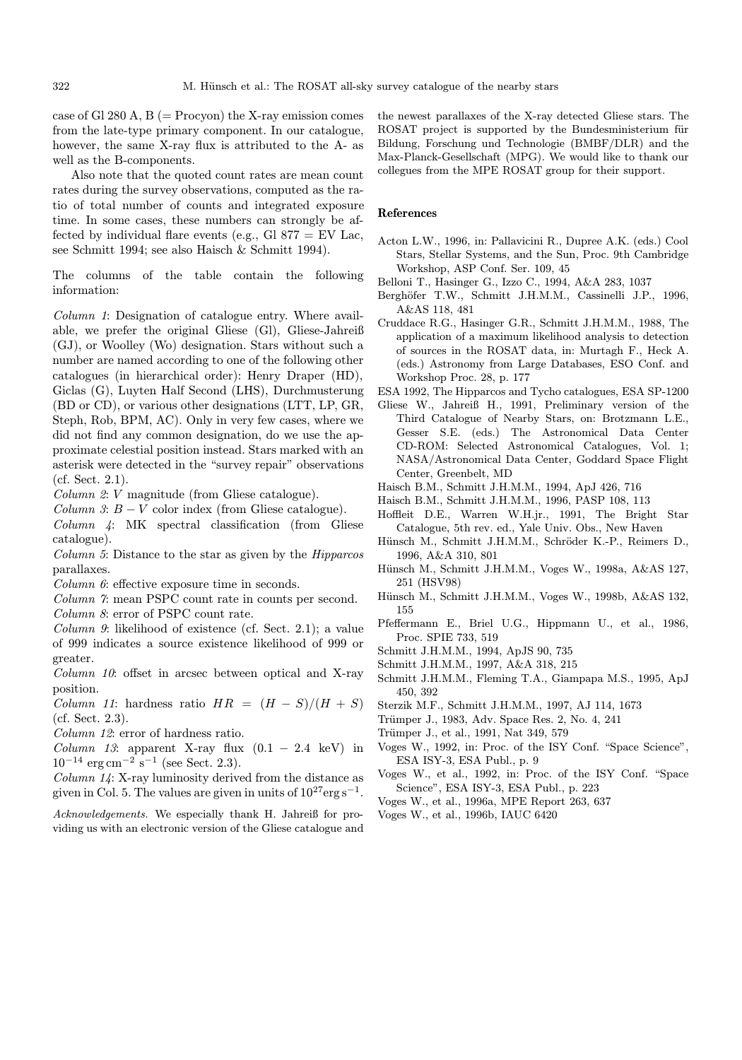case of Gl 280 A, B (= Procyon) the X-ray emission comes from the late-type primary component. In our catalogue, however, the same X-ray flux is attributed to the A- as well as the B-components.

Also note that the quoted count rates are mean count rates during the survey observations, computed as the ratio of total number of counts and integrated exposure time. In some cases, these numbers can strongly be affected by individual flare events (e.g., Gl 877 = EV Lac, see Schmitt 1994; see also Haisch & Schmitt 1994).

The columns of the table contain the following information:

*Column 1*: Designation of catalogue entry. Where available, we prefer the original Gliese (Gl), Gliese-Jahreiß (GJ), or Woolley (Wo) designation. Stars without such a number are named according to one of the following other catalogues (in hierarchical order): Henry Draper (HD), Giclas (G), Luyten Half Second (LHS), Durchmusterung (BD or CD), or various other designations (LTT, LP, GR, Steph, Rob, BPM, AC). Only in very few cases, where we did not find any common designation, do we use the approximate celestial position instead. Stars marked with an asterisk were detected in the "survey repair" observations (cf. Sect. 2.1).
*Column 2*: $V$ magnitude (from Gliese catalogue).
*Column 3*: $B-V$ color index (from Gliese catalogue).
*Column 4*: MK spectral classification (from Gliese catalogue).
*Column 5*: Distance to the star as given by the *Hipparcos* parallaxes.
*Column 6*: effective exposure time in seconds.
*Column 7*: mean PSPC count rate in counts per second.
*Column 8*: error of PSPC count rate.
*Column 9*: likelihood of existence (cf. Sect. 2.1); a value of 999 indicates a source existence likelihood of 999 or greater.
*Column 10*: offset in arcsec between optical and X-ray position.
*Column 11*: hardness ratio $HR = (H - S)/(H + S)$ (cf. Sect. 2.3).
*Column 12*: error of hardness ratio.
*Column 13*: apparent X-ray flux (0.1 − 2.4 keV) in $10^{-14}$ erg cm$^{-2}$ s$^{-1}$ (see Sect. 2.3).
*Column 14*: X-ray luminosity derived from the distance as given in Col. 5. The values are given in units of $10^{27}$erg s$^{-1}$.

*Acknowledgements.* We especially thank H. Jahreiß for providing us with an electronic version of the Gliese catalogue and the newest parallaxes of the X-ray detected Gliese stars. The ROSAT project is supported by the Bundesministerium für Bildung, Forschung und Technologie (BMBF/DLR) and the Max-Planck-Gesellschaft (MPG). We would like to thank our collegues from the MPE ROSAT group for their support.

## References

Acton L.W., 1996, in: Pallavicini R., Dupree A.K. (eds.) Cool Stars, Stellar Systems, and the Sun, Proc. 9th Cambridge Workshop, ASP Conf. Ser. 109, 45

Belloni T., Hasinger G., Izzo C., 1994, A&A 283, 1037

Berghöfer T.W., Schmitt J.H.M.M., Cassinelli J.P., 1996, A&AS 118, 481

Cruddace R.G., Hasinger G.R., Schmitt J.H.M.M., 1988, The application of a maximum likelihood analysis to detection of sources in the ROSAT data, in: Murtagh F., Heck A. (eds.) Astronomy from Large Databases, ESO Conf. and Workshop Proc. 28, p. 177

ESA 1992, The Hipparcos and Tycho catalogues, ESA SP-1200

Gliese W., Jahreiß H., 1991, Preliminary version of the Third Catalogue of Nearby Stars, on: Brotzmann L.E., Gesser S.E. (eds.) The Astronomical Data Center CD-ROM: Selected Astronomical Catalogues, Vol. 1; NASA/Astronomical Data Center, Goddard Space Flight Center, Greenbelt, MD

Haisch B.M., Schmitt J.H.M.M., 1994, ApJ 426, 716

Haisch B.M., Schmitt J.H.M.M., 1996, PASP 108, 113

Hoffleit D.E., Warren W.H.jr., 1991, The Bright Star Catalogue, 5th rev. ed., Yale Univ. Obs., New Haven

Hünsch M., Schmitt J.H.M.M., Schröder K.-P., Reimers D., 1996, A&A 310, 801

Hünsch M., Schmitt J.H.M.M., Voges W., 1998a, A&AS 127, 251 (HSV98)

Hünsch M., Schmitt J.H.M.M., Voges W., 1998b, A&AS 132, 155

Pfeffermann E., Briel U.G., Hippmann U., et al., 1986, Proc. SPIE 733, 519

Schmitt J.H.M.M., 1994, ApJS 90, 735

Schmitt J.H.M.M., 1997, A&A 318, 215

Schmitt J.H.M.M., Fleming T.A., Giampapa M.S., 1995, ApJ 450, 392

Sterzik M.F., Schmitt J.H.M.M., 1997, AJ 114, 1673

Trümper J., 1983, Adv. Space Res. 2, No. 4, 241

Trümper J., et al., 1991, Nat 349, 579

Voges W., 1992, in: Proc. of the ISY Conf. "Space Science", ESA ISY-3, ESA Publ., p. 9

Voges W., et al., 1992, in: Proc. of the ISY Conf. "Space Science", ESA ISY-3, ESA Publ., p. 223

Voges W., et al., 1996a, MPE Report 263, 637

Voges W., et al., 1996b, IAUC 6420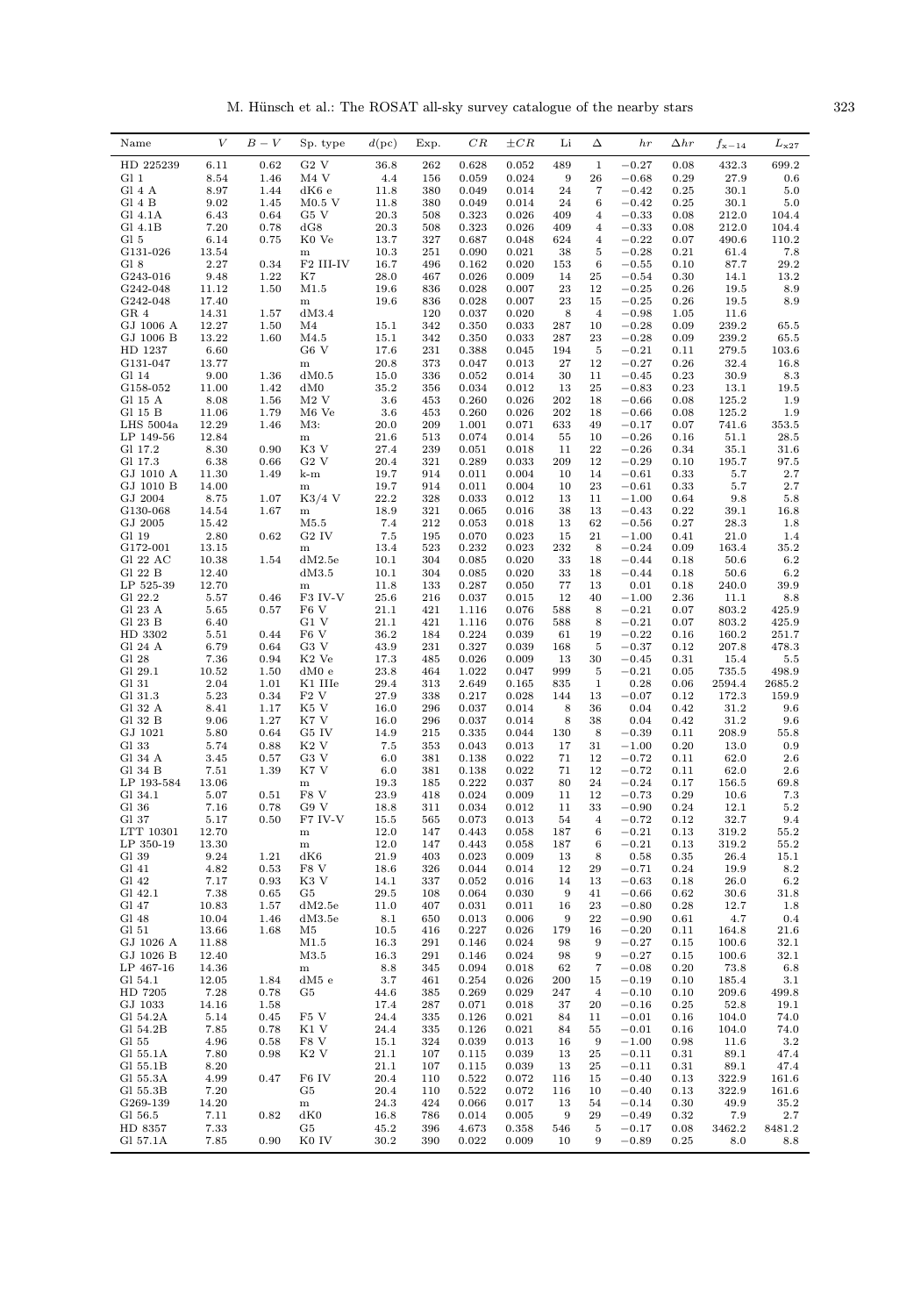| Name | $V$ | $B-V$ | Sp. type | $d$(pc) | Exp. | $CR$ | $\pm CR$ | Li | $\Delta$ | $hr$ | $\Delta hr$ | $f_{x-14}$ | $L_{x27}$ |
|---|---|---|---|---|---|---|---|---|---|---|---|---|---|
| HD 225239 | 6.11 | 0.62 | G2 V | 36.8 | 262 | 0.628 | 0.052 | 489 | 1 | −0.27 | 0.08 | 432.3 | 699.2 |
| Gl 1 | 8.54 | 1.46 | M4 V | 4.4 | 156 | 0.059 | 0.024 | 9 | 26 | −0.68 | 0.29 | 27.9 | 0.6 |
| Gl 4 A | 8.97 | 1.44 | dK6 e | 11.8 | 380 | 0.049 | 0.014 | 24 | 7 | −0.42 | 0.25 | 30.1 | 5.0 |
| Gl 4 B | 9.02 | 1.45 | M0.5 V | 11.8 | 380 | 0.049 | 0.014 | 24 | 6 | −0.42 | 0.25 | 30.1 | 5.0 |
| Gl 4.1A | 6.43 | 0.64 | G5 V | 20.3 | 508 | 0.323 | 0.026 | 409 | 4 | −0.33 | 0.08 | 212.0 | 104.4 |
| Gl 4.1B | 7.20 | 0.78 | dG8 | 20.3 | 508 | 0.323 | 0.026 | 409 | 4 | −0.33 | 0.08 | 212.0 | 104.4 |
| Gl 5 | 6.14 | 0.75 | K0 Ve | 13.7 | 327 | 0.687 | 0.048 | 624 | 4 | −0.22 | 0.07 | 490.6 | 110.2 |
| G131-026 | 13.54 | | m | 10.3 | 251 | 0.090 | 0.021 | 38 | 5 | −0.28 | 0.21 | 61.4 | 7.8 |
| Gl 8 | 2.27 | 0.34 | F2 III-IV | 16.7 | 496 | 0.162 | 0.020 | 153 | 6 | −0.55 | 0.10 | 87.7 | 29.2 |
| G243-016 | 9.48 | 1.22 | K7 | 28.0 | 467 | 0.026 | 0.009 | 14 | 25 | −0.54 | 0.30 | 14.1 | 13.2 |
| G242-048 | 11.12 | 1.50 | M1.5 | 19.6 | 836 | 0.028 | 0.007 | 23 | 12 | −0.25 | 0.26 | 19.5 | 8.9 |
| G242-048 | 17.40 | | m | 19.6 | 836 | 0.028 | 0.007 | 23 | 15 | −0.25 | 0.26 | 19.5 | 8.9 |
| GR 4 | 14.31 | 1.57 | dM3.4 | | 120 | 0.037 | 0.020 | 8 | 4 | −0.98 | 1.05 | 11.6 | |
| GJ 1006 A | 12.27 | 1.50 | M4 | 15.1 | 342 | 0.350 | 0.033 | 287 | 10 | −0.28 | 0.09 | 239.2 | 65.5 |
| GJ 1006 B | 13.22 | 1.60 | M4.5 | 15.1 | 342 | 0.350 | 0.033 | 287 | 23 | −0.28 | 0.09 | 239.2 | 65.5 |
| HD 1237 | 6.60 | | G6 V | 17.6 | 231 | 0.388 | 0.045 | 194 | 5 | −0.21 | 0.11 | 279.5 | 103.6 |
| G131-047 | 13.77 | | m | 20.8 | 373 | 0.047 | 0.013 | 27 | 12 | −0.27 | 0.26 | 32.4 | 16.8 |
| Gl 14 | 9.00 | 1.36 | dM0.5 | 15.0 | 336 | 0.052 | 0.014 | 30 | 11 | −0.45 | 0.23 | 30.9 | 8.3 |
| G158-052 | 11.00 | 1.42 | dM0 | 35.2 | 356 | 0.034 | 0.012 | 13 | 25 | −0.83 | 0.23 | 13.1 | 19.5 |
| Gl 15 A | 8.08 | 1.56 | M2 V | 3.6 | 453 | 0.260 | 0.026 | 202 | 18 | −0.66 | 0.08 | 125.2 | 1.9 |
| Gl 15 B | 11.06 | 1.79 | M6 Ve | 3.6 | 453 | 0.260 | 0.026 | 202 | 18 | −0.66 | 0.08 | 125.2 | 1.9 |
| LHS 5004a | 12.29 | 1.46 | M3: | 20.0 | 209 | 1.001 | 0.071 | 633 | 49 | −0.17 | 0.07 | 741.6 | 353.5 |
| LP 149-56 | 12.84 | | m | 21.6 | 513 | 0.074 | 0.014 | 55 | 10 | −0.26 | 0.16 | 51.1 | 28.5 |
| Gl 17.2 | 8.30 | 0.90 | K3 V | 27.4 | 239 | 0.051 | 0.018 | 11 | 22 | −0.26 | 0.34 | 35.1 | 31.6 |
| Gl 17.3 | 6.38 | 0.66 | G2 V | 20.4 | 321 | 0.289 | 0.033 | 209 | 12 | −0.29 | 0.10 | 195.7 | 97.5 |
| GJ 1010 A | 11.30 | 1.49 | k-m | 19.7 | 914 | 0.011 | 0.004 | 10 | 14 | −0.61 | 0.33 | 5.7 | 2.7 |
| GJ 1010 B | 14.00 | | m | 19.7 | 914 | 0.011 | 0.004 | 10 | 23 | −0.61 | 0.33 | 5.7 | 2.7 |
| GJ 2004 | 8.75 | 1.07 | K3/4 V | 22.2 | 328 | 0.033 | 0.012 | 13 | 11 | −1.00 | 0.64 | 9.8 | 5.8 |
| G130-068 | 14.54 | 1.67 | m | 18.9 | 321 | 0.065 | 0.016 | 38 | 13 | −0.43 | 0.22 | 39.1 | 16.8 |
| GJ 2005 | 15.42 | | M5.5 | 7.4 | 212 | 0.053 | 0.018 | 13 | 62 | −0.56 | 0.27 | 28.3 | 1.8 |
| Gl 19 | 2.80 | 0.62 | G2 IV | 7.5 | 195 | 0.070 | 0.023 | 15 | 21 | −1.00 | 0.41 | 21.0 | 1.4 |
| G172-001 | 13.15 | | m | 13.4 | 523 | 0.232 | 0.023 | 232 | 8 | −0.24 | 0.09 | 163.4 | 35.2 |
| Gl 22 AC | 10.38 | 1.54 | dM2.5e | 10.1 | 304 | 0.085 | 0.020 | 33 | 18 | −0.44 | 0.18 | 50.6 | 6.2 |
| Gl 22 B | 12.40 | | dM3.5 | 10.1 | 304 | 0.085 | 0.020 | 33 | 18 | −0.44 | 0.18 | 50.6 | 6.2 |
| LP 525-39 | 12.70 | | m | 11.8 | 133 | 0.287 | 0.050 | 77 | 13 | 0.01 | 0.18 | 240.0 | 39.9 |
| Gl 22.2 | 5.57 | 0.46 | F3 IV-V | 25.6 | 216 | 0.037 | 0.015 | 12 | 40 | −1.00 | 2.36 | 11.1 | 8.8 |
| Gl 23 A | 5.65 | 0.57 | F6 V | 21.1 | 421 | 1.116 | 0.076 | 588 | 8 | −0.21 | 0.07 | 803.2 | 425.9 |
| Gl 23 B | 6.40 | | G1 V | 21.1 | 421 | 1.116 | 0.076 | 588 | 8 | −0.21 | 0.07 | 803.2 | 425.9 |
| HD 3302 | 5.51 | 0.44 | F6 V | 36.2 | 184 | 0.224 | 0.039 | 61 | 19 | −0.22 | 0.16 | 160.2 | 251.7 |
| Gl 24 A | 6.79 | 0.64 | G3 V | 43.9 | 231 | 0.327 | 0.039 | 168 | 5 | −0.37 | 0.12 | 207.8 | 478.3 |
| Gl 28 | 7.36 | 0.94 | K2 Ve | 17.3 | 485 | 0.026 | 0.009 | 13 | 30 | −0.45 | 0.31 | 15.4 | 5.5 |
| Gl 29.1 | 10.52 | 1.50 | dM0 e | 23.8 | 464 | 1.022 | 0.047 | 999 | 5 | −0.21 | 0.05 | 735.5 | 498.9 |
| Gl 31 | 2.04 | 1.01 | K1 IIIe | 29.4 | 313 | 2.649 | 0.165 | 835 | 1 | 0.28 | 0.06 | 2594.4 | 2685.2 |
| Gl 31.3 | 5.23 | 0.34 | F2 V | 27.9 | 338 | 0.217 | 0.028 | 144 | 13 | −0.07 | 0.12 | 172.3 | 159.9 |
| Gl 32 A | 8.41 | 1.17 | K5 V | 16.0 | 296 | 0.037 | 0.014 | 8 | 36 | 0.04 | 0.42 | 31.2 | 9.6 |
| Gl 32 B | 9.06 | 1.27 | K7 V | 16.0 | 296 | 0.037 | 0.014 | 8 | 38 | 0.04 | 0.42 | 31.2 | 9.6 |
| GJ 1021 | 5.80 | 0.64 | G5 IV | 14.9 | 215 | 0.335 | 0.044 | 130 | 8 | −0.39 | 0.11 | 208.9 | 55.8 |
| Gl 33 | 5.74 | 0.88 | K2 V | 7.5 | 353 | 0.043 | 0.013 | 17 | 31 | −1.00 | 0.20 | 13.0 | 0.9 |
| Gl 34 A | 3.45 | 0.57 | G3 V | 6.0 | 381 | 0.138 | 0.022 | 71 | 12 | −0.72 | 0.11 | 62.0 | 2.6 |
| Gl 34 B | 7.51 | 1.39 | K7 V | 6.0 | 381 | 0.138 | 0.022 | 71 | 12 | −0.72 | 0.11 | 62.0 | 2.6 |
| LP 193-584 | 13.06 | | m | 19.3 | 185 | 0.222 | 0.037 | 80 | 24 | −0.24 | 0.17 | 156.5 | 69.8 |
| Gl 34.1 | 5.07 | 0.51 | F8 V | 23.9 | 418 | 0.024 | 0.009 | 11 | 12 | −0.73 | 0.29 | 10.6 | 7.3 |
| Gl 36 | 7.16 | 0.78 | G9 V | 18.8 | 311 | 0.034 | 0.012 | 11 | 33 | −0.90 | 0.24 | 12.1 | 5.2 |
| Gl 37 | 5.17 | 0.50 | F7 IV-V | 15.5 | 565 | 0.073 | 0.013 | 54 | 4 | −0.72 | 0.12 | 32.7 | 9.4 |
| LTT 10301 | 12.70 | | m | 12.0 | 147 | 0.443 | 0.058 | 187 | 6 | −0.21 | 0.13 | 319.2 | 55.2 |
| LP 350-19 | 13.30 | | m | 12.0 | 147 | 0.443 | 0.058 | 187 | 6 | −0.21 | 0.13 | 319.2 | 55.2 |
| Gl 39 | 9.24 | 1.21 | dK6 | 21.9 | 403 | 0.023 | 0.009 | 13 | 8 | 0.58 | 0.35 | 26.4 | 15.1 |
| Gl 41 | 4.82 | 0.53 | F8 V | 18.6 | 326 | 0.044 | 0.014 | 12 | 29 | −0.71 | 0.24 | 19.9 | 8.2 |
| Gl 42 | 7.17 | 0.93 | K3 V | 14.1 | 337 | 0.052 | 0.016 | 14 | 13 | −0.63 | 0.18 | 26.0 | 6.2 |
| Gl 42.1 | 7.38 | 0.65 | G5 | 29.5 | 108 | 0.064 | 0.030 | 9 | 41 | −0.66 | 0.62 | 30.6 | 31.8 |
| Gl 47 | 10.83 | 1.57 | dM2.5e | 11.0 | 407 | 0.031 | 0.011 | 16 | 23 | −0.80 | 0.28 | 12.7 | 1.8 |
| Gl 48 | 10.04 | 1.46 | dM3.5e | 8.1 | 650 | 0.013 | 0.006 | 9 | 22 | −0.90 | 0.61 | 4.7 | 0.4 |
| Gl 51 | 13.66 | 1.68 | M5 | 10.5 | 416 | 0.227 | 0.026 | 179 | 16 | −0.20 | 0.11 | 164.8 | 21.6 |
| GJ 1026 A | 11.88 | | M1.5 | 16.3 | 291 | 0.146 | 0.024 | 98 | 9 | −0.27 | 0.15 | 100.6 | 32.1 |
| GJ 1026 B | 12.40 | | M3.5 | 16.3 | 291 | 0.146 | 0.024 | 98 | 9 | −0.27 | 0.15 | 100.6 | 32.1 |
| LP 467-16 | 14.36 | | m | 8.8 | 345 | 0.094 | 0.018 | 62 | 7 | −0.08 | 0.20 | 73.8 | 6.8 |
| Gl 54.1 | 12.05 | 1.84 | dM5 e | 3.7 | 461 | 0.254 | 0.026 | 200 | 15 | −0.19 | 0.10 | 185.4 | 3.1 |
| HD 7205 | 7.28 | 0.78 | G5 | 44.6 | 385 | 0.269 | 0.029 | 247 | 4 | −0.10 | 0.10 | 209.6 | 499.8 |
| GJ 1033 | 14.16 | 1.58 | | 17.4 | 287 | 0.071 | 0.018 | 37 | 20 | −0.16 | 0.25 | 52.8 | 19.1 |
| Gl 54.2A | 5.14 | 0.45 | F5 V | 24.4 | 335 | 0.126 | 0.021 | 84 | 11 | −0.01 | 0.16 | 104.0 | 74.0 |
| Gl 54.2B | 7.85 | 0.78 | K1 V | 24.4 | 335 | 0.126 | 0.021 | 84 | 55 | −0.01 | 0.16 | 104.0 | 74.0 |
| Gl 55 | 4.96 | 0.58 | F8 V | 15.1 | 324 | 0.039 | 0.013 | 16 | 9 | −1.00 | 0.98 | 11.6 | 3.2 |
| Gl 55.1A | 7.80 | 0.98 | K2 V | 21.1 | 107 | 0.115 | 0.039 | 13 | 25 | −0.11 | 0.31 | 89.1 | 47.4 |
| Gl 55.1B | 8.20 | | | 21.1 | 107 | 0.115 | 0.039 | 13 | 25 | −0.11 | 0.31 | 89.1 | 47.4 |
| Gl 55.3A | 4.99 | 0.47 | F6 IV | 20.4 | 110 | 0.522 | 0.072 | 116 | 15 | −0.40 | 0.13 | 322.9 | 161.6 |
| Gl 55.3B | 7.20 | | G5 | 20.4 | 110 | 0.522 | 0.072 | 116 | 10 | −0.40 | 0.13 | 322.9 | 161.6 |
| G269-139 | 14.20 | | m | 24.3 | 424 | 0.066 | 0.017 | 13 | 54 | −0.14 | 0.30 | 49.9 | 35.2 |
| Gl 56.5 | 7.11 | 0.82 | dK0 | 16.8 | 786 | 0.014 | 0.005 | 9 | 29 | −0.49 | 0.32 | 7.9 | 2.7 |
| HD 8357 | 7.33 | | G5 | 45.2 | 396 | 4.673 | 0.358 | 546 | 5 | −0.17 | 0.08 | 3462.2 | 8481.2 |
| Gl 57.1A | 7.85 | 0.90 | K0 IV | 30.2 | 390 | 0.022 | 0.009 | 10 | 9 | −0.89 | 0.25 | 8.0 | 8.8 |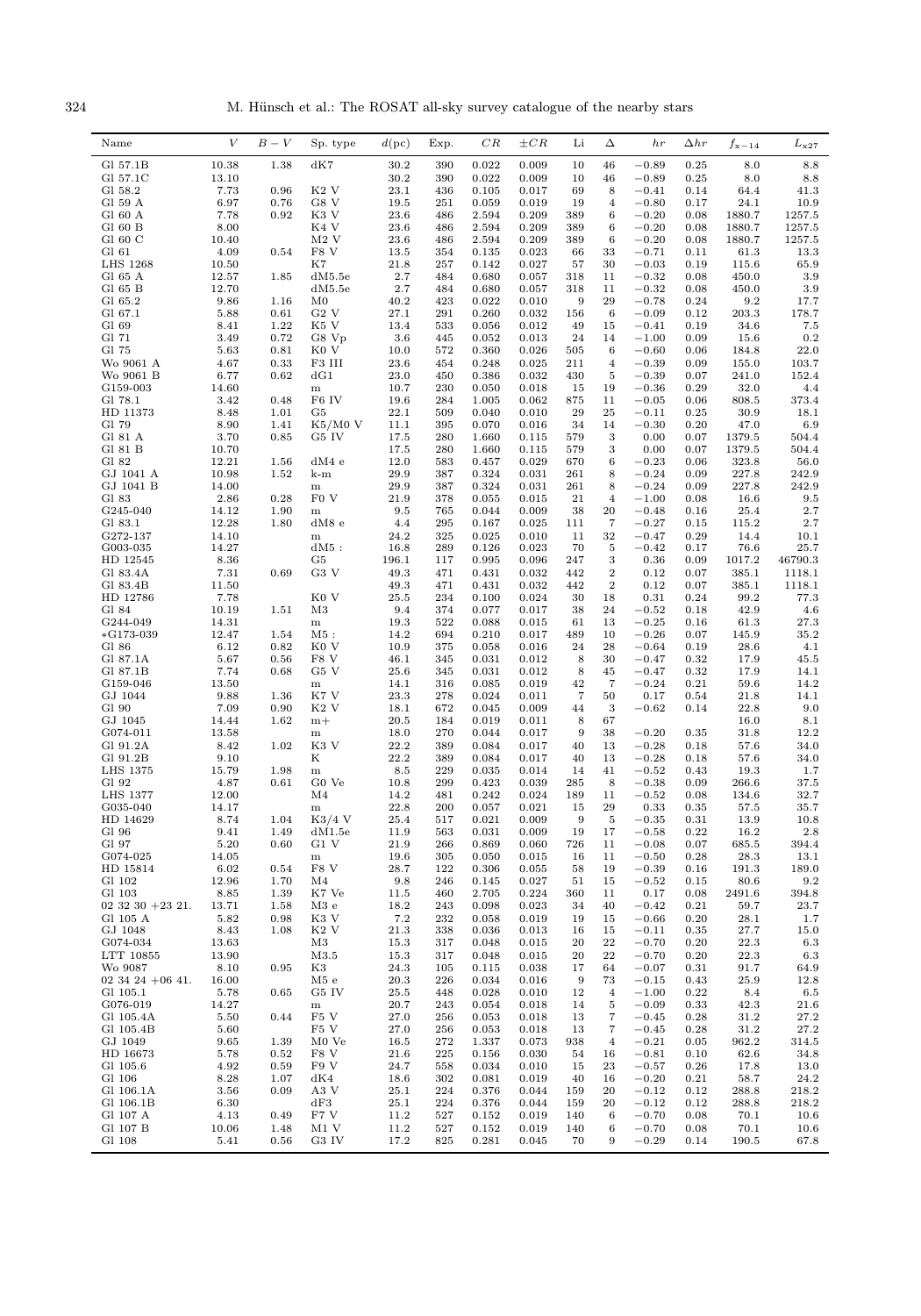| Name | $V$ | $B-V$ | Sp. type | $d$(pc) | Exp. | $CR$ | $\pm CR$ | Li | $\Delta$ | $hr$ | $\Delta hr$ | $f_{x-14}$ | $L_{x27}$ |
|---|---|---|---|---|---|---|---|---|---|---|---|---|---|
| Gl 57.1B | 10.38 | 1.38 | dK7 | 30.2 | 390 | 0.022 | 0.009 | 10 | 46 | −0.89 | 0.25 | 8.0 | 8.8 |
| Gl 57.1C | 13.10 | | | 30.2 | 390 | 0.022 | 0.009 | 10 | 46 | −0.89 | 0.25 | 8.0 | 8.8 |
| Gl 58.2 | 7.73 | 0.96 | K2 V | 23.1 | 436 | 0.105 | 0.017 | 69 | 8 | −0.41 | 0.14 | 64.4 | 41.3 |
| Gl 59 A | 6.97 | 0.76 | G8 V | 19.5 | 251 | 0.059 | 0.019 | 19 | 4 | −0.80 | 0.17 | 24.1 | 10.9 |
| Gl 60 A | 7.78 | 0.92 | K3 V | 23.6 | 486 | 2.594 | 0.209 | 389 | 6 | −0.20 | 0.08 | 1880.7 | 1257.5 |
| Gl 60 B | 8.00 | | K4 V | 23.6 | 486 | 2.594 | 0.209 | 389 | 6 | −0.20 | 0.08 | 1880.7 | 1257.5 |
| Gl 60 C | 10.40 | | M2 V | 23.6 | 486 | 2.594 | 0.209 | 389 | 6 | −0.20 | 0.08 | 1880.7 | 1257.5 |
| Gl 61 | 4.09 | 0.54 | F8 V | 13.5 | 354 | 0.135 | 0.023 | 66 | 33 | −0.71 | 0.11 | 61.3 | 13.3 |
| LHS 1268 | 10.50 | | K7 | 21.8 | 257 | 0.142 | 0.027 | 57 | 30 | −0.03 | 0.19 | 115.6 | 65.9 |
| Gl 65 A | 12.57 | 1.85 | dM5.5e | 2.7 | 484 | 0.680 | 0.057 | 318 | 11 | −0.32 | 0.08 | 450.0 | 3.9 |
| Gl 65 B | 12.70 | | dM5.5e | 2.7 | 484 | 0.680 | 0.057 | 318 | 11 | −0.32 | 0.08 | 450.0 | 3.9 |
| Gl 65.2 | 9.86 | 1.16 | M0 | 40.2 | 423 | 0.022 | 0.010 | 9 | 29 | −0.78 | 0.24 | 9.2 | 17.7 |
| Gl 67.1 | 5.88 | 0.61 | G2 V | 27.1 | 291 | 0.260 | 0.032 | 156 | 6 | −0.09 | 0.12 | 203.3 | 178.7 |
| Gl 69 | 8.41 | 1.22 | K5 V | 13.4 | 533 | 0.056 | 0.012 | 49 | 15 | −0.41 | 0.19 | 34.6 | 7.5 |
| Gl 71 | 3.49 | 0.72 | G8 Vp | 3.6 | 445 | 0.052 | 0.013 | 24 | 14 | −1.00 | 0.09 | 15.6 | 0.2 |
| Gl 75 | 5.63 | 0.81 | K0 V | 10.0 | 572 | 0.360 | 0.026 | 505 | 6 | −0.60 | 0.06 | 184.8 | 22.0 |
| Wo 9061 A | 4.67 | 0.33 | F3 III | 23.6 | 454 | 0.248 | 0.025 | 211 | 4 | −0.39 | 0.09 | 155.0 | 103.7 |
| Wo 9061 B | 6.77 | 0.62 | dG1 | 23.0 | 450 | 0.386 | 0.032 | 430 | 5 | −0.39 | 0.07 | 241.0 | 152.4 |
| G159-003 | 14.60 | | m | 10.7 | 230 | 0.050 | 0.018 | 15 | 19 | −0.36 | 0.29 | 32.0 | 4.4 |
| Gl 78.1 | 3.42 | 0.48 | F6 IV | 19.6 | 284 | 1.005 | 0.062 | 875 | 11 | −0.05 | 0.06 | 808.5 | 373.4 |
| HD 11373 | 8.48 | 1.01 | G5 | 22.1 | 509 | 0.040 | 0.010 | 29 | 25 | −0.11 | 0.25 | 30.9 | 18.1 |
| Gl 79 | 8.90 | 1.41 | K5/M0 V | 11.1 | 395 | 0.070 | 0.016 | 34 | 14 | −0.30 | 0.20 | 47.0 | 6.9 |
| Gl 81 A | 3.70 | 0.85 | G5 IV | 17.5 | 280 | 1.660 | 0.115 | 579 | 3 | 0.00 | 0.07 | 1379.5 | 504.4 |
| Gl 81 B | 10.70 | | | 17.5 | 280 | 1.660 | 0.115 | 579 | 3 | 0.00 | 0.07 | 1379.5 | 504.4 |
| Gl 82 | 12.21 | 1.56 | dM4 e | 12.0 | 583 | 0.457 | 0.029 | 670 | 6 | −0.23 | 0.06 | 323.8 | 56.0 |
| GJ 1041 A | 10.98 | 1.52 | k-m | 29.9 | 387 | 0.324 | 0.031 | 261 | 8 | −0.24 | 0.09 | 227.8 | 242.9 |
| GJ 1041 B | 14.00 | | m | 29.9 | 387 | 0.324 | 0.031 | 261 | 8 | −0.24 | 0.09 | 227.8 | 242.9 |
| Gl 83 | 2.86 | 0.28 | F0 V | 21.9 | 378 | 0.055 | 0.015 | 21 | 4 | −1.00 | 0.08 | 16.6 | 9.5 |
| G245-040 | 14.12 | 1.90 | m | 9.5 | 765 | 0.044 | 0.009 | 38 | 20 | −0.48 | 0.16 | 25.4 | 2.7 |
| Gl 83.1 | 12.28 | 1.80 | dM8 e | 4.4 | 295 | 0.167 | 0.025 | 111 | 7 | −0.27 | 0.15 | 115.2 | 2.7 |
| G272-137 | 14.10 | | m | 24.2 | 325 | 0.025 | 0.010 | 11 | 32 | −0.47 | 0.29 | 14.4 | 10.1 |
| G003-035 | 14.27 | | dM5 : | 16.8 | 289 | 0.126 | 0.023 | 70 | 5 | −0.42 | 0.17 | 76.6 | 25.7 |
| HD 12545 | 8.36 | | G5 | 196.1 | 117 | 0.995 | 0.096 | 247 | 3 | 0.36 | 0.09 | 1017.2 | 46790.3 |
| Gl 83.4A | 7.31 | 0.69 | G3 V | 49.3 | 471 | 0.431 | 0.032 | 442 | 2 | 0.12 | 0.07 | 385.1 | 1118.1 |
| Gl 83.4B | 11.50 | | | 49.3 | 471 | 0.431 | 0.032 | 442 | 2 | 0.12 | 0.07 | 385.1 | 1118.1 |
| HD 12786 | 7.78 | | K0 V | 25.5 | 234 | 0.100 | 0.024 | 30 | 18 | 0.31 | 0.24 | 99.2 | 77.3 |
| Gl 84 | 10.19 | 1.51 | M3 | 9.4 | 374 | 0.077 | 0.017 | 38 | 24 | −0.52 | 0.18 | 42.9 | 4.6 |
| G244-049 | 14.31 | | m | 19.3 | 522 | 0.088 | 0.015 | 61 | 13 | −0.25 | 0.16 | 61.3 | 27.3 |
| *G173-039 | 12.47 | 1.54 | M5 : | 14.2 | 694 | 0.210 | 0.017 | 489 | 10 | −0.26 | 0.07 | 145.9 | 35.2 |
| Gl 86 | 6.12 | 0.82 | K0 V | 10.9 | 375 | 0.058 | 0.016 | 24 | 28 | −0.64 | 0.19 | 28.6 | 4.1 |
| Gl 87.1A | 5.67 | 0.56 | F8 V | 46.1 | 345 | 0.031 | 0.012 | 8 | 30 | −0.47 | 0.32 | 17.9 | 45.5 |
| Gl 87.1B | 7.74 | 0.68 | G5 V | 25.6 | 345 | 0.031 | 0.012 | 8 | 45 | −0.47 | 0.32 | 17.9 | 14.1 |
| G159-046 | 13.50 | | m | 14.1 | 316 | 0.085 | 0.019 | 42 | 7 | −0.24 | 0.21 | 59.6 | 14.2 |
| GJ 1044 | 9.88 | 1.36 | K7 V | 23.3 | 278 | 0.024 | 0.011 | 7 | 50 | 0.17 | 0.54 | 21.8 | 14.1 |
| Gl 90 | 7.09 | 0.90 | K2 V | 18.1 | 672 | 0.045 | 0.009 | 44 | 3 | −0.62 | 0.14 | 22.8 | 9.0 |
| GJ 1045 | 14.44 | 1.62 | m+ | 20.5 | 184 | 0.019 | 0.011 | 8 | 67 | | | 16.0 | 8.1 |
| G074-011 | 13.58 | | m | 18.0 | 270 | 0.044 | 0.017 | 9 | 38 | −0.20 | 0.35 | 31.8 | 12.2 |
| Gl 91.2A | 8.42 | 1.02 | K3 V | 22.2 | 389 | 0.084 | 0.017 | 40 | 13 | −0.28 | 0.18 | 57.6 | 34.0 |
| Gl 91.2B | 9.10 | | K | 22.2 | 389 | 0.084 | 0.017 | 40 | 13 | −0.28 | 0.18 | 57.6 | 34.0 |
| LHS 1375 | 15.79 | 1.98 | m | 8.5 | 229 | 0.035 | 0.014 | 14 | 41 | −0.52 | 0.43 | 19.3 | 1.7 |
| Gl 92 | 4.87 | 0.61 | G0 Ve | 10.8 | 299 | 0.423 | 0.039 | 285 | 8 | −0.38 | 0.09 | 266.6 | 37.5 |
| LHS 1377 | 12.00 | | M4 | 14.2 | 481 | 0.242 | 0.024 | 189 | 11 | −0.52 | 0.08 | 134.6 | 32.7 |
| G035-040 | 14.17 | | m | 22.8 | 200 | 0.057 | 0.021 | 15 | 29 | 0.33 | 0.35 | 57.5 | 35.7 |
| HD 14629 | 8.74 | 1.04 | K3/4 V | 25.4 | 517 | 0.021 | 0.009 | 9 | 5 | −0.35 | 0.31 | 13.9 | 10.8 |
| Gl 96 | 9.41 | 1.49 | dM1.5e | 11.9 | 563 | 0.031 | 0.009 | 19 | 17 | −0.58 | 0.22 | 16.2 | 2.8 |
| Gl 97 | 5.20 | 0.60 | G1 V | 21.9 | 266 | 0.869 | 0.060 | 726 | 11 | −0.08 | 0.07 | 685.5 | 394.4 |
| G074-025 | 14.05 | | m | 19.6 | 305 | 0.050 | 0.015 | 16 | 11 | −0.50 | 0.28 | 28.3 | 13.1 |
| HD 15814 | 6.02 | 0.54 | F8 V | 28.7 | 122 | 0.306 | 0.055 | 58 | 19 | −0.39 | 0.16 | 191.3 | 189.0 |
| Gl 102 | 12.96 | 1.70 | M4 | 9.8 | 246 | 0.145 | 0.027 | 51 | 15 | −0.52 | 0.15 | 80.6 | 9.2 |
| Gl 103 | 8.85 | 1.39 | K7 Ve | 11.5 | 460 | 2.705 | 0.224 | 360 | 11 | 0.17 | 0.08 | 2491.6 | 394.8 |
| 02 32 30 +23 21. | 13.71 | 1.58 | M3 e | 18.2 | 243 | 0.098 | 0.023 | 34 | 40 | −0.42 | 0.21 | 59.7 | 23.7 |
| Gl 105 A | 5.82 | 0.98 | K3 V | 7.2 | 232 | 0.058 | 0.019 | 19 | 15 | −0.66 | 0.20 | 28.1 | 1.7 |
| GJ 1048 | 8.43 | 1.08 | K2 V | 21.3 | 338 | 0.036 | 0.013 | 16 | 15 | −0.11 | 0.35 | 27.7 | 15.0 |
| G074-034 | 13.63 | | M3 | 15.3 | 317 | 0.048 | 0.015 | 20 | 22 | −0.70 | 0.20 | 22.3 | 6.3 |
| LTT 10855 | 13.90 | | M3.5 | 15.3 | 317 | 0.048 | 0.015 | 20 | 22 | −0.70 | 0.20 | 22.3 | 6.3 |
| Wo 9087 | 8.10 | 0.95 | K3 | 24.3 | 105 | 0.115 | 0.038 | 17 | 64 | −0.07 | 0.31 | 91.7 | 64.9 |
| 02 34 24 +06 41. | 16.00 | | M5 e | 20.3 | 226 | 0.034 | 0.016 | 9 | 73 | −0.15 | 0.43 | 25.9 | 12.8 |
| Gl 105.1 | 5.78 | 0.65 | G5 IV | 25.5 | 448 | 0.028 | 0.010 | 12 | 4 | −1.00 | 0.22 | 8.4 | 6.5 |
| G076-019 | 14.27 | | m | 20.7 | 243 | 0.054 | 0.018 | 14 | 5 | −0.09 | 0.33 | 42.3 | 21.6 |
| Gl 105.4A | 5.50 | 0.44 | F5 V | 27.0 | 256 | 0.053 | 0.018 | 13 | 7 | −0.45 | 0.28 | 31.2 | 27.2 |
| Gl 105.4B | 5.60 | | F5 V | 27.0 | 256 | 0.053 | 0.018 | 13 | 7 | −0.45 | 0.28 | 31.2 | 27.2 |
| GJ 1049 | 9.65 | 1.39 | M0 Ve | 16.5 | 272 | 1.337 | 0.073 | 938 | 4 | −0.21 | 0.05 | 962.2 | 314.5 |
| HD 16673 | 5.78 | 0.52 | F8 V | 21.6 | 225 | 0.156 | 0.030 | 54 | 16 | −0.81 | 0.10 | 62.6 | 34.8 |
| Gl 105.6 | 4.92 | 0.59 | F9 V | 24.7 | 558 | 0.034 | 0.010 | 15 | 23 | −0.57 | 0.26 | 17.8 | 13.0 |
| Gl 106 | 8.28 | 1.07 | dK4 | 18.6 | 302 | 0.081 | 0.019 | 40 | 16 | −0.20 | 0.21 | 58.7 | 24.2 |
| Gl 106.1A | 3.56 | 0.09 | A3 V | 25.1 | 224 | 0.376 | 0.044 | 159 | 20 | −0.12 | 0.12 | 288.8 | 218.2 |
| Gl 106.1B | 6.30 | | dF3 | 25.1 | 224 | 0.376 | 0.044 | 159 | 20 | −0.12 | 0.12 | 288.8 | 218.2 |
| Gl 107 A | 4.13 | 0.49 | F7 V | 11.2 | 527 | 0.152 | 0.019 | 140 | 6 | −0.70 | 0.08 | 70.1 | 10.6 |
| Gl 107 B | 10.06 | 1.48 | M1 V | 11.2 | 527 | 0.152 | 0.019 | 140 | 6 | −0.70 | 0.08 | 70.1 | 10.6 |
| Gl 108 | 5.41 | 0.56 | G3 IV | 17.2 | 825 | 0.281 | 0.045 | 70 | 9 | −0.29 | 0.14 | 190.5 | 67.8 |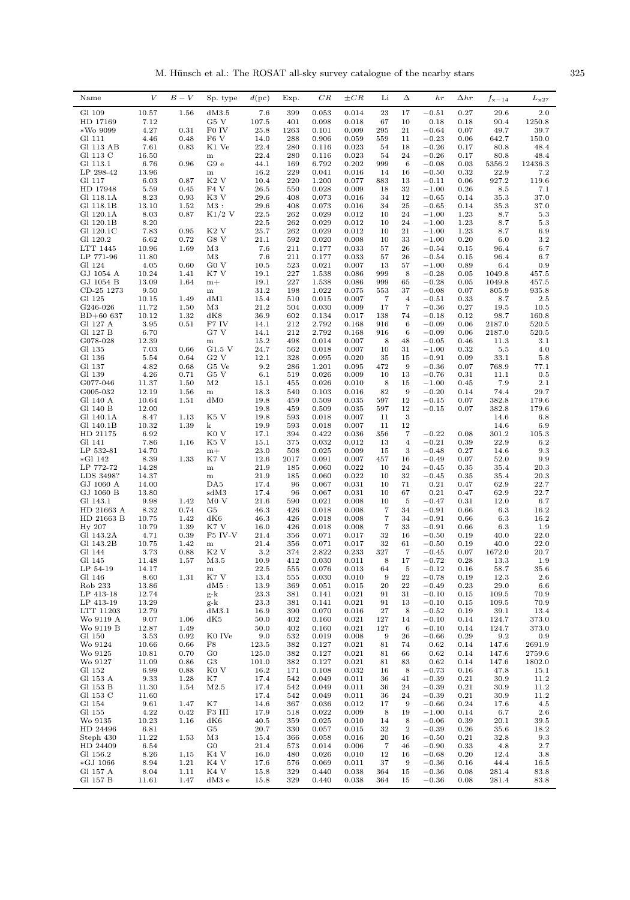| Name | $V$ | $B-V$ | Sp. type | $d$(pc) | Exp. | $CR$ | $\pm CR$ | Li | $\Delta$ | $hr$ | $\Delta hr$ | $f_{x-14}$ | $L_{x27}$ |
|---|---|---|---|---|---|---|---|---|---|---|---|---|---|
| Gl 109 | 10.57 | 1.56 | dM3.5 | 7.6 | 399 | 0.053 | 0.014 | 23 | 17 | −0.51 | 0.27 | 29.6 | 2.0 |
| HD 17169 | 7.12 | | G5 V | 107.5 | 401 | 0.098 | 0.018 | 67 | 10 | 0.18 | 0.18 | 90.4 | 1250.8 |
| ∗Wo 9099 | 4.27 | 0.31 | F0 IV | 25.8 | 1263 | 0.101 | 0.009 | 295 | 21 | −0.64 | 0.07 | 49.7 | 39.7 |
| Gl 111 | 4.46 | 0.48 | F6 V | 14.0 | 288 | 0.906 | 0.059 | 559 | 11 | −0.23 | 0.06 | 642.7 | 150.0 |
| Gl 113 AB | 7.61 | 0.83 | K1 Ve | 22.4 | 280 | 0.116 | 0.023 | 54 | 18 | −0.26 | 0.17 | 80.8 | 48.4 |
| Gl 113 C | 16.50 | | m | 22.4 | 280 | 0.116 | 0.023 | 54 | 24 | −0.26 | 0.17 | 80.8 | 48.4 |
| Gl 113.1 | 6.76 | 0.96 | G9 e | 44.1 | 169 | 6.792 | 0.202 | 999 | 6 | −0.08 | 0.03 | 5356.2 | 12436.3 |
| LP 298-42 | 13.96 | | m | 16.2 | 229 | 0.041 | 0.016 | 14 | 16 | −0.50 | 0.32 | 22.9 | 7.2 |
| Gl 117 | 6.03 | 0.87 | K2 V | 10.4 | 220 | 1.200 | 0.077 | 883 | 13 | −0.11 | 0.06 | 927.2 | 119.6 |
| HD 17948 | 5.59 | 0.45 | F4 V | 26.5 | 550 | 0.028 | 0.009 | 18 | 32 | −1.00 | 0.26 | 8.5 | 7.1 |
| Gl 118.1A | 8.23 | 0.93 | K3 V | 29.6 | 408 | 0.073 | 0.016 | 34 | 12 | −0.65 | 0.14 | 35.3 | 37.0 |
| Gl 118.1B | 13.10 | 1.52 | M3 : | 29.6 | 408 | 0.073 | 0.016 | 34 | 25 | −0.65 | 0.14 | 35.3 | 37.0 |
| Gl 120.1A | 8.03 | 0.87 | K1/2 V | 22.5 | 262 | 0.029 | 0.012 | 10 | 24 | −1.00 | 1.23 | 8.7 | 5.3 |
| Gl 120.1B | 8.20 | | | 22.5 | 262 | 0.029 | 0.012 | 10 | 24 | −1.00 | 1.23 | 8.7 | 5.3 |
| Gl 120.1C | 7.83 | 0.95 | K2 V | 25.7 | 262 | 0.029 | 0.012 | 10 | 21 | −1.00 | 1.23 | 8.7 | 6.9 |
| Gl 120.2 | 6.62 | 0.72 | G8 V | 21.1 | 592 | 0.020 | 0.008 | 10 | 33 | −1.00 | 0.20 | 6.0 | 3.2 |
| LTT 1445 | 10.96 | 1.69 | M3 | 7.6 | 211 | 0.177 | 0.033 | 57 | 26 | −0.54 | 0.15 | 96.4 | 6.7 |
| LP 771-96 | 11.80 | | M3 | 7.6 | 211 | 0.177 | 0.033 | 57 | 26 | −0.54 | 0.15 | 96.4 | 6.7 |
| Gl 124 | 4.05 | 0.60 | G0 V | 10.5 | 523 | 0.021 | 0.007 | 13 | 57 | −1.00 | 0.89 | 6.4 | 0.9 |
| GJ 1054 A | 10.24 | 1.41 | K7 V | 19.1 | 227 | 1.538 | 0.086 | 999 | 8 | −0.28 | 0.05 | 1049.8 | 457.5 |
| GJ 1054 B | 13.09 | 1.64 | m+ | 19.1 | 227 | 1.538 | 0.086 | 999 | 65 | −0.28 | 0.05 | 1049.8 | 457.5 |
| CD-25 1273 | 9.50 | | m | 31.2 | 198 | 1.022 | 0.075 | 553 | 37 | −0.08 | 0.07 | 805.9 | 935.8 |
| Gl 125 | 10.15 | 1.49 | dM1 | 15.4 | 510 | 0.015 | 0.007 | 7 | 4 | −0.51 | 0.33 | 8.7 | 2.5 |
| G246-026 | 11.72 | 1.50 | M3 | 21.2 | 504 | 0.030 | 0.009 | 17 | 7 | −0.36 | 0.27 | 19.5 | 10.5 |
| BD+60 637 | 10.12 | 1.32 | dK8 | 36.9 | 602 | 0.134 | 0.017 | 138 | 74 | −0.18 | 0.12 | 98.7 | 160.8 |
| Gl 127 A | 3.95 | 0.51 | F7 IV | 14.1 | 212 | 2.792 | 0.168 | 916 | 6 | −0.09 | 0.06 | 2187.0 | 520.5 |
| Gl 127 B | 6.70 | | G7 V | 14.1 | 212 | 2.792 | 0.168 | 916 | 6 | −0.09 | 0.06 | 2187.0 | 520.5 |
| G078-028 | 12.39 | | m | 15.2 | 498 | 0.014 | 0.007 | 8 | 48 | −0.05 | 0.46 | 11.3 | 3.1 |
| Gl 135 | 7.03 | 0.66 | G1.5 V | 24.7 | 562 | 0.018 | 0.007 | 10 | 31 | −1.00 | 0.32 | 5.5 | 4.0 |
| Gl 136 | 5.54 | 0.64 | G2 V | 12.1 | 328 | 0.095 | 0.020 | 35 | 15 | −0.91 | 0.09 | 33.1 | 5.8 |
| Gl 137 | 4.82 | 0.68 | G5 Ve | 9.2 | 286 | 1.201 | 0.095 | 472 | 9 | −0.36 | 0.07 | 768.9 | 77.1 |
| Gl 139 | 4.26 | 0.71 | G5 V | 6.1 | 519 | 0.026 | 0.009 | 10 | 13 | −0.76 | 0.31 | 11.1 | 0.5 |
| G077-046 | 11.37 | 1.50 | M2 | 15.1 | 455 | 0.026 | 0.010 | 8 | 15 | −1.00 | 0.45 | 7.9 | 2.1 |
| G005-032 | 12.19 | 1.56 | m | 18.3 | 540 | 0.103 | 0.016 | 82 | 9 | −0.20 | 0.14 | 74.4 | 29.7 |
| Gl 140 A | 10.64 | 1.51 | dM0 | 19.8 | 459 | 0.509 | 0.035 | 597 | 12 | −0.15 | 0.07 | 382.8 | 179.6 |
| Gl 140 B | 12.00 | | | 19.8 | 459 | 0.509 | 0.035 | 597 | 12 | −0.15 | 0.07 | 382.8 | 179.6 |
| Gl 140.1A | 8.47 | 1.13 | K5 V | 19.8 | 593 | 0.018 | 0.007 | 11 | 3 | | | 14.6 | 6.8 |
| Gl 140.1B | 10.32 | 1.39 | k | 19.9 | 593 | 0.018 | 0.007 | 11 | 12 | | | 14.6 | 6.9 |
| HD 21175 | 6.92 | | K0 V | 17.1 | 394 | 0.422 | 0.036 | 356 | 7 | −0.22 | 0.08 | 301.2 | 105.3 |
| Gl 141 | 7.86 | 1.16 | K5 V | 15.1 | 375 | 0.032 | 0.012 | 13 | 4 | −0.21 | 0.39 | 22.9 | 6.2 |
| LP 532-81 | 14.70 | | m+ | 23.0 | 508 | 0.025 | 0.009 | 15 | 3 | −0.48 | 0.27 | 14.6 | 9.3 |
| ∗Gl 142 | 8.39 | 1.33 | K7 V | 12.6 | 2017 | 0.091 | 0.007 | 457 | 16 | −0.49 | 0.07 | 52.0 | 9.9 |
| LP 772-72 | 14.28 | | m | 21.9 | 185 | 0.060 | 0.022 | 10 | 24 | −0.45 | 0.35 | 35.4 | 20.3 |
| LDS 3498? | 14.37 | | m | 21.9 | 185 | 0.060 | 0.022 | 10 | 32 | −0.45 | 0.35 | 35.4 | 20.3 |
| GJ 1060 A | 14.00 | | DA5 | 17.4 | 96 | 0.067 | 0.031 | 10 | 71 | 0.21 | 0.47 | 62.9 | 22.7 |
| GJ 1060 B | 13.80 | | sdM3 | 17.4 | 96 | 0.067 | 0.031 | 10 | 67 | 0.21 | 0.47 | 62.9 | 22.7 |
| Gl 143.1 | 9.98 | 1.42 | M0 V | 21.6 | 590 | 0.021 | 0.008 | 10 | 5 | −0.47 | 0.31 | 12.0 | 6.7 |
| HD 21663 A | 8.32 | 0.74 | G5 | 46.3 | 426 | 0.018 | 0.008 | 7 | 34 | −0.91 | 0.66 | 6.3 | 16.2 |
| HD 21663 B | 10.75 | 1.42 | dK6 | 46.3 | 426 | 0.018 | 0.008 | 7 | 34 | −0.91 | 0.66 | 6.3 | 16.2 |
| Hy 207 | 10.79 | 1.39 | K7 V | 16.0 | 426 | 0.018 | 0.008 | 7 | 33 | −0.91 | 0.66 | 6.3 | 1.9 |
| Gl 143.2A | 4.71 | 0.39 | F5 IV-V | 21.4 | 356 | 0.071 | 0.017 | 32 | 16 | −0.50 | 0.19 | 40.0 | 22.0 |
| Gl 143.2B | 10.75 | 1.42 | m | 21.4 | 356 | 0.071 | 0.017 | 32 | 61 | −0.50 | 0.19 | 40.0 | 22.0 |
| Gl 144 | 3.73 | 0.88 | K2 V | 3.2 | 374 | 2.822 | 0.233 | 327 | 7 | −0.45 | 0.07 | 1672.0 | 20.7 |
| Gl 145 | 11.48 | 1.57 | M3.5 | 10.9 | 412 | 0.030 | 0.011 | 8 | 17 | −0.72 | 0.28 | 13.3 | 1.9 |
| LP 54-19 | 14.17 | | m | 22.5 | 555 | 0.076 | 0.013 | 64 | 5 | −0.12 | 0.16 | 58.7 | 35.6 |
| Gl 146 | 8.60 | 1.31 | K7 V | 13.4 | 555 | 0.030 | 0.010 | 9 | 22 | −0.78 | 0.19 | 12.3 | 2.6 |
| Rob 233 | 13.86 | | dM5 : | 13.9 | 369 | 0.051 | 0.015 | 20 | 22 | −0.49 | 0.23 | 29.0 | 6.6 |
| LP 413-18 | 12.74 | | g-k | 23.3 | 381 | 0.141 | 0.021 | 91 | 31 | −0.10 | 0.15 | 109.5 | 70.9 |
| LP 413-19 | 13.29 | | g-k | 23.3 | 381 | 0.141 | 0.021 | 91 | 13 | −0.10 | 0.15 | 109.5 | 70.9 |
| LTT 11203 | 12.79 | | dM3.1 | 16.9 | 390 | 0.070 | 0.016 | 27 | 8 | −0.52 | 0.19 | 39.1 | 13.4 |
| Wo 9119 A | 9.07 | 1.06 | dK5 | 50.0 | 402 | 0.160 | 0.021 | 127 | 14 | −0.10 | 0.14 | 124.7 | 373.0 |
| Wo 9119 B | 12.87 | 1.49 | | 50.0 | 402 | 0.160 | 0.021 | 127 | 6 | −0.10 | 0.14 | 124.7 | 373.0 |
| Gl 150 | 3.53 | 0.92 | K0 IVe | 9.0 | 532 | 0.019 | 0.008 | 9 | 26 | −0.66 | 0.29 | 9.2 | 0.9 |
| Wo 9124 | 10.66 | 0.66 | F8 | 123.5 | 382 | 0.127 | 0.021 | 81 | 74 | 0.62 | 0.14 | 147.6 | 2691.9 |
| Wo 9125 | 10.81 | 0.70 | G0 | 125.0 | 382 | 0.127 | 0.021 | 81 | 66 | 0.62 | 0.14 | 147.6 | 2759.6 |
| Wo 9127 | 11.09 | 0.86 | G3 | 101.0 | 382 | 0.127 | 0.021 | 81 | 83 | 0.62 | 0.14 | 147.6 | 1802.0 |
| Gl 152 | 6.99 | 0.88 | K0 V | 16.2 | 171 | 0.108 | 0.032 | 16 | 8 | −0.73 | 0.16 | 47.8 | 15.1 |
| Gl 153 A | 9.33 | 1.28 | K7 | 17.4 | 542 | 0.049 | 0.011 | 36 | 41 | −0.39 | 0.21 | 30.9 | 11.2 |
| Gl 153 B | 11.30 | 1.54 | M2.5 | 17.4 | 542 | 0.049 | 0.011 | 36 | 24 | −0.39 | 0.21 | 30.9 | 11.2 |
| Gl 153 C | 11.60 | | | 17.4 | 542 | 0.049 | 0.011 | 36 | 24 | −0.39 | 0.21 | 30.9 | 11.2 |
| Gl 154 | 9.61 | 1.47 | K7 | 14.6 | 367 | 0.036 | 0.012 | 17 | 9 | −0.66 | 0.24 | 17.6 | 4.5 |
| Gl 155 | 4.22 | 0.42 | F3 III | 17.9 | 518 | 0.022 | 0.009 | 8 | 19 | −1.00 | 0.14 | 6.7 | 2.6 |
| Wo 9135 | 10.23 | 1.16 | dK6 | 40.5 | 359 | 0.025 | 0.010 | 14 | 8 | −0.06 | 0.39 | 20.1 | 39.5 |
| HD 24496 | 6.81 | | G5 | 20.7 | 330 | 0.057 | 0.015 | 32 | 2 | −0.39 | 0.26 | 35.6 | 18.2 |
| Steph 430 | 11.22 | 1.53 | M3 | 15.4 | 366 | 0.058 | 0.016 | 20 | 16 | −0.50 | 0.21 | 32.8 | 9.3 |
| HD 24409 | 6.54 | | G0 | 21.4 | 573 | 0.014 | 0.006 | 7 | 46 | −0.90 | 0.33 | 4.8 | 2.7 |
| Gl 156.2 | 8.26 | 1.15 | K4 V | 16.0 | 480 | 0.026 | 0.010 | 12 | 16 | −0.68 | 0.20 | 12.4 | 3.8 |
| ∗GJ 1066 | 8.94 | 1.21 | K4 V | 17.6 | 576 | 0.069 | 0.011 | 37 | 9 | −0.36 | 0.16 | 44.4 | 16.5 |
| Gl 157 A | 8.04 | 1.11 | K4 V | 15.8 | 329 | 0.440 | 0.038 | 364 | 15 | −0.36 | 0.08 | 281.4 | 83.8 |
| Gl 157 B | 11.61 | 1.47 | dM3 e | 15.8 | 329 | 0.440 | 0.038 | 364 | 15 | −0.36 | 0.08 | 281.4 | 83.8 |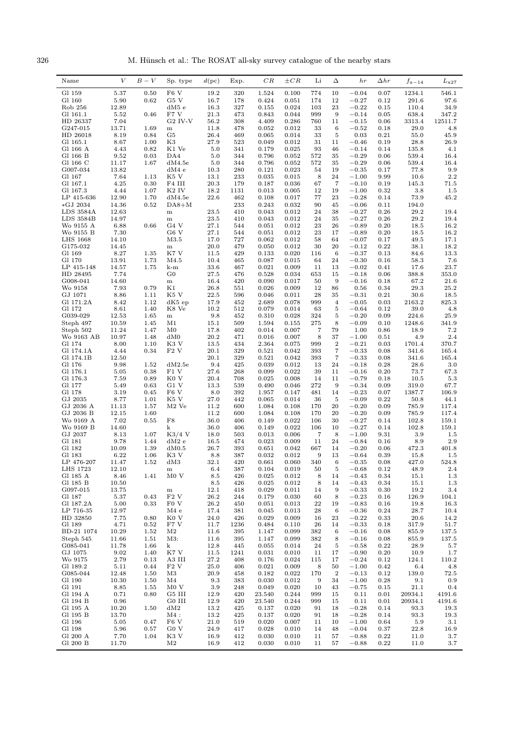| Name | $V$ | $B-V$ | Sp. type | $d$(pc) | Exp. | $CR$ | $\pm CR$ | Li | $\Delta$ | $hr$ | $\Delta hr$ | $f_{x-14}$ | $L_{x27}$ |
|---|---|---|---|---|---|---|---|---|---|---|---|---|---|
| Gl 159 | 5.37 | 0.50 | F6 V | 19.2 | 320 | 1.524 | 0.100 | 774 | 10 | −0.04 | 0.07 | 1234.1 | 546.1 |
| Gl 160 | 5.90 | 0.62 | G5 V | 16.7 | 178 | 0.424 | 0.051 | 174 | 12 | −0.27 | 0.12 | 291.6 | 97.6 |
| Rob 256 | 12.89 | | dM5 e | 16.3 | 327 | 0.155 | 0.024 | 103 | 23 | −0.22 | 0.15 | 110.4 | 34.9 |
| Gl 161.1 | 5.52 | 0.46 | F7 V | 21.3 | 473 | 0.843 | 0.044 | 999 | 9 | −0.14 | 0.05 | 638.4 | 347.2 |
| HD 26337 | 7.04 | | G2 IV-V | 56.2 | 308 | 4.409 | 0.286 | 760 | 11 | −0.15 | 0.06 | 3313.4 | 12511.7 |
| G247-015 | 13.71 | 1.69 | m | 11.8 | 478 | 0.052 | 0.012 | 33 | 6 | −0.52 | 0.18 | 29.0 | 4.8 |
| HD 26018 | 8.19 | 0.84 | G5 | 26.4 | 469 | 0.065 | 0.014 | 33 | 5 | 0.03 | 0.21 | 55.0 | 45.9 |
| Gl 165.1 | 8.67 | 1.00 | K3 | 27.9 | 523 | 0.049 | 0.012 | 31 | 11 | −0.46 | 0.19 | 28.8 | 26.9 |
| Gl 166 A | 4.43 | 0.82 | K1 Ve | 5.0 | 341 | 0.179 | 0.025 | 93 | 46 | −0.14 | 0.14 | 135.8 | 4.1 |
| Gl 166 B | 9.52 | 0.03 | DA4 | 5.0 | 344 | 0.796 | 0.052 | 572 | 35 | −0.29 | 0.06 | 539.4 | 16.4 |
| Gl 166 C | 11.17 | 1.67 | dM4.5e | 5.0 | 344 | 0.796 | 0.052 | 572 | 35 | −0.29 | 0.06 | 539.4 | 16.4 |
| G007-034 | 13.82 | | dM4 e | 10.3 | 280 | 0.121 | 0.023 | 54 | 19 | −0.35 | 0.17 | 77.8 | 9.9 |
| Gl 167 | 7.64 | 1.13 | K5 V | 13.1 | 233 | 0.035 | 0.015 | 8 | 24 | −1.00 | 9.99 | 10.6 | 2.2 |
| Gl 167.1 | 4.25 | 0.30 | F4 III | 20.3 | 179 | 0.187 | 0.036 | 67 | 7 | −0.10 | 0.19 | 145.3 | 71.5 |
| Gl 167.3 | 4.44 | 1.07 | K2 IV | 18.2 | 1131 | 0.013 | 0.005 | 12 | 19 | −1.00 | 0.32 | 3.8 | 1.5 |
| LP 415-636 | 12.90 | 1.70 | dM4.5e | 22.6 | 462 | 0.108 | 0.017 | 77 | 23 | −0.28 | 0.14 | 73.9 | 45.2 |
| *GJ 2034 | 14.36 | 0.52 | DA8+M | | 233 | 0.243 | 0.032 | 90 | 45 | −0.06 | 0.11 | 194.0 | |
| LDS 3584A | 12.63 | | m | 23.5 | 410 | 0.043 | 0.012 | 24 | 38 | −0.27 | 0.26 | 29.2 | 19.4 |
| LDS 3584B | 14.97 | | m | 23.5 | 410 | 0.043 | 0.012 | 24 | 35 | −0.27 | 0.26 | 29.2 | 19.4 |
| Wo 9155 A | 6.88 | 0.66 | G4 V | 27.1 | 544 | 0.051 | 0.012 | 23 | 26 | −0.89 | 0.20 | 18.5 | 16.2 |
| Wo 9155 B | 7.30 | | G6 V | 27.1 | 544 | 0.051 | 0.012 | 23 | 17 | −0.89 | 0.20 | 18.5 | 16.2 |
| LHS 1668 | 14.10 | | M3.5 | 17.0 | 727 | 0.062 | 0.012 | 58 | 64 | −0.07 | 0.17 | 49.5 | 17.1 |
| G175-032 | 14.45 | | m | 20.0 | 479 | 0.050 | 0.012 | 30 | 20 | −0.12 | 0.22 | 38.1 | 18.2 |
| Gl 169 | 8.27 | 1.35 | K7 V | 11.5 | 429 | 0.133 | 0.020 | 116 | 6 | −0.37 | 0.13 | 84.6 | 13.3 |
| Gl 170 | 13.91 | 1.73 | M4.5 | 10.4 | 465 | 0.087 | 0.015 | 64 | 24 | −0.30 | 0.16 | 58.3 | 7.6 |
| LP 415-148 | 14.57 | 1.75 | k-m | 33.6 | 467 | 0.021 | 0.009 | 11 | 13 | −0.02 | 0.41 | 17.6 | 23.7 |
| HD 28495 | 7.74 | | G0 | 27.5 | 476 | 0.528 | 0.034 | 653 | 15 | −0.18 | 0.06 | 388.8 | 353.0 |
| G008-041 | 14.60 | | m | 16.4 | 420 | 0.090 | 0.017 | 50 | 9 | −0.16 | 0.18 | 67.2 | 21.6 |
| Wo 9158 | 7.93 | 0.79 | K1 | 26.8 | 551 | 0.026 | 0.009 | 12 | 86 | 0.56 | 0.34 | 29.3 | 25.2 |
| GJ 1071 | 8.86 | 1.11 | K5 V | 22.5 | 596 | 0.046 | 0.011 | 28 | 35 | −0.31 | 0.21 | 30.6 | 18.5 |
| Gl 171.2A | 8.42 | 1.12 | dK5 ep | 17.9 | 452 | 2.689 | 0.078 | 999 | 4 | −0.05 | 0.03 | 2163.2 | 825.3 |
| Gl 172 | 8.61 | 1.40 | K8 Ve | 10.2 | 512 | 0.079 | 0.014 | 63 | 5 | −0.64 | 0.12 | 39.0 | 4.8 |
| G039-029 | 12.53 | 1.65 | m | 9.8 | 452 | 0.310 | 0.028 | 324 | 5 | −0.20 | 0.09 | 224.6 | 25.9 |
| Steph 497 | 10.59 | 1.45 | M1 | 15.1 | 509 | 1.594 | 0.155 | 275 | 8 | −0.09 | 0.10 | 1248.6 | 341.9 |
| Steph 502 | 11.24 | 1.47 | M0 | 17.8 | 402 | 0.014 | 0.007 | 7 | 79 | 1.00 | 0.86 | 18.9 | 7.2 |
| Wo 9163 AB | 10.97 | 1.48 | dM0 | 20.2 | 471 | 0.016 | 0.007 | 8 | 37 | −1.00 | 0.51 | 4.9 | 2.4 |
| Gl 174 | 8.00 | 1.10 | K3 V | 13.5 | 434 | 2.364 | 0.075 | 999 | 2 | −0.21 | 0.03 | 1701.4 | 370.7 |
| Gl 174.1A | 4.44 | 0.34 | F2 V | 20.1 | 329 | 0.521 | 0.042 | 393 | 7 | −0.33 | 0.08 | 341.6 | 165.4 |
| Gl 174.1B | 12.50 | | | 20.1 | 329 | 0.521 | 0.042 | 393 | 7 | −0.33 | 0.08 | 341.6 | 165.4 |
| Gl 176 | 9.98 | 1.52 | dM2.5e | 9.4 | 425 | 0.039 | 0.012 | 13 | 24 | −0.18 | 0.28 | 28.6 | 3.0 |
| Gl 176.1 | 5.05 | 0.38 | F1 V | 27.6 | 268 | 0.099 | 0.022 | 39 | 11 | −0.16 | 0.20 | 73.7 | 67.3 |
| Gl 176.3 | 7.59 | 0.89 | K0 V | 20.4 | 708 | 0.025 | 0.008 | 14 | 11 | −0.79 | 0.18 | 10.5 | 5.3 |
| Gl 177 | 5.49 | 0.63 | G1 V | 13.3 | 539 | 0.490 | 0.046 | 272 | 9 | −0.34 | 0.09 | 319.0 | 67.7 |
| Gl 178 | 3.19 | 0.45 | F6 V | 8.0 | 392 | 1.957 | 0.147 | 481 | 14 | −0.23 | 0.07 | 1387.7 | 106.9 |
| GJ 2035 | 8.77 | 1.01 | K5 V | 27.0 | 442 | 0.065 | 0.014 | 36 | 5 | −0.09 | 0.22 | 50.8 | 44.1 |
| GJ 2036 A | 11.13 | 1.57 | M2 Ve | 11.2 | 600 | 1.084 | 0.108 | 170 | 20 | −0.20 | 0.09 | 785.9 | 117.4 |
| GJ 2036 B | 12.15 | 1.60 | | 11.2 | 600 | 1.084 | 0.108 | 170 | 20 | −0.20 | 0.09 | 785.9 | 117.4 |
| Wo 9169 A | 7.02 | 0.55 | F8 | 36.0 | 406 | 0.149 | 0.022 | 106 | 30 | −0.27 | 0.14 | 102.8 | 159.1 |
| Wo 9169 B | 14.60 | | k | 36.0 | 406 | 0.149 | 0.022 | 106 | 10 | −0.27 | 0.14 | 102.8 | 159.1 |
| GJ 2037 | 8.13 | 1.07 | K3/4 V | 18.0 | 503 | 0.013 | 0.006 | 7 | 8 | −1.00 | 9.31 | 3.9 | 1.5 |
| Gl 181 | 9.78 | 1.44 | dM2 e | 16.5 | 474 | 0.023 | 0.009 | 11 | 24 | −0.84 | 0.16 | 8.9 | 2.9 |
| Gl 182 | 10.09 | 1.39 | dM0.5 | 26.7 | 393 | 0.651 | 0.042 | 667 | 14 | −0.20 | 0.06 | 472.3 | 401.8 |
| Gl 183 | 6.22 | 1.06 | K3 V | 8.8 | 387 | 0.032 | 0.012 | 9 | 13 | −0.64 | 0.39 | 15.8 | 1.5 |
| LP 476-207 | 11.47 | 1.52 | dM3 | 32.1 | 420 | 0.661 | 0.060 | 340 | 6 | −0.35 | 0.08 | 427.0 | 524.8 |
| LHS 1723 | 12.10 | | m | 6.4 | 387 | 0.104 | 0.019 | 50 | 5 | −0.68 | 0.12 | 48.9 | 2.4 |
| Gl 185 A | 8.46 | 1.41 | M0 V | 8.5 | 426 | 0.025 | 0.012 | 8 | 14 | −0.43 | 0.34 | 15.1 | 1.3 |
| Gl 185 B | 10.50 | | | 8.5 | 426 | 0.025 | 0.012 | 8 | 14 | −0.43 | 0.34 | 15.1 | 1.3 |
| G097-015 | 13.75 | | m | 12.1 | 418 | 0.029 | 0.011 | 14 | 9 | −0.33 | 0.30 | 19.2 | 3.4 |
| Gl 187 | 5.37 | 0.43 | F2 V | 26.2 | 244 | 0.179 | 0.030 | 60 | 8 | −0.23 | 0.16 | 126.9 | 104.1 |
| Gl 187.2A | 5.00 | 0.33 | F0 V | 26.2 | 450 | 0.051 | 0.013 | 22 | 19 | −0.83 | 0.16 | 19.8 | 16.3 |
| LP 716-35 | 12.97 | | M4 e | 17.4 | 381 | 0.045 | 0.013 | 28 | 6 | −0.36 | 0.24 | 28.7 | 10.4 |
| HD 32850 | 7.75 | 0.80 | K0 V | 24.0 | 426 | 0.029 | 0.009 | 16 | 23 | −0.22 | 0.33 | 20.6 | 14.2 |
| Gl 189 | 4.71 | 0.52 | F7 V | 11.7 | 1236 | 0.484 | 0.110 | 26 | 14 | −0.33 | 0.18 | 317.9 | 51.7 |
| BD-21 1074 | 10.29 | 1.52 | M2 | 11.6 | 395 | 1.147 | 0.099 | 382 | 6 | −0.16 | 0.08 | 855.9 | 137.5 |
| Steph 545 | 11.66 | 1.51 | M3: | 11.6 | 395 | 1.147 | 0.099 | 382 | 8 | −0.16 | 0.08 | 855.9 | 137.5 |
| G085-041 | 11.78 | 1.66 | k | 12.8 | 445 | 0.055 | 0.014 | 24 | 5 | −0.58 | 0.22 | 28.9 | 5.7 |
| GJ 1075 | 9.02 | 1.40 | K7 V | 11.5 | 1241 | 0.031 | 0.010 | 11 | 17 | −0.90 | 0.20 | 10.9 | 1.7 |
| Wo 9175 | 2.79 | 0.13 | A3 III | 27.2 | 408 | 0.176 | 0.024 | 115 | 17 | −0.24 | 0.12 | 124.1 | 110.2 |
| Gl 189.2 | 5.11 | 0.44 | F2 V | 25.0 | 406 | 0.021 | 0.009 | 8 | 50 | −1.00 | 0.42 | 6.4 | 4.8 |
| G085-044 | 12.48 | 1.50 | M3 | 20.9 | 458 | 0.182 | 0.022 | 170 | 2 | −0.13 | 0.12 | 139.0 | 72.5 |
| Gl 190 | 10.30 | 1.50 | M4 | 9.3 | 383 | 0.030 | 0.012 | 9 | 34 | −1.00 | 0.28 | 9.1 | 0.9 |
| Gl 191 | 8.85 | 1.55 | M0 V | 3.9 | 248 | 0.049 | 0.020 | 10 | 43 | −0.75 | 0.15 | 21.1 | 0.4 |
| Gl 194 A | 0.71 | 0.80 | G5 III | 12.9 | 420 | 23.540 | 0.244 | 999 | 15 | 0.11 | 0.01 | 20934.1 | 4191.6 |
| Gl 194 B | 0.96 | | G0 III | 12.9 | 420 | 23.540 | 0.244 | 999 | 15 | 0.11 | 0.01 | 20934.1 | 4191.6 |
| Gl 195 A | 10.20 | 1.50 | dM2 | 13.2 | 425 | 0.137 | 0.020 | 91 | 18 | −0.28 | 0.14 | 93.3 | 19.3 |
| Gl 195 B | 13.70 | | M4 : | 13.2 | 425 | 0.137 | 0.020 | 91 | 18 | −0.28 | 0.14 | 93.3 | 19.3 |
| Gl 196 | 5.05 | 0.47 | F6 V | 21.0 | 519 | 0.020 | 0.007 | 11 | 10 | −1.00 | 0.64 | 5.9 | 3.1 |
| Gl 198 | 5.96 | 0.57 | G0 V | 24.9 | 417 | 0.028 | 0.010 | 14 | 48 | −0.04 | 0.37 | 22.8 | 16.9 |
| Gl 200 A | 7.70 | 1.04 | K3 V | 16.9 | 412 | 0.030 | 0.010 | 11 | 57 | −0.88 | 0.22 | 11.0 | 3.7 |
| Gl 200 B | 11.70 | | M2 | 16.9 | 412 | 0.030 | 0.010 | 11 | 57 | −0.88 | 0.22 | 11.0 | 3.7 |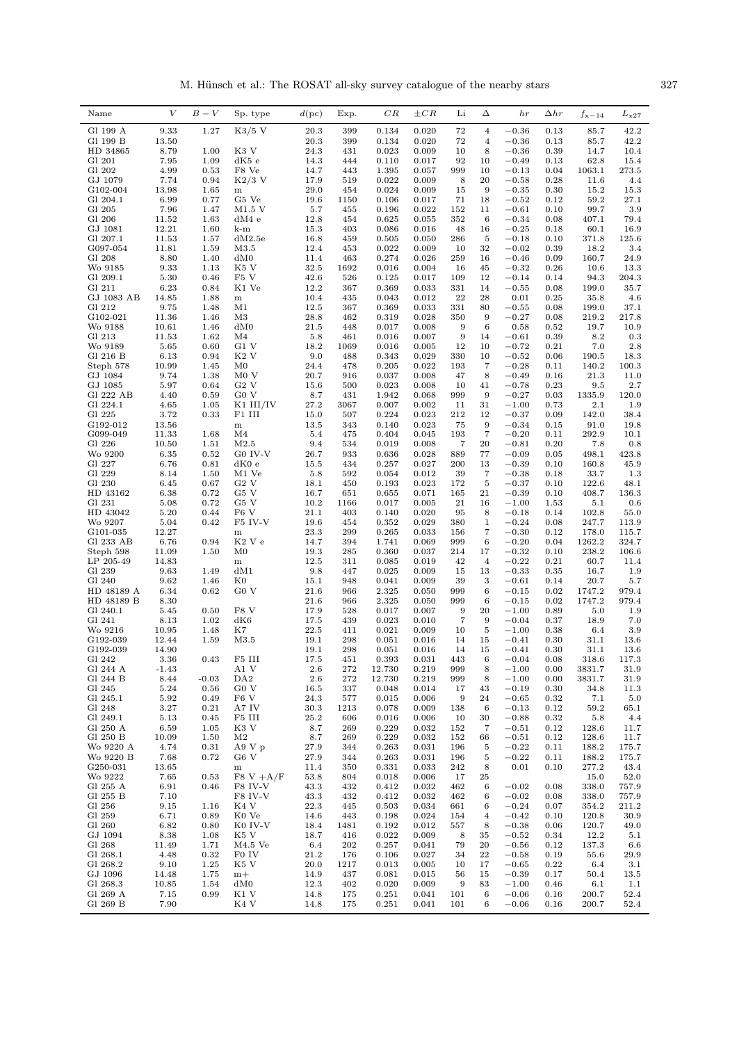| Name | $V$ | $B-V$ | Sp. type | $d$(pc) | Exp. | $CR$ | $\pm CR$ | Li | $\Delta$ | $hr$ | $\Delta hr$ | $f_{x-14}$ | $L_{x27}$ |
|---|---|---|---|---|---|---|---|---|---|---|---|---|---|
| Gl 199 A | 9.33 | 1.27 | K3/5 V | 20.3 | 399 | 0.134 | 0.020 | 72 | 4 | −0.36 | 0.13 | 85.7 | 42.2 |
| Gl 199 B | 13.50 | | | 20.3 | 399 | 0.134 | 0.020 | 72 | 4 | −0.36 | 0.13 | 85.7 | 42.2 |
| HD 34865 | 8.79 | 1.00 | K3 V | 24.3 | 431 | 0.023 | 0.009 | 10 | 8 | −0.36 | 0.39 | 14.7 | 10.4 |
| Gl 201 | 7.95 | 1.09 | dK5 e | 14.3 | 444 | 0.110 | 0.017 | 92 | 10 | −0.49 | 0.13 | 62.8 | 15.4 |
| Gl 202 | 4.99 | 0.53 | F8 Ve | 14.7 | 443 | 1.395 | 0.057 | 999 | 10 | −0.13 | 0.04 | 1063.1 | 273.5 |
| GJ 1079 | 7.74 | 0.94 | K2/3 V | 17.9 | 519 | 0.022 | 0.009 | 8 | 20 | −0.58 | 0.28 | 11.6 | 4.4 |
| G102-004 | 13.98 | 1.65 | m | 29.0 | 454 | 0.024 | 0.009 | 15 | 9 | −0.35 | 0.30 | 15.2 | 15.3 |
| Gl 204.1 | 6.99 | 0.77 | G5 Ve | 19.6 | 1150 | 0.106 | 0.017 | 71 | 18 | −0.52 | 0.12 | 59.2 | 27.1 |
| Gl 205 | 7.96 | 1.47 | M1.5 V | 5.7 | 455 | 0.196 | 0.022 | 152 | 11 | −0.61 | 0.10 | 99.7 | 3.9 |
| Gl 206 | 11.52 | 1.63 | dM4 e | 12.8 | 454 | 0.625 | 0.055 | 352 | 6 | −0.34 | 0.08 | 407.1 | 79.4 |
| GJ 1081 | 12.21 | 1.60 | k-m | 15.3 | 403 | 0.086 | 0.016 | 48 | 16 | −0.25 | 0.18 | 60.1 | 16.9 |
| Gl 207.1 | 11.53 | 1.57 | dM2.5e | 16.8 | 459 | 0.505 | 0.050 | 286 | 5 | −0.18 | 0.10 | 371.8 | 125.6 |
| G097-054 | 11.81 | 1.59 | M3.5 | 12.4 | 453 | 0.022 | 0.009 | 10 | 32 | −0.02 | 0.39 | 18.2 | 3.4 |
| Gl 208 | 8.80 | 1.40 | dM0 | 11.4 | 463 | 0.274 | 0.026 | 259 | 16 | −0.46 | 0.09 | 160.7 | 24.9 |
| Wo 9185 | 9.33 | 1.13 | K5 V | 32.5 | 1692 | 0.016 | 0.004 | 16 | 45 | −0.32 | 0.26 | 10.6 | 13.3 |
| Gl 209.1 | 5.30 | 0.46 | F5 V | 42.6 | 526 | 0.125 | 0.017 | 109 | 12 | −0.14 | 0.14 | 94.3 | 204.3 |
| Gl 211 | 6.23 | 0.84 | K1 Ve | 12.2 | 367 | 0.369 | 0.033 | 331 | 14 | −0.55 | 0.08 | 199.0 | 35.7 |
| GJ 1083 AB | 14.85 | 1.88 | m | 10.4 | 435 | 0.043 | 0.012 | 22 | 28 | 0.01 | 0.25 | 35.8 | 4.6 |
| Gl 212 | 9.75 | 1.48 | M1 | 12.5 | 367 | 0.369 | 0.033 | 331 | 80 | −0.55 | 0.08 | 199.0 | 37.1 |
| G102-021 | 11.36 | 1.46 | M3 | 28.8 | 462 | 0.319 | 0.028 | 350 | 9 | −0.27 | 0.08 | 219.2 | 217.8 |
| Wo 9188 | 10.61 | 1.46 | dM0 | 21.5 | 448 | 0.017 | 0.008 | 9 | 6 | 0.58 | 0.52 | 19.7 | 10.9 |
| Gl 213 | 11.53 | 1.62 | M4 | 5.8 | 461 | 0.016 | 0.007 | 9 | 14 | −0.61 | 0.39 | 8.2 | 0.3 |
| Wo 9189 | 5.65 | 0.60 | G1 V | 18.2 | 1069 | 0.016 | 0.005 | 12 | 10 | −0.72 | 0.21 | 7.0 | 2.8 |
| Gl 216 B | 6.13 | 0.94 | K2 V | 9.0 | 488 | 0.343 | 0.029 | 330 | 10 | −0.52 | 0.06 | 190.5 | 18.3 |
| Steph 578 | 10.99 | 1.45 | M0 | 24.4 | 478 | 0.205 | 0.022 | 193 | 7 | −0.28 | 0.11 | 140.2 | 100.3 |
| GJ 1084 | 9.74 | 1.38 | M0 V | 20.7 | 916 | 0.037 | 0.008 | 47 | 8 | −0.49 | 0.16 | 21.3 | 11.0 |
| GJ 1085 | 5.97 | 0.64 | G2 V | 15.6 | 500 | 0.023 | 0.008 | 10 | 41 | −0.78 | 0.23 | 9.5 | 2.7 |
| Gl 222 AB | 4.40 | 0.59 | G0 V | 8.7 | 431 | 1.942 | 0.068 | 999 | 9 | −0.27 | 0.03 | 1335.9 | 120.0 |
| Gl 224.1 | 4.65 | 1.05 | K1 III/IV | 27.2 | 3067 | 0.007 | 0.002 | 11 | 31 | −1.00 | 0.73 | 2.1 | 1.9 |
| Gl 225 | 3.72 | 0.33 | F1 III | 15.0 | 507 | 0.224 | 0.023 | 212 | 12 | −0.37 | 0.09 | 142.0 | 38.4 |
| G192-012 | 13.56 | | m | 13.5 | 343 | 0.140 | 0.023 | 75 | 9 | −0.34 | 0.15 | 91.0 | 19.8 |
| G099-049 | 11.33 | 1.68 | M4 | 5.4 | 475 | 0.404 | 0.045 | 193 | 7 | −0.20 | 0.11 | 292.9 | 10.1 |
| Gl 226 | 10.50 | 1.51 | M2.5 | 9.4 | 534 | 0.019 | 0.008 | 7 | 20 | −0.81 | 0.20 | 7.8 | 0.8 |
| Wo 9200 | 6.35 | 0.52 | G0 IV-V | 26.7 | 933 | 0.636 | 0.028 | 889 | 77 | −0.09 | 0.05 | 498.1 | 423.8 |
| Gl 227 | 6.76 | 0.81 | dK0 e | 15.5 | 434 | 0.257 | 0.027 | 200 | 13 | −0.39 | 0.10 | 160.8 | 45.9 |
| Gl 229 | 8.14 | 1.50 | M1 Ve | 5.8 | 592 | 0.054 | 0.012 | 39 | 7 | −0.38 | 0.18 | 33.7 | 1.3 |
| Gl 230 | 6.45 | 0.67 | G2 V | 18.1 | 450 | 0.193 | 0.023 | 172 | 5 | −0.37 | 0.10 | 122.6 | 48.1 |
| HD 43162 | 6.38 | 0.72 | G5 V | 16.7 | 651 | 0.655 | 0.071 | 165 | 21 | −0.39 | 0.10 | 408.7 | 136.3 |
| Gl 231 | 5.08 | 0.72 | G5 V | 10.2 | 1166 | 0.017 | 0.005 | 21 | 16 | −1.00 | 1.53 | 5.1 | 0.6 |
| HD 43042 | 5.20 | 0.44 | F6 V | 21.1 | 403 | 0.140 | 0.020 | 95 | 8 | −0.18 | 0.14 | 102.8 | 55.0 |
| Wo 9207 | 5.04 | 0.42 | F5 IV-V | 19.6 | 454 | 0.352 | 0.029 | 380 | 1 | −0.24 | 0.08 | 247.7 | 113.9 |
| G101-035 | 12.27 | | m | 23.3 | 299 | 0.265 | 0.033 | 156 | 7 | −0.30 | 0.12 | 178.0 | 115.7 |
| Gl 233 AB | 6.76 | 0.94 | K2 V e | 14.7 | 394 | 1.741 | 0.069 | 999 | 6 | −0.20 | 0.04 | 1262.2 | 324.7 |
| Steph 598 | 11.09 | 1.50 | M0 | 19.3 | 285 | 0.360 | 0.037 | 214 | 17 | −0.32 | 0.10 | 238.2 | 106.6 |
| LP 205-49 | 14.83 | | m | 12.5 | 311 | 0.085 | 0.019 | 42 | 4 | −0.22 | 0.21 | 60.7 | 11.4 |
| Gl 239 | 9.63 | 1.49 | dM1 | 9.8 | 447 | 0.025 | 0.009 | 15 | 13 | −0.33 | 0.35 | 16.7 | 1.9 |
| Gl 240 | 9.62 | 1.46 | K0 | 15.1 | 948 | 0.041 | 0.009 | 39 | 3 | −0.61 | 0.14 | 20.7 | 5.7 |
| HD 48189 A | 6.34 | 0.62 | G0 V | 21.6 | 966 | 2.325 | 0.050 | 999 | 6 | −0.15 | 0.02 | 1747.2 | 979.4 |
| HD 48189 B | 8.30 | | | 21.6 | 966 | 2.325 | 0.050 | 999 | 6 | −0.15 | 0.02 | 1747.2 | 979.4 |
| Gl 240.1 | 5.45 | 0.50 | F8 V | 17.9 | 528 | 0.017 | 0.007 | 9 | 20 | −1.00 | 0.89 | 5.0 | 1.9 |
| Gl 241 | 8.13 | 1.02 | dK6 | 17.5 | 439 | 0.023 | 0.010 | 7 | 9 | −0.04 | 0.37 | 18.9 | 7.0 |
| Wo 9216 | 10.95 | 1.48 | K7 | 22.5 | 411 | 0.021 | 0.009 | 10 | 5 | −1.00 | 0.38 | 6.4 | 3.9 |
| G192-039 | 12.44 | 1.59 | M3.5 | 19.1 | 298 | 0.051 | 0.016 | 14 | 15 | −0.41 | 0.30 | 31.1 | 13.6 |
| G192-039 | 14.90 | | | 19.1 | 298 | 0.051 | 0.016 | 14 | 15 | −0.41 | 0.30 | 31.1 | 13.6 |
| Gl 242 | 3.36 | 0.43 | F5 III | 17.5 | 451 | 0.393 | 0.031 | 443 | 6 | −0.04 | 0.08 | 318.6 | 117.3 |
| Gl 244 A | -1.43 | | A1 V | 2.6 | 272 | 12.730 | 0.219 | 999 | 8 | −1.00 | 0.00 | 3831.7 | 31.9 |
| Gl 244 B | 8.44 | -0.03 | DA2 | 2.6 | 272 | 12.730 | 0.219 | 999 | 8 | −1.00 | 0.00 | 3831.7 | 31.9 |
| Gl 245 | 5.24 | 0.56 | G0 V | 16.5 | 337 | 0.048 | 0.014 | 17 | 43 | −0.19 | 0.30 | 34.8 | 11.3 |
| Gl 245.1 | 5.92 | 0.49 | F6 V | 24.3 | 577 | 0.015 | 0.006 | 9 | 24 | −0.65 | 0.32 | 7.1 | 5.0 |
| Gl 248 | 3.27 | 0.21 | A7 IV | 30.3 | 1213 | 0.078 | 0.009 | 138 | 6 | −0.13 | 0.12 | 59.2 | 65.1 |
| Gl 249.1 | 5.13 | 0.45 | F5 III | 25.2 | 606 | 0.016 | 0.006 | 10 | 30 | −0.88 | 0.32 | 5.8 | 4.4 |
| Gl 250 A | 6.59 | 1.05 | K3 V | 8.7 | 269 | 0.229 | 0.032 | 152 | 7 | −0.51 | 0.12 | 128.6 | 11.7 |
| Gl 250 B | 10.09 | 1.50 | M2 | 8.7 | 269 | 0.229 | 0.032 | 152 | 66 | −0.51 | 0.12 | 128.6 | 11.7 |
| Wo 9220 A | 4.74 | 0.31 | A9 V p | 27.9 | 344 | 0.263 | 0.031 | 196 | 5 | −0.22 | 0.11 | 188.2 | 175.7 |
| Wo 9220 B | 7.68 | 0.72 | G6 V | 27.9 | 344 | 0.263 | 0.031 | 196 | 5 | −0.22 | 0.11 | 188.2 | 175.7 |
| G250-031 | 13.65 | | m | 11.4 | 350 | 0.331 | 0.033 | 242 | 8 | 0.01 | 0.10 | 277.2 | 43.4 |
| Wo 9222 | 7.65 | 0.53 | F8 V +A/F | 53.8 | 804 | 0.018 | 0.006 | 17 | 25 | | | 15.0 | 52.0 |
| Gl 255 A | 6.91 | 0.46 | F8 IV-V | 43.3 | 432 | 0.412 | 0.032 | 462 | 6 | −0.02 | 0.08 | 338.0 | 757.9 |
| Gl 255 B | 7.10 | | F8 IV-V | 43.3 | 432 | 0.412 | 0.032 | 462 | 6 | −0.02 | 0.08 | 338.0 | 757.9 |
| Gl 256 | 9.15 | 1.16 | K4 V | 22.3 | 445 | 0.503 | 0.034 | 661 | 6 | −0.24 | 0.07 | 354.2 | 211.2 |
| Gl 259 | 6.71 | 0.89 | K0 Ve | 14.6 | 443 | 0.198 | 0.024 | 154 | 4 | −0.42 | 0.10 | 120.8 | 30.9 |
| Gl 260 | 6.82 | 0.80 | K0 IV-V | 18.4 | 1481 | 0.192 | 0.012 | 557 | 8 | −0.38 | 0.06 | 120.7 | 49.0 |
| GJ 1094 | 8.38 | 1.08 | K5 V | 18.7 | 416 | 0.022 | 0.009 | 8 | 35 | −0.52 | 0.34 | 12.2 | 5.1 |
| Gl 268 | 11.49 | 1.71 | M4.5 Ve | 6.4 | 202 | 0.257 | 0.041 | 79 | 20 | −0.56 | 0.12 | 137.3 | 6.6 |
| Gl 268.1 | 4.48 | 0.32 | F0 IV | 21.2 | 176 | 0.106 | 0.027 | 34 | 22 | −0.58 | 0.19 | 55.6 | 29.9 |
| Gl 268.2 | 9.10 | 1.25 | K5 V | 20.0 | 1217 | 0.013 | 0.005 | 10 | 17 | −0.65 | 0.22 | 6.4 | 3.1 |
| GJ 1096 | 14.48 | 1.75 | m+ | 14.9 | 437 | 0.081 | 0.015 | 56 | 15 | −0.39 | 0.17 | 50.4 | 13.5 |
| Gl 268.3 | 10.85 | 1.54 | dM0 | 12.3 | 402 | 0.020 | 0.009 | 9 | 83 | −1.00 | 0.46 | 6.1 | 1.1 |
| Gl 269 A | 7.15 | 0.99 | K1 V | 14.8 | 175 | 0.251 | 0.041 | 101 | 6 | −0.06 | 0.16 | 200.7 | 52.4 |
| Gl 269 B | 7.90 | | K4 V | 14.8 | 175 | 0.251 | 0.041 | 101 | 6 | −0.06 | 0.16 | 200.7 | 52.4 |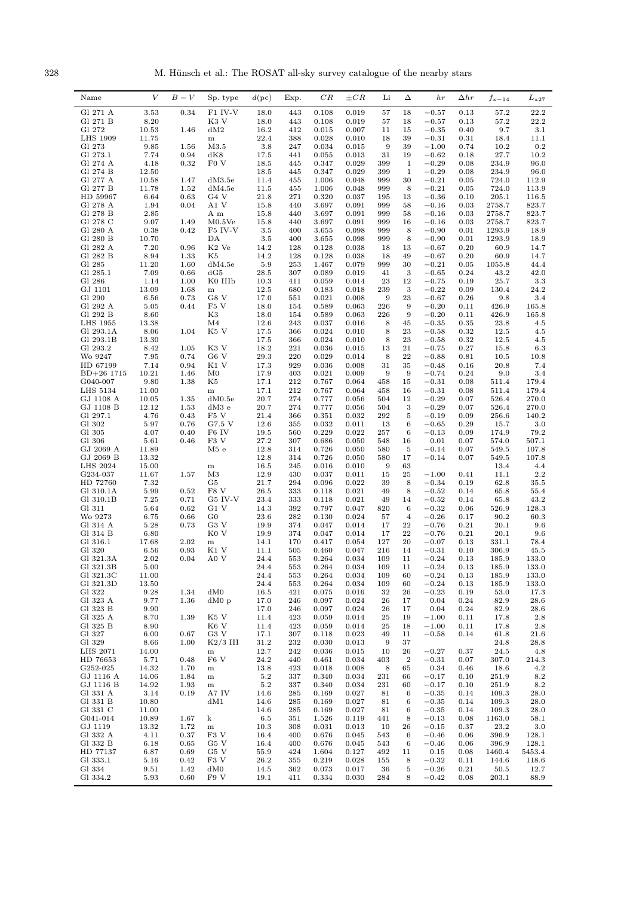| Name | $V$ | $B-V$ | Sp. type | $d$(pc) | Exp. | $CR$ | $\pm CR$ | Li | $\Delta$ | $hr$ | $\Delta hr$ | $f_{\mathrm{x}-14}$ | $L_{\mathrm{x}27}$ |
|---|---|---|---|---|---|---|---|---|---|---|---|---|---|
| Gl 271 A | 3.53 | 0.34 | F1 IV-V | 18.0 | 443 | 0.108 | 0.019 | 57 | 18 | −0.57 | 0.13 | 57.2 | 22.2 |
| Gl 271 B | 8.20 | | K3 V | 18.0 | 443 | 0.108 | 0.019 | 57 | 18 | −0.57 | 0.13 | 57.2 | 22.2 |
| Gl 272 | 10.53 | 1.46 | dM2 | 16.2 | 412 | 0.015 | 0.007 | 11 | 15 | −0.35 | 0.40 | 9.7 | 3.1 |
| LHS 1909 | 11.75 | | m | 22.4 | 388 | 0.028 | 0.010 | 18 | 39 | −0.31 | 0.31 | 18.4 | 11.1 |
| Gl 273 | 9.85 | 1.56 | M3.5 | 3.8 | 247 | 0.034 | 0.015 | 9 | 39 | −1.00 | 0.74 | 10.2 | 0.2 |
| Gl 273.1 | 7.74 | 0.94 | dK8 | 17.5 | 441 | 0.055 | 0.013 | 31 | 19 | −0.62 | 0.18 | 27.7 | 10.2 |
| Gl 274 A | 4.18 | 0.32 | F0 V | 18.5 | 445 | 0.347 | 0.029 | 399 | 1 | −0.29 | 0.08 | 234.9 | 96.0 |
| Gl 274 B | 12.50 | | | 18.5 | 445 | 0.347 | 0.029 | 399 | 1 | −0.29 | 0.08 | 234.9 | 96.0 |
| Gl 277 A | 10.58 | 1.47 | dM3.5e | 11.4 | 455 | 1.006 | 0.048 | 999 | 30 | −0.21 | 0.05 | 724.0 | 112.9 |
| Gl 277 B | 11.78 | 1.52 | dM4.5e | 11.5 | 455 | 1.006 | 0.048 | 999 | 8 | −0.21 | 0.05 | 724.0 | 113.9 |
| HD 59967 | 6.64 | 0.63 | G4 V | 21.8 | 271 | 0.320 | 0.037 | 195 | 13 | −0.36 | 0.10 | 205.1 | 116.5 |
| Gl 278 A | 1.94 | 0.04 | A1 V | 15.8 | 440 | 3.697 | 0.091 | 999 | 58 | −0.16 | 0.03 | 2758.7 | 823.7 |
| Gl 278 B | 2.85 | | A m | 15.8 | 440 | 3.697 | 0.091 | 999 | 58 | −0.16 | 0.03 | 2758.7 | 823.7 |
| Gl 278 C | 9.07 | 1.49 | M0.5Ve | 15.8 | 440 | 3.697 | 0.091 | 999 | 16 | −0.16 | 0.03 | 2758.7 | 823.7 |
| Gl 280 A | 0.38 | 0.42 | F5 IV-V | 3.5 | 400 | 3.655 | 0.098 | 999 | 8 | −0.90 | 0.01 | 1293.9 | 18.9 |
| Gl 280 B | 10.70 | | DA | 3.5 | 400 | 3.655 | 0.098 | 999 | 8 | −0.90 | 0.01 | 1293.9 | 18.9 |
| Gl 282 A | 7.20 | 0.96 | K2 Ve | 14.2 | 128 | 0.128 | 0.038 | 18 | 13 | −0.67 | 0.20 | 60.9 | 14.7 |
| Gl 282 B | 8.94 | 1.33 | K5 | 14.2 | 128 | 0.128 | 0.038 | 18 | 49 | −0.67 | 0.20 | 60.9 | 14.7 |
| Gl 285 | 11.20 | 1.60 | dM4.5e | 5.9 | 253 | 1.467 | 0.079 | 999 | 30 | −0.21 | 0.05 | 1055.8 | 44.4 |
| Gl 285.1 | 7.09 | 0.66 | dG5 | 28.5 | 307 | 0.089 | 0.019 | 41 | 3 | −0.65 | 0.24 | 43.2 | 42.0 |
| Gl 286 | 1.14 | 1.00 | K0 IIIb | 10.3 | 411 | 0.059 | 0.014 | 23 | 12 | −0.75 | 0.19 | 25.7 | 3.3 |
| GJ 1101 | 13.09 | 1.68 | m | 12.5 | 680 | 0.183 | 0.018 | 239 | 3 | −0.22 | 0.09 | 130.4 | 24.2 |
| Gl 290 | 6.56 | 0.73 | G8 V | 17.0 | 551 | 0.021 | 0.008 | 9 | 23 | −0.67 | 0.26 | 9.8 | 3.4 |
| Gl 292 A | 5.05 | 0.44 | F5 V | 18.0 | 154 | 0.589 | 0.063 | 226 | 9 | −0.20 | 0.11 | 426.9 | 165.8 |
| Gl 292 B | 8.60 | | K3 | 18.0 | 154 | 0.589 | 0.063 | 226 | 9 | −0.20 | 0.11 | 426.9 | 165.8 |
| LHS 1955 | 13.38 | | M4 | 12.6 | 243 | 0.037 | 0.016 | 8 | 45 | −0.35 | 0.35 | 23.8 | 4.5 |
| Gl 293.1A | 8.06 | 1.04 | K5 V | 17.5 | 366 | 0.024 | 0.010 | 8 | 23 | −0.58 | 0.32 | 12.5 | 4.5 |
| Gl 293.1B | 13.30 | | | 17.5 | 366 | 0.024 | 0.010 | 8 | 23 | −0.58 | 0.32 | 12.5 | 4.5 |
| Gl 293.2 | 8.42 | 1.05 | K3 V | 18.2 | 221 | 0.036 | 0.015 | 13 | 21 | −0.75 | 0.27 | 15.8 | 6.3 |
| Wo 9247 | 7.95 | 0.74 | G6 V | 29.3 | 220 | 0.029 | 0.014 | 8 | 22 | −0.88 | 0.81 | 10.5 | 10.8 |
| HD 67199 | 7.14 | 0.94 | K1 V | 17.3 | 929 | 0.036 | 0.008 | 31 | 35 | −0.48 | 0.16 | 20.8 | 7.4 |
| BD+26 1715 | 10.21 | 1.46 | M0 | 17.9 | 403 | 0.021 | 0.009 | 9 | 9 | −0.74 | 0.24 | 9.0 | 3.4 |
| G040-007 | 9.80 | 1.38 | K5 | 17.1 | 212 | 0.767 | 0.064 | 458 | 15 | −0.31 | 0.08 | 511.4 | 179.4 |
| LHS 5134 | 11.00 | | m | 17.1 | 212 | 0.767 | 0.064 | 458 | 16 | −0.31 | 0.08 | 511.4 | 179.4 |
| GJ 1108 A | 10.05 | 1.35 | dM0.5e | 20.7 | 274 | 0.777 | 0.056 | 504 | 12 | −0.29 | 0.07 | 526.4 | 270.0 |
| GJ 1108 B | 12.12 | 1.53 | dM3 e | 20.7 | 274 | 0.777 | 0.056 | 504 | 3 | −0.29 | 0.07 | 526.4 | 270.0 |
| Gl 297.1 | 4.76 | 0.43 | F5 V | 21.4 | 366 | 0.351 | 0.032 | 292 | 5 | −0.19 | 0.09 | 256.6 | 140.2 |
| Gl 302 | 5.97 | 0.76 | G7.5 V | 12.6 | 355 | 0.032 | 0.011 | 13 | 6 | −0.65 | 0.29 | 15.7 | 3.0 |
| Gl 305 | 4.07 | 0.40 | F6 IV | 19.5 | 560 | 0.229 | 0.022 | 257 | 6 | −0.13 | 0.09 | 174.9 | 79.2 |
| Gl 306 | 5.61 | 0.46 | F3 V | 27.2 | 307 | 0.686 | 0.050 | 548 | 16 | 0.01 | 0.07 | 574.0 | 507.1 |
| GJ 2069 A | 11.89 | | M5 e | 12.8 | 314 | 0.726 | 0.050 | 580 | 5 | −0.14 | 0.07 | 549.5 | 107.8 |
| GJ 2069 B | 13.32 | | | 12.8 | 314 | 0.726 | 0.050 | 580 | 17 | −0.14 | 0.07 | 549.5 | 107.8 |
| LHS 2024 | 15.00 | | m | 16.5 | 245 | 0.016 | 0.010 | 9 | 63 | | | 13.4 | 4.4 |
| G234-037 | 11.67 | 1.57 | M3 | 12.9 | 430 | 0.037 | 0.011 | 15 | 25 | −1.00 | 0.41 | 11.1 | 2.2 |
| HD 72760 | 7.32 | | G5 | 21.7 | 294 | 0.096 | 0.022 | 39 | 8 | −0.34 | 0.19 | 62.8 | 35.5 |
| Gl 310.1A | 5.99 | 0.52 | F8 V | 26.5 | 333 | 0.118 | 0.021 | 49 | 8 | −0.52 | 0.14 | 65.8 | 55.4 |
| Gl 310.1B | 7.25 | 0.71 | G5 IV-V | 23.4 | 333 | 0.118 | 0.021 | 49 | 14 | −0.52 | 0.14 | 65.8 | 43.2 |
| Gl 311 | 5.64 | 0.62 | G1 V | 14.3 | 392 | 0.797 | 0.047 | 820 | 6 | −0.32 | 0.06 | 526.9 | 128.3 |
| Wo 9273 | 6.75 | 0.66 | G0 | 23.6 | 282 | 0.130 | 0.024 | 57 | 4 | −0.26 | 0.17 | 90.2 | 60.3 |
| Gl 314 A | 5.28 | 0.73 | G3 V | 19.9 | 374 | 0.047 | 0.014 | 17 | 22 | −0.76 | 0.21 | 20.1 | 9.6 |
| Gl 314 B | 6.80 | | K0 V | 19.9 | 374 | 0.047 | 0.014 | 17 | 22 | −0.76 | 0.21 | 20.1 | 9.6 |
| Gl 316.1 | 17.68 | 2.02 | m | 14.1 | 170 | 0.417 | 0.054 | 127 | 20 | −0.07 | 0.13 | 331.1 | 78.4 |
| Gl 320 | 6.56 | 0.93 | K1 V | 11.1 | 505 | 0.460 | 0.047 | 216 | 14 | −0.31 | 0.10 | 306.9 | 45.5 |
| Gl 321.3A | 2.02 | 0.04 | A0 V | 24.4 | 553 | 0.264 | 0.034 | 109 | 11 | −0.24 | 0.13 | 185.9 | 133.0 |
| Gl 321.3B | 5.00 | | | 24.4 | 553 | 0.264 | 0.034 | 109 | 11 | −0.24 | 0.13 | 185.9 | 133.0 |
| Gl 321.3C | 11.00 | | | 24.4 | 553 | 0.264 | 0.034 | 109 | 60 | −0.24 | 0.13 | 185.9 | 133.0 |
| Gl 321.3D | 13.50 | | | 24.4 | 553 | 0.264 | 0.034 | 109 | 60 | −0.24 | 0.13 | 185.9 | 133.0 |
| Gl 322 | 9.28 | 1.34 | dM0 | 16.5 | 421 | 0.075 | 0.016 | 32 | 26 | −0.23 | 0.19 | 53.0 | 17.3 |
| Gl 323 A | 9.77 | 1.36 | dM0 p | 17.0 | 246 | 0.097 | 0.024 | 26 | 17 | 0.04 | 0.24 | 82.9 | 28.6 |
| Gl 323 B | 9.90 | | | 17.0 | 246 | 0.097 | 0.024 | 26 | 17 | 0.04 | 0.24 | 82.9 | 28.6 |
| Gl 325 A | 8.70 | 1.39 | K5 V | 11.4 | 423 | 0.059 | 0.014 | 25 | 19 | −1.00 | 0.11 | 17.8 | 2.8 |
| Gl 325 B | 8.90 | | K6 V | 11.4 | 423 | 0.059 | 0.014 | 25 | 18 | −1.00 | 0.11 | 17.8 | 2.8 |
| Gl 327 | 6.00 | 0.67 | G3 V | 17.1 | 307 | 0.118 | 0.023 | 49 | 11 | −0.58 | 0.14 | 61.8 | 21.6 |
| Gl 329 | 8.66 | 1.00 | K2/3 III | 31.2 | 232 | 0.030 | 0.013 | 9 | 37 | | | 24.8 | 28.8 |
| LHS 2071 | 14.00 | | m | 12.7 | 242 | 0.036 | 0.015 | 10 | 26 | −0.27 | 0.37 | 24.5 | 4.8 |
| HD 76653 | 5.71 | 0.48 | F6 V | 24.2 | 440 | 0.461 | 0.034 | 403 | 2 | −0.31 | 0.07 | 307.0 | 214.3 |
| G252-025 | 14.32 | 1.70 | m | 13.8 | 423 | 0.018 | 0.008 | 8 | 65 | 0.34 | 0.46 | 18.6 | 4.2 |
| GJ 1116 A | 14.06 | 1.84 | m | 5.2 | 337 | 0.340 | 0.034 | 231 | 66 | −0.17 | 0.10 | 251.9 | 8.2 |
| GJ 1116 B | 14.92 | 1.93 | m | 5.2 | 337 | 0.340 | 0.034 | 231 | 60 | −0.17 | 0.10 | 251.9 | 8.2 |
| Gl 331 A | 3.14 | 0.19 | A7 IV | 14.6 | 285 | 0.169 | 0.027 | 81 | 6 | −0.35 | 0.14 | 109.3 | 28.0 |
| Gl 331 B | 10.80 | | dM1 | 14.6 | 285 | 0.169 | 0.027 | 81 | 6 | −0.35 | 0.14 | 109.3 | 28.0 |
| Gl 331 C | 11.00 | | | 14.6 | 285 | 0.169 | 0.027 | 81 | 6 | −0.35 | 0.14 | 109.3 | 28.0 |
| G041-014 | 10.89 | 1.67 | k | 6.5 | 351 | 1.526 | 0.119 | 441 | 8 | −0.13 | 0.08 | 1163.0 | 58.1 |
| GJ 1119 | 13.32 | 1.72 | m | 10.3 | 308 | 0.031 | 0.013 | 10 | 26 | −0.15 | 0.37 | 23.2 | 3.0 |
| Gl 332 A | 4.11 | 0.37 | F3 V | 16.4 | 400 | 0.676 | 0.045 | 543 | 6 | −0.46 | 0.06 | 396.9 | 128.1 |
| Gl 332 B | 6.18 | 0.65 | G5 V | 16.4 | 400 | 0.676 | 0.045 | 543 | 6 | −0.46 | 0.06 | 396.9 | 128.1 |
| HD 77137 | 6.87 | 0.69 | G5 V | 55.9 | 424 | 1.604 | 0.127 | 492 | 11 | 0.15 | 0.08 | 1460.4 | 5453.4 |
| Gl 333.1 | 5.16 | 0.42 | F3 V | 26.2 | 355 | 0.219 | 0.028 | 155 | 8 | −0.32 | 0.11 | 144.6 | 118.6 |
| Gl 334 | 9.51 | 1.42 | dM0 | 14.5 | 362 | 0.073 | 0.017 | 36 | 5 | −0.26 | 0.21 | 50.5 | 12.7 |
| Gl 334.2 | 5.93 | 0.60 | F9 V | 19.1 | 411 | 0.334 | 0.030 | 284 | 8 | −0.42 | 0.08 | 203.1 | 88.9 |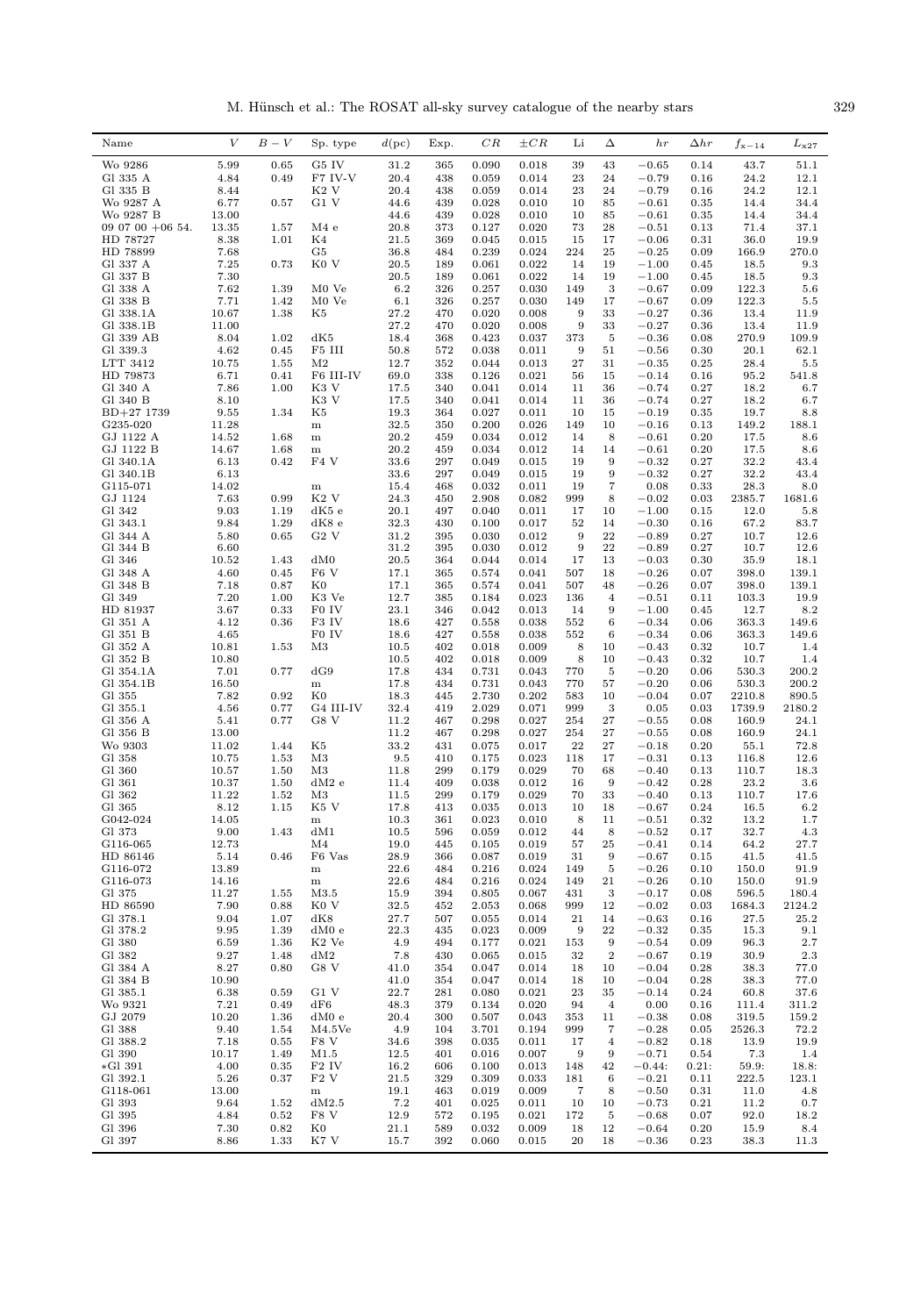| Name | $V$ | $B-V$ | Sp. type | $d$(pc) | Exp. | $CR$ | $\pm CR$ | Li | $\Delta$ | $hr$ | $\Delta hr$ | $f_{\rm x-14}$ | $L_{\rm x27}$ |
|---|---|---|---|---|---|---|---|---|---|---|---|---|---|
| Wo 9286 | 5.99 | 0.65 | G5 IV | 31.2 | 365 | 0.090 | 0.018 | 39 | 43 | −0.65 | 0.14 | 43.7 | 51.1 |
| Gl 335 A | 4.84 | 0.49 | F7 IV-V | 20.4 | 438 | 0.059 | 0.014 | 23 | 24 | −0.79 | 0.16 | 24.2 | 12.1 |
| Gl 335 B | 8.44 | | K2 V | 20.4 | 438 | 0.059 | 0.014 | 23 | 24 | −0.79 | 0.16 | 24.2 | 12.1 |
| Wo 9287 A | 6.77 | 0.57 | G1 V | 44.6 | 439 | 0.028 | 0.010 | 10 | 85 | −0.61 | 0.35 | 14.4 | 34.4 |
| Wo 9287 B | 13.00 | | | 44.6 | 439 | 0.028 | 0.010 | 10 | 85 | −0.61 | 0.35 | 14.4 | 34.4 |
| 09 07 00 +06 54. | 13.35 | 1.57 | M4 e | 20.8 | 373 | 0.127 | 0.020 | 73 | 28 | −0.51 | 0.13 | 71.4 | 37.1 |
| HD 78727 | 8.38 | 1.01 | K4 | 21.5 | 369 | 0.045 | 0.015 | 15 | 17 | −0.06 | 0.31 | 36.0 | 19.9 |
| HD 78899 | 7.68 | | G5 | 36.8 | 484 | 0.239 | 0.024 | 224 | 25 | −0.25 | 0.09 | 166.9 | 270.0 |
| Gl 337 A | 7.25 | 0.73 | K0 V | 20.5 | 189 | 0.061 | 0.022 | 14 | 19 | −1.00 | 0.45 | 18.5 | 9.3 |
| Gl 337 B | 7.30 | | | 20.5 | 189 | 0.061 | 0.022 | 14 | 19 | −1.00 | 0.45 | 18.5 | 9.3 |
| Gl 338 A | 7.62 | 1.39 | M0 Ve | 6.2 | 326 | 0.257 | 0.030 | 149 | 3 | −0.67 | 0.09 | 122.3 | 5.6 |
| Gl 338 B | 7.71 | 1.42 | M0 Ve | 6.1 | 326 | 0.257 | 0.030 | 149 | 17 | −0.67 | 0.09 | 122.3 | 5.5 |
| Gl 338.1A | 10.67 | 1.38 | K5 | 27.2 | 470 | 0.020 | 0.008 | 9 | 33 | −0.27 | 0.36 | 13.4 | 11.9 |
| Gl 338.1B | 11.00 | | | 27.2 | 470 | 0.020 | 0.008 | 9 | 33 | −0.27 | 0.36 | 13.4 | 11.9 |
| Gl 339 AB | 8.04 | 1.02 | dK5 | 18.4 | 368 | 0.423 | 0.037 | 373 | 5 | −0.36 | 0.08 | 270.9 | 109.9 |
| Gl 339.3 | 4.62 | 0.45 | F5 III | 50.8 | 572 | 0.038 | 0.011 | 9 | 51 | −0.56 | 0.30 | 20.1 | 62.1 |
| LTT 3412 | 10.75 | 1.55 | M2 | 12.7 | 352 | 0.044 | 0.013 | 27 | 31 | −0.35 | 0.25 | 28.4 | 5.5 |
| HD 79873 | 6.71 | 0.41 | F6 III-IV | 69.0 | 338 | 0.126 | 0.021 | 56 | 15 | −0.14 | 0.16 | 95.2 | 541.8 |
| Gl 340 A | 7.86 | 1.00 | K3 V | 17.5 | 340 | 0.041 | 0.014 | 11 | 36 | −0.74 | 0.27 | 18.2 | 6.7 |
| Gl 340 B | 8.10 | | K3 V | 17.5 | 340 | 0.041 | 0.014 | 11 | 36 | −0.74 | 0.27 | 18.2 | 6.7 |
| BD+27 1739 | 9.55 | 1.34 | K5 | 19.3 | 364 | 0.027 | 0.011 | 10 | 15 | −0.19 | 0.35 | 19.7 | 8.8 |
| G235-020 | 11.28 | | m | 32.5 | 350 | 0.200 | 0.026 | 149 | 10 | −0.16 | 0.13 | 149.2 | 188.1 |
| GJ 1122 A | 14.52 | 1.68 | m | 20.2 | 459 | 0.034 | 0.012 | 14 | 8 | −0.61 | 0.20 | 17.5 | 8.6 |
| GJ 1122 B | 14.67 | 1.68 | m | 20.2 | 459 | 0.034 | 0.012 | 14 | 14 | −0.61 | 0.20 | 17.5 | 8.6 |
| Gl 340.1A | 6.13 | 0.42 | F4 V | 33.6 | 297 | 0.049 | 0.015 | 19 | 9 | −0.32 | 0.27 | 32.2 | 43.4 |
| Gl 340.1B | 6.13 | | | 33.6 | 297 | 0.049 | 0.015 | 19 | 9 | −0.32 | 0.27 | 32.2 | 43.4 |
| G115-071 | 14.02 | | m | 15.4 | 468 | 0.032 | 0.011 | 19 | 7 | 0.08 | 0.33 | 28.3 | 8.0 |
| GJ 1124 | 7.63 | 0.99 | K2 V | 24.3 | 450 | 2.908 | 0.082 | 999 | 8 | −0.02 | 0.03 | 2385.7 | 1681.6 |
| Gl 342 | 9.03 | 1.19 | dK5 e | 20.1 | 497 | 0.040 | 0.011 | 17 | 10 | −1.00 | 0.15 | 12.0 | 5.8 |
| Gl 343.1 | 9.84 | 1.29 | dK8 e | 32.3 | 430 | 0.100 | 0.017 | 52 | 14 | −0.30 | 0.16 | 67.2 | 83.7 |
| Gl 344 A | 5.80 | 0.65 | G2 V | 31.2 | 395 | 0.030 | 0.012 | 9 | 22 | −0.89 | 0.27 | 10.7 | 12.6 |
| Gl 344 B | 6.60 | | | 31.2 | 395 | 0.030 | 0.012 | 9 | 22 | −0.89 | 0.27 | 10.7 | 12.6 |
| Gl 346 | 10.52 | 1.43 | dM0 | 20.5 | 364 | 0.044 | 0.014 | 17 | 13 | −0.03 | 0.30 | 35.9 | 18.1 |
| Gl 348 A | 4.60 | 0.45 | F6 V | 17.1 | 365 | 0.574 | 0.041 | 507 | 18 | −0.26 | 0.07 | 398.0 | 139.1 |
| Gl 348 B | 7.18 | 0.87 | K0 | 17.1 | 365 | 0.574 | 0.041 | 507 | 48 | −0.26 | 0.07 | 398.0 | 139.1 |
| Gl 349 | 7.20 | 1.00 | K3 Ve | 12.7 | 385 | 0.184 | 0.023 | 136 | 4 | −0.51 | 0.11 | 103.3 | 19.9 |
| HD 81937 | 3.67 | 0.33 | F0 IV | 23.1 | 346 | 0.042 | 0.013 | 14 | 9 | −1.00 | 0.45 | 12.7 | 8.2 |
| Gl 351 A | 4.12 | 0.36 | F3 IV | 18.6 | 427 | 0.558 | 0.038 | 552 | 6 | −0.34 | 0.06 | 363.3 | 149.6 |
| Gl 351 B | 4.65 | | F0 IV | 18.6 | 427 | 0.558 | 0.038 | 552 | 6 | −0.34 | 0.06 | 363.3 | 149.6 |
| Gl 352 A | 10.81 | 1.53 | M3 | 10.5 | 402 | 0.018 | 0.009 | 8 | 10 | −0.43 | 0.32 | 10.7 | 1.4 |
| Gl 352 B | 10.80 | | | 10.5 | 402 | 0.018 | 0.009 | 8 | 10 | −0.43 | 0.32 | 10.7 | 1.4 |
| Gl 354.1A | 7.01 | 0.77 | dG9 | 17.8 | 434 | 0.731 | 0.043 | 770 | 5 | −0.20 | 0.06 | 530.3 | 200.2 |
| Gl 354.1B | 16.50 | | m | 17.8 | 434 | 0.731 | 0.043 | 770 | 57 | −0.20 | 0.06 | 530.3 | 200.2 |
| Gl 355 | 7.82 | 0.92 | K0 | 18.3 | 445 | 2.730 | 0.202 | 583 | 10 | −0.04 | 0.07 | 2210.8 | 890.5 |
| Gl 355.1 | 4.56 | 0.77 | G4 III-IV | 32.4 | 419 | 2.029 | 0.071 | 999 | 3 | 0.05 | 0.03 | 1739.9 | 2180.2 |
| Gl 356 A | 5.41 | 0.77 | G8 V | 11.2 | 467 | 0.298 | 0.027 | 254 | 27 | −0.55 | 0.08 | 160.9 | 24.1 |
| Gl 356 B | 13.00 | | | 11.2 | 467 | 0.298 | 0.027 | 254 | 27 | −0.55 | 0.08 | 160.9 | 24.1 |
| Wo 9303 | 11.02 | 1.44 | K5 | 33.2 | 431 | 0.075 | 0.017 | 22 | 27 | −0.18 | 0.20 | 55.1 | 72.8 |
| Gl 358 | 10.75 | 1.53 | M3 | 9.5 | 410 | 0.175 | 0.023 | 118 | 17 | −0.31 | 0.13 | 116.8 | 12.6 |
| Gl 360 | 10.57 | 1.50 | M3 | 11.8 | 299 | 0.179 | 0.029 | 70 | 68 | −0.40 | 0.13 | 110.7 | 18.3 |
| Gl 361 | 10.37 | 1.50 | dM2 e | 11.4 | 409 | 0.038 | 0.012 | 16 | 9 | −0.42 | 0.28 | 23.2 | 3.6 |
| Gl 362 | 11.22 | 1.52 | M3 | 11.5 | 299 | 0.179 | 0.029 | 70 | 33 | −0.40 | 0.13 | 110.7 | 17.6 |
| Gl 365 | 8.12 | 1.15 | K5 V | 17.8 | 413 | 0.035 | 0.013 | 10 | 18 | −0.67 | 0.24 | 16.5 | 6.2 |
| G042-024 | 14.05 | | m | 10.3 | 361 | 0.023 | 0.010 | 8 | 11 | −0.51 | 0.32 | 13.2 | 1.7 |
| Gl 373 | 9.00 | 1.43 | dM1 | 10.5 | 596 | 0.059 | 0.012 | 44 | 8 | −0.52 | 0.17 | 32.7 | 4.3 |
| G116-065 | 12.73 | | M4 | 19.0 | 445 | 0.105 | 0.019 | 57 | 25 | −0.41 | 0.14 | 64.2 | 27.7 |
| HD 86146 | 5.14 | 0.46 | F6 Vas | 28.9 | 366 | 0.087 | 0.019 | 31 | 9 | −0.67 | 0.15 | 41.5 | 41.5 |
| G116-072 | 13.89 | | m | 22.6 | 484 | 0.216 | 0.024 | 149 | 5 | −0.26 | 0.10 | 150.0 | 91.9 |
| G116-073 | 14.16 | | m | 22.6 | 484 | 0.216 | 0.024 | 149 | 21 | −0.26 | 0.10 | 150.0 | 91.9 |
| Gl 375 | 11.27 | 1.55 | M3.5 | 15.9 | 394 | 0.805 | 0.067 | 431 | 3 | −0.17 | 0.08 | 596.5 | 180.4 |
| HD 86590 | 7.90 | 0.88 | K0 V | 32.5 | 452 | 2.053 | 0.068 | 999 | 12 | −0.02 | 0.03 | 1684.3 | 2124.2 |
| Gl 378.1 | 9.04 | 1.07 | dK8 | 27.7 | 507 | 0.055 | 0.014 | 21 | 14 | −0.63 | 0.16 | 27.5 | 25.2 |
| Gl 378.2 | 9.95 | 1.39 | dM0 e | 22.3 | 435 | 0.023 | 0.009 | 9 | 22 | −0.32 | 0.35 | 15.3 | 9.1 |
| Gl 380 | 6.59 | 1.36 | K2 Ve | 4.9 | 494 | 0.177 | 0.021 | 153 | 9 | −0.54 | 0.09 | 96.3 | 2.7 |
| Gl 382 | 9.27 | 1.48 | dM2 | 7.8 | 430 | 0.065 | 0.015 | 32 | 2 | −0.67 | 0.19 | 30.9 | 2.3 |
| Gl 384 A | 8.27 | 0.80 | G8 V | 41.0 | 354 | 0.047 | 0.014 | 18 | 10 | −0.04 | 0.28 | 38.3 | 77.0 |
| Gl 384 B | 10.90 | | | 41.0 | 354 | 0.047 | 0.014 | 18 | 10 | −0.04 | 0.28 | 38.3 | 77.0 |
| Gl 385.1 | 6.38 | 0.59 | G1 V | 22.7 | 281 | 0.080 | 0.021 | 23 | 35 | −0.14 | 0.24 | 60.8 | 37.6 |
| Wo 9321 | 7.21 | 0.49 | dF6 | 48.3 | 379 | 0.134 | 0.020 | 94 | 4 | 0.00 | 0.16 | 111.4 | 311.2 |
| GJ 2079 | 10.20 | 1.36 | dM0 e | 20.4 | 300 | 0.507 | 0.043 | 353 | 11 | −0.38 | 0.08 | 319.5 | 159.2 |
| Gl 388 | 9.40 | 1.54 | M4.5Ve | 4.9 | 104 | 3.701 | 0.194 | 999 | 7 | −0.28 | 0.05 | 2526.3 | 72.2 |
| Gl 388.2 | 7.18 | 0.55 | F8 V | 34.6 | 398 | 0.035 | 0.011 | 17 | 4 | −0.82 | 0.18 | 13.9 | 19.9 |
| Gl 390 | 10.17 | 1.49 | M1.5 | 12.5 | 401 | 0.016 | 0.007 | 9 | 9 | −0.71 | 0.54 | 7.3 | 1.4 |
| *Gl 391 | 4.00 | 0.35 | F2 IV | 16.2 | 606 | 0.100 | 0.013 | 148 | 42 | −0.44: | 0.21: | 59.9: | 18.8: |
| Gl 392.1 | 5.26 | 0.37 | F2 V | 21.5 | 329 | 0.309 | 0.033 | 181 | 6 | −0.21 | 0.11 | 222.5 | 123.1 |
| G118-061 | 13.00 | | m | 19.1 | 463 | 0.019 | 0.009 | 7 | 8 | −0.50 | 0.31 | 11.0 | 4.8 |
| Gl 393 | 9.64 | 1.52 | dM2.5 | 7.2 | 401 | 0.025 | 0.011 | 10 | 10 | −0.73 | 0.21 | 11.2 | 0.7 |
| Gl 395 | 4.84 | 0.52 | F8 V | 12.9 | 572 | 0.195 | 0.021 | 172 | 5 | −0.68 | 0.07 | 92.0 | 18.2 |
| Gl 396 | 7.30 | 0.82 | K0 | 21.1 | 589 | 0.032 | 0.009 | 18 | 12 | −0.64 | 0.20 | 15.9 | 8.4 |
| Gl 397 | 8.86 | 1.33 | K7 V | 15.7 | 392 | 0.060 | 0.015 | 20 | 18 | −0.36 | 0.23 | 38.3 | 11.3 |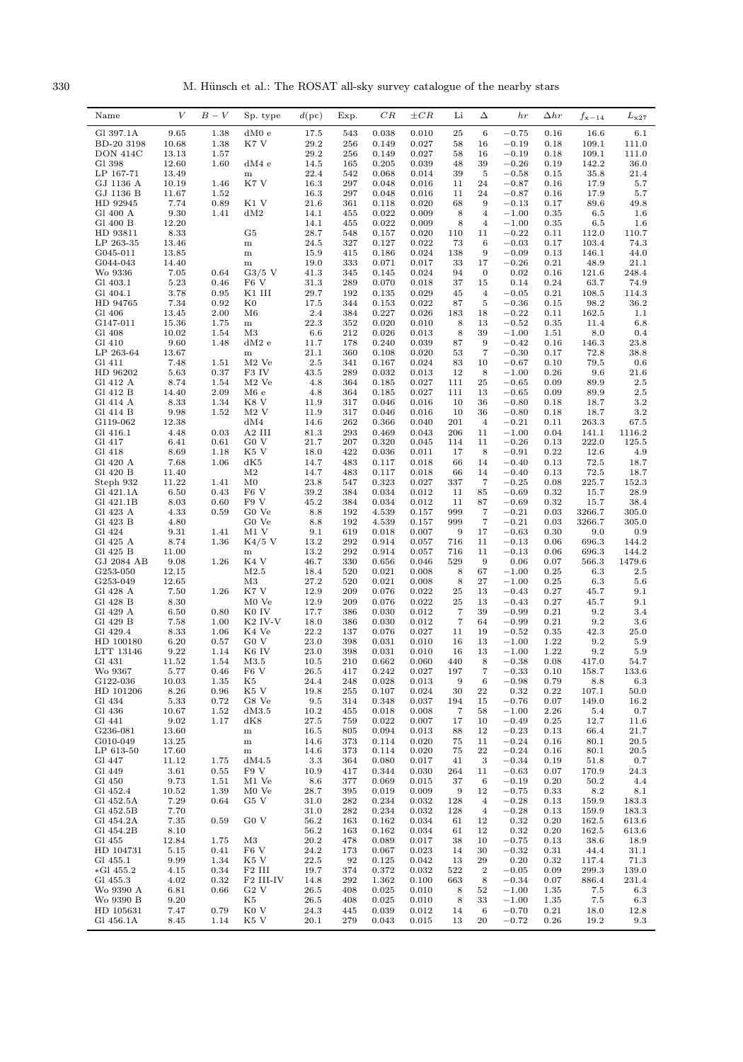| Name | $V$ | $B-V$ | Sp. type | $d$(pc) | Exp. | $CR$ | $\pm CR$ | Li | $\Delta$ | $hr$ | $\Delta hr$ | $f_{x-14}$ | $L_{x27}$ |
|---|---|---|---|---|---|---|---|---|---|---|---|---|---|
| Gl 397.1A | 9.65 | 1.38 | dM0 e | 17.5 | 543 | 0.038 | 0.010 | 25 | 6 | −0.75 | 0.16 | 16.6 | 6.1 |
| BD-20 3198 | 10.68 | 1.38 | K7 V | 29.2 | 256 | 0.149 | 0.027 | 58 | 16 | −0.19 | 0.18 | 109.1 | 111.0 |
| DON 414C | 13.13 | 1.57 | | 29.2 | 256 | 0.149 | 0.027 | 58 | 16 | −0.19 | 0.18 | 109.1 | 111.0 |
| Gl 398 | 12.60 | 1.60 | dM4 e | 14.5 | 165 | 0.205 | 0.039 | 48 | 39 | −0.26 | 0.19 | 142.2 | 36.0 |
| LP 167-71 | 13.49 | | m | 22.4 | 542 | 0.068 | 0.014 | 39 | 5 | −0.58 | 0.15 | 35.8 | 21.4 |
| GJ 1136 A | 10.19 | 1.46 | K7 V | 16.3 | 297 | 0.048 | 0.016 | 11 | 24 | −0.87 | 0.16 | 17.9 | 5.7 |
| GJ 1136 B | 11.67 | 1.52 | | 16.3 | 297 | 0.048 | 0.016 | 11 | 24 | −0.87 | 0.16 | 17.9 | 5.7 |
| HD 92945 | 7.74 | 0.89 | K1 V | 21.6 | 361 | 0.118 | 0.020 | 68 | 9 | −0.13 | 0.17 | 89.6 | 49.8 |
| Gl 400 A | 9.30 | 1.41 | dM2 | 14.1 | 455 | 0.022 | 0.009 | 8 | 4 | −1.00 | 0.35 | 6.5 | 1.6 |
| Gl 400 B | 12.20 | | | 14.1 | 455 | 0.022 | 0.009 | 8 | 4 | −1.00 | 0.35 | 6.5 | 1.6 |
| HD 93811 | 8.33 | | G5 | 28.7 | 548 | 0.157 | 0.020 | 110 | 11 | −0.22 | 0.11 | 112.0 | 110.7 |
| LP 263-35 | 13.46 | | m | 24.5 | 327 | 0.127 | 0.022 | 73 | 6 | −0.03 | 0.17 | 103.4 | 74.3 |
| G045-011 | 13.85 | | m | 15.9 | 415 | 0.186 | 0.024 | 138 | 9 | −0.09 | 0.13 | 146.1 | 44.0 |
| G044-043 | 14.40 | | m | 19.0 | 333 | 0.071 | 0.017 | 33 | 17 | −0.26 | 0.21 | 48.9 | 21.1 |
| Wo 9336 | 7.05 | 0.64 | G3/5 V | 41.3 | 345 | 0.145 | 0.024 | 94 | 0 | 0.02 | 0.16 | 121.6 | 248.4 |
| Gl 403.1 | 5.23 | 0.46 | F6 V | 31.3 | 289 | 0.070 | 0.018 | 37 | 15 | 0.14 | 0.24 | 63.7 | 74.9 |
| Gl 404.1 | 3.78 | 0.95 | K1 III | 29.7 | 192 | 0.135 | 0.029 | 45 | 4 | −0.05 | 0.21 | 108.5 | 114.3 |
| HD 94765 | 7.34 | 0.92 | K0 | 17.5 | 344 | 0.153 | 0.022 | 87 | 5 | −0.36 | 0.15 | 98.2 | 36.2 |
| Gl 406 | 13.45 | 2.00 | M6 | 2.4 | 384 | 0.227 | 0.026 | 183 | 18 | −0.22 | 0.11 | 162.5 | 1.1 |
| G147-011 | 15.36 | 1.75 | m | 22.3 | 352 | 0.020 | 0.010 | 8 | 13 | −0.52 | 0.35 | 11.4 | 6.8 |
| Gl 408 | 10.02 | 1.54 | M3 | 6.6 | 212 | 0.026 | 0.013 | 8 | 39 | −1.00 | 1.51 | 8.0 | 0.4 |
| Gl 410 | 9.60 | 1.48 | dM2 e | 11.7 | 178 | 0.240 | 0.039 | 87 | 9 | −0.42 | 0.16 | 146.3 | 23.8 |
| LP 263-64 | 13.67 | | m | 21.1 | 360 | 0.108 | 0.020 | 53 | 7 | −0.30 | 0.17 | 72.8 | 38.8 |
| Gl 411 | 7.48 | 1.51 | M2 Ve | 2.5 | 341 | 0.167 | 0.024 | 83 | 10 | −0.67 | 0.10 | 79.5 | 0.6 |
| HD 96202 | 5.63 | 0.37 | F3 IV | 43.5 | 289 | 0.032 | 0.013 | 12 | 8 | −1.00 | 0.26 | 9.6 | 21.6 |
| Gl 412 A | 8.74 | 1.54 | M2 Ve | 4.8 | 364 | 0.185 | 0.027 | 111 | 25 | −0.65 | 0.09 | 89.9 | 2.5 |
| Gl 412 B | 14.40 | 2.09 | M6 e | 4.8 | 364 | 0.185 | 0.027 | 111 | 13 | −0.65 | 0.09 | 89.9 | 2.5 |
| Gl 414 A | 8.33 | 1.34 | K8 V | 11.9 | 317 | 0.046 | 0.016 | 10 | 36 | −0.80 | 0.18 | 18.7 | 3.2 |
| Gl 414 B | 9.98 | 1.52 | M2 V | 11.9 | 317 | 0.046 | 0.016 | 10 | 36 | −0.80 | 0.18 | 18.7 | 3.2 |
| G119-062 | 12.38 | | dM4 | 14.6 | 262 | 0.366 | 0.040 | 201 | 4 | −0.21 | 0.11 | 263.3 | 67.5 |
| Gl 416.1 | 4.48 | 0.03 | A2 III | 81.3 | 293 | 0.469 | 0.043 | 206 | 11 | −1.00 | 0.04 | 141.1 | 1116.2 |
| Gl 417 | 6.41 | 0.61 | G0 V | 21.7 | 207 | 0.320 | 0.045 | 114 | 11 | −0.26 | 0.13 | 222.0 | 125.5 |
| Gl 418 | 8.69 | 1.18 | K5 V | 18.0 | 422 | 0.036 | 0.011 | 17 | 8 | −0.91 | 0.22 | 12.6 | 4.9 |
| Gl 420 A | 7.68 | 1.06 | dK5 | 14.7 | 483 | 0.117 | 0.018 | 66 | 14 | −0.40 | 0.13 | 72.5 | 18.7 |
| Gl 420 B | 11.40 | | M2 | 14.7 | 483 | 0.117 | 0.018 | 66 | 14 | −0.40 | 0.13 | 72.5 | 18.7 |
| Steph 932 | 11.22 | 1.41 | M0 | 23.8 | 547 | 0.323 | 0.027 | 337 | 7 | −0.25 | 0.08 | 225.7 | 152.3 |
| Gl 421.1A | 6.50 | 0.43 | F6 V | 39.2 | 384 | 0.034 | 0.012 | 11 | 85 | −0.69 | 0.32 | 15.7 | 28.9 |
| Gl 421.1B | 8.03 | 0.60 | F9 V | 45.2 | 384 | 0.034 | 0.012 | 11 | 87 | −0.69 | 0.32 | 15.7 | 38.4 |
| Gl 423 A | 4.33 | 0.59 | G0 Ve | 8.8 | 192 | 4.539 | 0.157 | 999 | 7 | −0.21 | 0.03 | 3266.7 | 305.0 |
| Gl 423 B | 4.80 | | G0 Ve | 8.8 | 192 | 4.539 | 0.157 | 999 | 7 | −0.21 | 0.03 | 3266.7 | 305.0 |
| Gl 424 | 9.31 | 1.41 | M1 V | 9.1 | 619 | 0.018 | 0.007 | 9 | 17 | −0.63 | 0.30 | 9.0 | 0.9 |
| Gl 425 A | 8.74 | 1.36 | K4/5 V | 13.2 | 292 | 0.914 | 0.057 | 716 | 11 | −0.13 | 0.06 | 696.3 | 144.2 |
| Gl 425 B | 11.00 | | m | 13.2 | 292 | 0.914 | 0.057 | 716 | 11 | −0.13 | 0.06 | 696.3 | 144.2 |
| GJ 2084 AB | 9.08 | 1.26 | K4 V | 46.7 | 330 | 0.656 | 0.046 | 529 | 9 | 0.06 | 0.07 | 566.3 | 1479.6 |
| G253-050 | 12.15 | | M2.5 | 18.4 | 520 | 0.021 | 0.008 | 8 | 67 | −1.00 | 0.25 | 6.3 | 2.5 |
| G253-049 | 12.65 | | M3 | 27.2 | 520 | 0.021 | 0.008 | 8 | 27 | −1.00 | 0.25 | 6.3 | 5.6 |
| Gl 428 A | 7.50 | 1.26 | K7 V | 12.9 | 209 | 0.076 | 0.022 | 25 | 13 | −0.43 | 0.27 | 45.7 | 9.1 |
| Gl 428 B | 8.30 | | M0 Ve | 12.9 | 209 | 0.076 | 0.022 | 25 | 13 | −0.43 | 0.27 | 45.7 | 9.1 |
| Gl 429 A | 6.50 | 0.80 | K0 IV | 17.7 | 386 | 0.030 | 0.012 | 7 | 39 | −0.99 | 0.21 | 9.2 | 3.4 |
| Gl 429 B | 7.58 | 1.00 | K2 IV-V | 18.0 | 386 | 0.030 | 0.012 | 7 | 64 | −0.99 | 0.21 | 9.2 | 3.6 |
| Gl 429.4 | 8.33 | 1.06 | K4 Ve | 22.2 | 137 | 0.076 | 0.027 | 11 | 19 | −0.52 | 0.35 | 42.3 | 25.0 |
| HD 100180 | 6.20 | 0.57 | G0 V | 23.0 | 398 | 0.031 | 0.010 | 16 | 13 | −1.00 | 1.22 | 9.2 | 5.9 |
| LTT 13146 | 9.22 | 1.14 | K6 IV | 23.0 | 398 | 0.031 | 0.010 | 16 | 13 | −1.00 | 1.22 | 9.2 | 5.9 |
| Gl 431 | 11.52 | 1.54 | M3.5 | 10.5 | 210 | 0.662 | 0.060 | 440 | 8 | −0.38 | 0.08 | 417.0 | 54.7 |
| Wo 9367 | 5.77 | 0.46 | F6 V | 26.5 | 417 | 0.242 | 0.027 | 197 | 7 | −0.33 | 0.10 | 158.7 | 133.6 |
| G122-036 | 10.03 | 1.35 | K5 | 24.4 | 248 | 0.028 | 0.013 | 9 | 6 | −0.98 | 0.79 | 8.8 | 6.3 |
| HD 101206 | 8.26 | 0.96 | K5 V | 19.8 | 255 | 0.107 | 0.024 | 30 | 22 | 0.32 | 0.22 | 107.1 | 50.0 |
| Gl 434 | 5.33 | 0.72 | G8 Ve | 9.5 | 314 | 0.348 | 0.037 | 194 | 15 | −0.76 | 0.07 | 149.0 | 16.2 |
| Gl 436 | 10.67 | 1.52 | dM3.5 | 10.2 | 455 | 0.018 | 0.008 | 7 | 58 | −1.00 | 2.26 | 5.4 | 0.7 |
| Gl 441 | 9.02 | 1.17 | dK8 | 27.5 | 759 | 0.022 | 0.007 | 17 | 10 | −0.49 | 0.25 | 12.7 | 11.6 |
| G236-081 | 13.60 | | m | 16.5 | 805 | 0.094 | 0.013 | 88 | 12 | −0.23 | 0.13 | 66.4 | 21.7 |
| G010-049 | 13.25 | | m | 14.6 | 373 | 0.114 | 0.020 | 75 | 11 | −0.24 | 0.16 | 80.1 | 20.5 |
| LP 613-50 | 17.60 | | m | 14.6 | 373 | 0.114 | 0.020 | 75 | 22 | −0.24 | 0.16 | 80.1 | 20.5 |
| Gl 447 | 11.12 | 1.75 | dM4.5 | 3.3 | 364 | 0.080 | 0.017 | 41 | 3 | −0.34 | 0.19 | 51.8 | 0.7 |
| Gl 449 | 3.61 | 0.55 | F9 V | 10.9 | 417 | 0.344 | 0.030 | 264 | 11 | −0.63 | 0.07 | 170.9 | 24.3 |
| Gl 450 | 9.73 | 1.51 | M1 Ve | 8.6 | 377 | 0.069 | 0.015 | 37 | 6 | −0.19 | 0.20 | 50.2 | 4.4 |
| Gl 452.4 | 10.52 | 1.39 | M0 Ve | 28.7 | 395 | 0.019 | 0.009 | 9 | 12 | −0.75 | 0.33 | 8.2 | 8.1 |
| Gl 452.5A | 7.29 | 0.64 | G5 V | 31.0 | 282 | 0.234 | 0.032 | 128 | 4 | −0.28 | 0.13 | 159.9 | 183.3 |
| Gl 452.5B | 7.70 | | | 31.0 | 282 | 0.234 | 0.032 | 128 | 4 | −0.28 | 0.13 | 159.9 | 183.3 |
| Gl 454.2A | 7.35 | 0.59 | G0 V | 56.2 | 163 | 0.162 | 0.034 | 61 | 12 | 0.32 | 0.20 | 162.5 | 613.6 |
| Gl 454.2B | 8.10 | | | 56.2 | 163 | 0.162 | 0.034 | 61 | 12 | 0.32 | 0.20 | 162.5 | 613.6 |
| Gl 455 | 12.84 | 1.75 | M3 | 20.2 | 478 | 0.089 | 0.017 | 38 | 10 | −0.75 | 0.13 | 38.6 | 18.9 |
| HD 104731 | 5.15 | 0.41 | F6 V | 24.2 | 173 | 0.067 | 0.023 | 14 | 30 | −0.32 | 0.31 | 44.4 | 31.1 |
| Gl 455.1 | 9.99 | 1.34 | K5 V | 22.5 | 92 | 0.125 | 0.042 | 13 | 29 | 0.20 | 0.32 | 117.4 | 71.3 |
| *Gl 455.2 | 4.15 | 0.34 | F2 III | 19.7 | 374 | 0.372 | 0.032 | 522 | 2 | −0.05 | 0.09 | 299.3 | 139.0 |
| Gl 455.3 | 4.02 | 0.32 | F2 III-IV | 14.8 | 292 | 1.362 | 0.100 | 663 | 8 | −0.34 | 0.07 | 886.4 | 231.4 |
| Wo 9390 A | 6.81 | 0.66 | G2 V | 26.5 | 408 | 0.025 | 0.010 | 8 | 52 | −1.00 | 1.35 | 7.5 | 6.3 |
| Wo 9390 B | 9.20 | | K5 | 26.5 | 408 | 0.025 | 0.010 | 8 | 33 | −1.00 | 1.35 | 7.5 | 6.3 |
| HD 105631 | 7.47 | 0.79 | K0 V | 24.3 | 445 | 0.039 | 0.012 | 14 | 6 | −0.70 | 0.21 | 18.0 | 12.8 |
| Gl 456.1A | 8.45 | 1.14 | K5 V | 20.1 | 279 | 0.043 | 0.015 | 13 | 20 | −0.72 | 0.26 | 19.2 | 9.3 |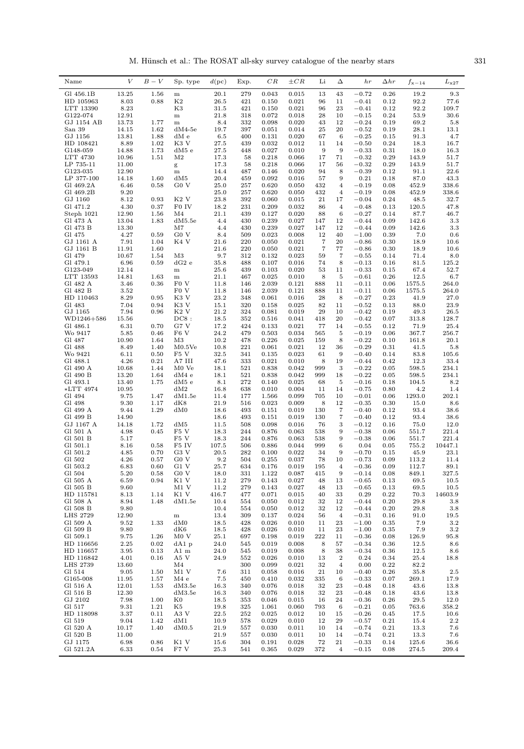| Name | $V$ | $B-V$ | Sp. type | $d$(pc) | Exp. | $CR$ | $\pm CR$ | Li | $\Delta$ | $hr$ | $\Delta hr$ | $f_{x-14}$ | $L_{x27}$ |
|---|---|---|---|---|---|---|---|---|---|---|---|---|---|
| Gl 456.1B | 13.25 | 1.56 | m | 20.1 | 279 | 0.043 | 0.015 | 13 | 43 | −0.72 | 0.26 | 19.2 | 9.3 |
| HD 105963 | 8.03 | 0.88 | K2 | 26.5 | 421 | 0.150 | 0.021 | 96 | 11 | −0.41 | 0.12 | 92.2 | 77.6 |
| LTT 13390 | 8.23 | | K3 | 31.5 | 421 | 0.150 | 0.021 | 96 | 23 | −0.41 | 0.12 | 92.2 | 109.7 |
| G122-074 | 12.91 | | m | 21.8 | 318 | 0.072 | 0.018 | 28 | 10 | −0.15 | 0.24 | 53.9 | 30.6 |
| GJ 1154 AB | 13.73 | 1.77 | m | 8.4 | 332 | 0.098 | 0.020 | 43 | 12 | −0.24 | 0.19 | 69.2 | 5.8 |
| San 39 | 14.15 | 1.62 | dM4-5e | 19.7 | 397 | 0.051 | 0.014 | 25 | 20 | −0.52 | 0.19 | 28.1 | 13.1 |
| GJ 1156 | 13.81 | 1.88 | dM e | 6.5 | 400 | 0.131 | 0.020 | 67 | 6 | −0.25 | 0.15 | 91.3 | 4.7 |
| HD 108421 | 8.89 | 1.02 | K3 V | 27.5 | 439 | 0.032 | 0.012 | 11 | 14 | −0.50 | 0.24 | 18.3 | 16.7 |
| G148-059 | 14.88 | 1.73 | dM5 e | 27.5 | 448 | 0.027 | 0.010 | 9 | 9 | −0.33 | 0.31 | 18.0 | 16.3 |
| LTT 4730 | 10.96 | 1.51 | M2 | 17.3 | 58 | 0.218 | 0.066 | 17 | 71 | −0.32 | 0.29 | 143.9 | 51.7 |
| LP 735-11 | 11.00 | | g | 17.3 | 58 | 0.218 | 0.066 | 17 | 56 | −0.32 | 0.29 | 143.9 | 51.7 |
| G123-035 | 12.90 | | m | 14.4 | 487 | 0.146 | 0.020 | 94 | 8 | −0.39 | 0.12 | 91.1 | 22.6 |
| LP 377-100 | 14.18 | 1.60 | dM5 | 20.4 | 459 | 0.092 | 0.016 | 57 | 9 | 0.21 | 0.18 | 87.0 | 43.3 |
| Gl 469.2A | 6.46 | 0.58 | G0 V | 25.0 | 257 | 0.620 | 0.050 | 432 | 4 | −0.19 | 0.08 | 452.9 | 338.6 |
| Gl 469.2B | 9.20 | | | 25.0 | 257 | 0.620 | 0.050 | 432 | 4 | −0.19 | 0.08 | 452.9 | 338.6 |
| GJ 1160 | 8.12 | 0.93 | K2 V | 23.8 | 392 | 0.060 | 0.015 | 21 | 17 | −0.04 | 0.24 | 48.5 | 32.7 |
| Gl 471.2 | 4.30 | 0.37 | F0 IV | 18.2 | 231 | 0.209 | 0.032 | 86 | 4 | −0.48 | 0.13 | 120.5 | 47.8 |
| Steph 1021 | 12.90 | 1.56 | M4 | 21.1 | 439 | 0.127 | 0.020 | 88 | 6 | −0.27 | 0.14 | 87.7 | 46.7 |
| Gl 473 A | 13.04 | 1.83 | dM5.5e | 4.4 | 430 | 0.239 | 0.027 | 147 | 12 | −0.44 | 0.09 | 142.6 | 3.3 |
| Gl 473 B | 13.30 | | M7 | 4.4 | 430 | 0.239 | 0.027 | 147 | 12 | −0.44 | 0.09 | 142.6 | 3.3 |
| Gl 475 | 4.27 | 0.59 | G0 V | 8.4 | 509 | 0.023 | 0.008 | 12 | 40 | −1.00 | 0.39 | 7.0 | 0.6 |
| GJ 1161 A | 7.91 | 1.04 | K4 V | 21.6 | 220 | 0.050 | 0.021 | 7 | 20 | −0.86 | 0.30 | 18.9 | 10.6 |
| GJ 1161 B | 11.91 | 1.60 | | 21.6 | 220 | 0.050 | 0.021 | 7 | 77 | −0.86 | 0.30 | 18.9 | 10.6 |
| Gl 479 | 10.67 | 1.54 | M3 | 9.7 | 312 | 0.132 | 0.023 | 59 | 7 | −0.55 | 0.14 | 71.4 | 8.0 |
| Gl 479.1 | 6.96 | 0.59 | dG2 e | 35.8 | 488 | 0.107 | 0.016 | 74 | 8 | −0.13 | 0.16 | 81.5 | 125.2 |
| G123-049 | 12.14 | | m | 25.6 | 439 | 0.103 | 0.020 | 53 | 11 | −0.33 | 0.15 | 67.4 | 52.7 |
| LTT 13593 | 14.81 | 1.63 | m | 21.1 | 467 | 0.025 | 0.010 | 8 | 5 | −0.61 | 0.26 | 12.5 | 6.7 |
| Gl 482 A | 3.46 | 0.36 | F0 V | 11.8 | 146 | 2.039 | 0.121 | 888 | 11 | −0.11 | 0.06 | 1575.5 | 264.0 |
| Gl 482 B | 3.52 | | F0 V | 11.8 | 146 | 2.039 | 0.121 | 888 | 11 | −0.11 | 0.06 | 1575.5 | 264.0 |
| HD 110463 | 8.29 | 0.95 | K3 V | 23.2 | 348 | 0.061 | 0.016 | 28 | 8 | −0.27 | 0.23 | 41.9 | 27.0 |
| Gl 483 | 7.04 | 0.94 | K3 V | 15.1 | 320 | 0.158 | 0.025 | 82 | 11 | −0.52 | 0.13 | 88.0 | 23.9 |
| GJ 1165 | 7.94 | 0.96 | K2 V | 21.2 | 324 | 0.081 | 0.019 | 29 | 10 | −0.42 | 0.19 | 49.3 | 26.5 |
| WD1246+586 | 15.56 | | DC8 : | 18.5 | 352 | 0.516 | 0.041 | 418 | 20 | −0.42 | 0.07 | 313.8 | 128.7 |
| Gl 486.1 | 6.31 | 0.70 | G7 V | 17.2 | 424 | 0.133 | 0.021 | 77 | 14 | −0.55 | 0.12 | 71.9 | 25.4 |
| Wo 9417 | 5.85 | 0.46 | F6 V | 24.2 | 479 | 0.503 | 0.034 | 565 | 5 | −0.19 | 0.06 | 367.7 | 256.7 |
| Gl 487 | 10.90 | 1.64 | M3 | 10.2 | 478 | 0.226 | 0.025 | 159 | 8 | −0.22 | 0.10 | 161.8 | 20.1 |
| Gl 488 | 8.49 | 1.40 | M0.5Ve | 10.8 | 221 | 0.061 | 0.021 | 12 | 36 | −0.29 | 0.31 | 41.5 | 5.8 |
| Wo 9421 | 6.11 | 0.50 | F5 V | 32.5 | 341 | 0.135 | 0.023 | 61 | 9 | −0.40 | 0.14 | 83.8 | 105.6 |
| Gl 488.1 | 4.26 | 0.21 | A7 III | 47.6 | 333 | 0.021 | 0.010 | 8 | 19 | −0.44 | 0.42 | 12.3 | 33.4 |
| Gl 490 A | 10.68 | 1.44 | M0 Ve | 18.1 | 521 | 0.838 | 0.042 | 999 | 3 | −0.22 | 0.05 | 598.5 | 234.1 |
| Gl 490 B | 13.20 | 1.64 | dM4 e | 18.1 | 521 | 0.838 | 0.042 | 999 | 18 | −0.22 | 0.05 | 598.5 | 234.1 |
| Gl 493.1 | 13.40 | 1.75 | dM5 e | 8.1 | 272 | 0.140 | 0.025 | 68 | 5 | −0.16 | 0.18 | 104.5 | 8.2 |
| *LTT 4974 | 10.95 | | dM2 | 16.8 | 638 | 0.010 | 0.004 | 11 | 14 | −0.75 | 0.80 | 4.2 | 1.4 |
| Gl 494 | 9.75 | 1.47 | dM1.5e | 11.4 | 177 | 1.566 | 0.099 | 705 | 10 | −0.01 | 0.06 | 1293.0 | 202.1 |
| Gl 498 | 9.30 | 1.17 | dK8 | 21.9 | 516 | 0.023 | 0.009 | 8 | 12 | −0.35 | 0.30 | 15.0 | 8.6 |
| Gl 499 A | 9.44 | 1.29 | dM0 | 18.6 | 493 | 0.151 | 0.019 | 130 | 7 | −0.40 | 0.12 | 93.4 | 38.6 |
| Gl 499 B | 14.90 | | | 18.6 | 493 | 0.151 | 0.019 | 130 | 7 | −0.40 | 0.12 | 93.4 | 38.6 |
| GJ 1167 A | 14.18 | 1.72 | dM5 | 11.5 | 508 | 0.098 | 0.016 | 76 | 3 | −0.12 | 0.16 | 75.0 | 12.0 |
| Gl 501 A | 4.98 | 0.45 | F5 V | 18.3 | 244 | 0.876 | 0.063 | 538 | 9 | −0.38 | 0.06 | 551.7 | 221.4 |
| Gl 501 B | 5.17 | | F5 V | 18.3 | 244 | 0.876 | 0.063 | 538 | 9 | −0.38 | 0.06 | 551.7 | 221.4 |
| Gl 501.1 | 8.16 | 0.58 | F5 IV | 107.5 | 506 | 0.886 | 0.044 | 999 | 6 | 0.04 | 0.05 | 755.2 | 10447.1 |
| Gl 501.2 | 4.85 | 0.70 | G3 V | 20.5 | 282 | 0.100 | 0.022 | 34 | 9 | −0.70 | 0.15 | 45.9 | 23.1 |
| Gl 502 | 4.26 | 0.57 | G0 V | 9.2 | 504 | 0.255 | 0.037 | 78 | 10 | −0.73 | 0.09 | 113.2 | 11.4 |
| Gl 503.2 | 6.83 | 0.60 | G1 V | 25.7 | 634 | 0.176 | 0.019 | 195 | 4 | −0.36 | 0.09 | 112.7 | 89.1 |
| Gl 504 | 5.20 | 0.58 | G0 V | 18.0 | 331 | 1.122 | 0.087 | 415 | 9 | −0.14 | 0.08 | 849.1 | 327.5 |
| Gl 505 A | 6.59 | 0.94 | K1 V | 11.2 | 279 | 0.143 | 0.027 | 48 | 13 | −0.65 | 0.13 | 69.5 | 10.5 |
| Gl 505 B | 9.60 | | M1 V | 11.2 | 279 | 0.143 | 0.027 | 48 | 13 | −0.65 | 0.13 | 69.5 | 10.5 |
| HD 115781 | 8.13 | 1.14 | K1 V | 416.7 | 477 | 0.071 | 0.015 | 40 | 33 | 0.29 | 0.22 | 70.3 | 14603.9 |
| Gl 508 A | 8.94 | 1.48 | dM1.5e | 10.4 | 554 | 0.050 | 0.012 | 32 | 12 | −0.44 | 0.20 | 29.8 | 3.8 |
| Gl 508 B | 9.80 | | | 10.4 | 554 | 0.050 | 0.012 | 32 | 12 | −0.44 | 0.20 | 29.8 | 3.8 |
| LHS 2729 | 12.90 | | m | 13.4 | 309 | 0.137 | 0.024 | 56 | 4 | −0.31 | 0.16 | 91.0 | 19.5 |
| Gl 509 A | 9.52 | 1.33 | dM0 | 18.5 | 428 | 0.026 | 0.010 | 11 | 23 | −1.00 | 0.35 | 7.9 | 3.2 |
| Gl 509 B | 9.80 | | dK6 | 18.5 | 428 | 0.026 | 0.010 | 11 | 23 | −1.00 | 0.35 | 7.9 | 3.2 |
| Gl 509.1 | 9.75 | 1.26 | M0 V | 25.1 | 697 | 0.198 | 0.019 | 222 | 11 | −0.36 | 0.08 | 126.9 | 95.8 |
| HD 116656 | 2.25 | 0.02 | dA1 p | 24.0 | 545 | 0.019 | 0.008 | 8 | 57 | −0.34 | 0.36 | 12.5 | 8.6 |
| HD 116657 | 3.95 | 0.13 | A1 m | 24.0 | 545 | 0.019 | 0.008 | 8 | 38 | −0.34 | 0.36 | 12.5 | 8.6 |
| HD 116842 | 4.01 | 0.16 | A5 V | 24.9 | 552 | 0.026 | 0.010 | 13 | 2 | 0.24 | 0.34 | 25.4 | 18.8 |
| LHS 2739 | 13.60 | | M4 | | 300 | 0.099 | 0.021 | 32 | 4 | 0.00 | 0.22 | 82.2 | |
| Gl 514 | 9.05 | 1.50 | M1 V | 7.6 | 311 | 0.058 | 0.016 | 21 | 10 | −0.40 | 0.26 | 35.8 | 2.5 |
| G165-008 | 11.95 | 1.57 | M4 e | 7.5 | 450 | 0.410 | 0.032 | 335 | 6 | −0.33 | 0.07 | 269.1 | 17.9 |
| Gl 516 A | 12.01 | 1.53 | dM3.5e | 16.3 | 340 | 0.076 | 0.018 | 32 | 23 | −0.48 | 0.18 | 43.6 | 13.8 |
| Gl 516 B | 12.30 | | dM3.5e | 16.3 | 340 | 0.076 | 0.018 | 32 | 23 | −0.48 | 0.18 | 43.6 | 13.8 |
| GJ 2102 | 7.98 | 1.00 | K0 | 18.5 | 353 | 0.046 | 0.015 | 16 | 24 | −0.36 | 0.26 | 29.5 | 12.0 |
| Gl 517 | 9.31 | 1.21 | K5 | 19.8 | 325 | 1.061 | 0.060 | 793 | 6 | −0.21 | 0.05 | 763.6 | 358.2 |
| HD 118098 | 3.37 | 0.11 | A3 V | 22.5 | 252 | 0.025 | 0.012 | 10 | 15 | −0.26 | 0.45 | 17.5 | 10.6 |
| Gl 519 | 9.04 | 1.42 | dM1 | 10.9 | 578 | 0.029 | 0.010 | 12 | 29 | −0.57 | 0.21 | 15.4 | 2.2 |
| Gl 520 A | 10.17 | 1.40 | dM0.5 | 21.9 | 557 | 0.030 | 0.011 | 10 | 14 | −0.74 | 0.21 | 13.3 | 7.6 |
| Gl 520 B | 11.00 | | | 21.9 | 557 | 0.030 | 0.011 | 10 | 14 | −0.74 | 0.21 | 13.3 | 7.6 |
| GJ 1175 | 6.98 | 0.86 | K1 V | 15.6 | 304 | 0.191 | 0.028 | 72 | 21 | −0.33 | 0.14 | 125.6 | 36.6 |
| Gl 521.2A | 6.33 | 0.54 | F7 V | 25.3 | 541 | 0.365 | 0.029 | 372 | 4 | −0.15 | 0.08 | 274.5 | 209.4 |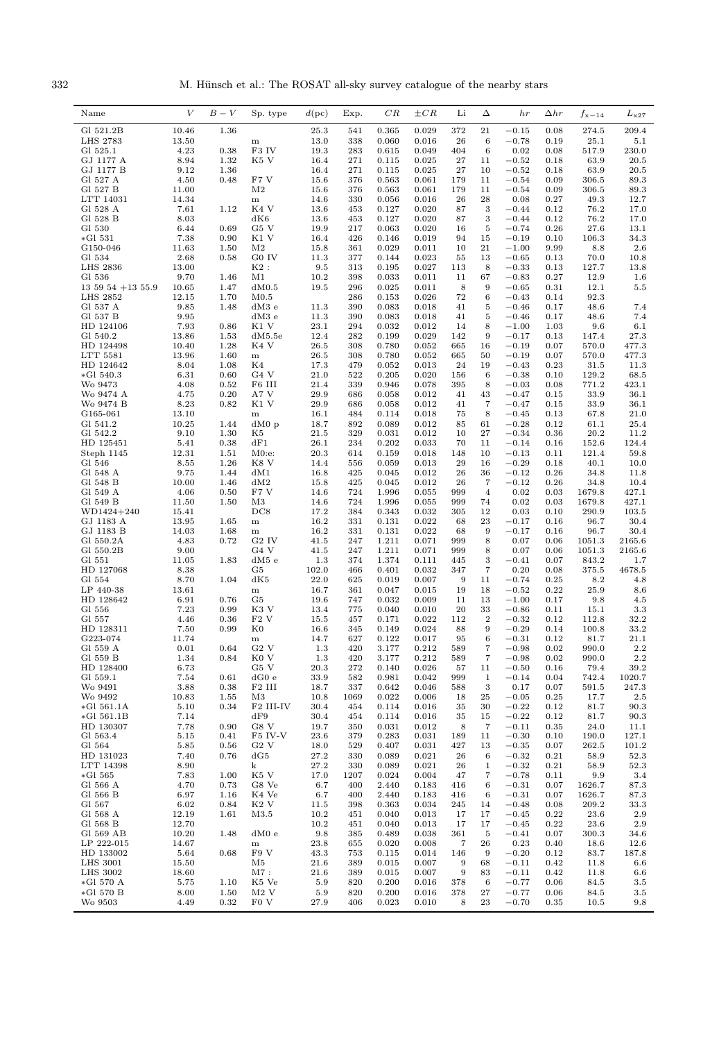| Name | $V$ | $B-V$ | Sp. type | $d$(pc) | Exp. | $CR$ | $\pm CR$ | Li | Δ | $hr$ | $\Delta hr$ | $f_{x-14}$ | $L_{x27}$ |
|---|---|---|---|---|---|---|---|---|---|---|---|---|---|
| Gl 521.2B | 10.46 | 1.36 | | 25.3 | 541 | 0.365 | 0.029 | 372 | 21 | −0.15 | 0.08 | 274.5 | 209.4 |
| LHS 2783 | 13.50 | | m | 13.0 | 338 | 0.060 | 0.016 | 26 | 6 | −0.78 | 0.19 | 25.1 | 5.1 |
| Gl 525.1 | 4.23 | 0.38 | F3 IV | 19.3 | 283 | 0.615 | 0.049 | 404 | 6 | 0.02 | 0.08 | 517.9 | 230.0 |
| GJ 1177 A | 8.94 | 1.32 | K5 V | 16.4 | 271 | 0.115 | 0.025 | 27 | 11 | −0.52 | 0.18 | 63.9 | 20.5 |
| GJ 1177 B | 9.12 | 1.36 | | 16.4 | 271 | 0.115 | 0.025 | 27 | 10 | −0.52 | 0.18 | 63.9 | 20.5 |
| Gl 527 A | 4.50 | 0.48 | F7 V | 15.6 | 376 | 0.563 | 0.061 | 179 | 11 | −0.54 | 0.09 | 306.5 | 89.3 |
| Gl 527 B | 11.00 | | M2 | 15.6 | 376 | 0.563 | 0.061 | 179 | 11 | −0.54 | 0.09 | 306.5 | 89.3 |
| LTT 14031 | 14.34 | | m | 14.6 | 330 | 0.056 | 0.016 | 26 | 28 | 0.08 | 0.27 | 49.3 | 12.7 |
| Gl 528 A | 7.61 | 1.12 | K4 V | 13.6 | 453 | 0.127 | 0.020 | 87 | 3 | −0.44 | 0.12 | 76.2 | 17.0 |
| Gl 528 B | 8.03 | | dK6 | 13.6 | 453 | 0.127 | 0.020 | 87 | 3 | −0.44 | 0.12 | 76.2 | 17.0 |
| Gl 530 | 6.44 | 0.69 | G5 V | 19.9 | 217 | 0.063 | 0.020 | 16 | 5 | −0.74 | 0.26 | 27.6 | 13.1 |
| *Gl 531 | 7.38 | 0.90 | K1 V | 16.4 | 426 | 0.146 | 0.019 | 94 | 15 | −0.19 | 0.10 | 106.3 | 34.3 |
| G150-046 | 11.63 | 1.50 | M2 | 15.8 | 361 | 0.029 | 0.011 | 10 | 21 | −1.00 | 9.99 | 8.8 | 2.6 |
| Gl 534 | 2.68 | 0.58 | G0 IV | 11.3 | 377 | 0.144 | 0.023 | 55 | 13 | −0.65 | 0.13 | 70.0 | 10.8 |
| LHS 2836 | 13.00 | | K2 : | 9.5 | 313 | 0.195 | 0.027 | 113 | 8 | −0.33 | 0.13 | 127.7 | 13.8 |
| Gl 536 | 9.70 | 1.46 | M1 | 10.2 | 398 | 0.033 | 0.011 | 11 | 67 | −0.83 | 0.27 | 12.9 | 1.6 |
| 13 59 54 +13 55.9 | 10.65 | 1.47 | dM0.5 | 19.5 | 296 | 0.025 | 0.011 | 8 | 9 | −0.65 | 0.31 | 12.1 | 5.5 |
| LHS 2852 | 12.15 | 1.70 | M0.5 | | 286 | 0.153 | 0.026 | 72 | 6 | −0.43 | 0.14 | 92.3 | |
| Gl 537 A | 9.85 | 1.48 | dM3 e | 11.3 | 390 | 0.083 | 0.018 | 41 | 5 | −0.46 | 0.17 | 48.6 | 7.4 |
| Gl 537 B | 9.95 | | dM3 e | 11.3 | 390 | 0.083 | 0.018 | 41 | 5 | −0.46 | 0.17 | 48.6 | 7.4 |
| HD 124106 | 7.93 | 0.86 | K1 V | 23.1 | 294 | 0.032 | 0.012 | 14 | 8 | −1.00 | 1.03 | 9.6 | 6.1 |
| Gl 540.2 | 13.86 | 1.53 | dM5.5e | 12.4 | 282 | 0.199 | 0.029 | 142 | 9 | −0.17 | 0.13 | 147.4 | 27.3 |
| HD 124498 | 10.40 | 1.28 | K4 V | 26.5 | 308 | 0.780 | 0.052 | 665 | 16 | −0.19 | 0.07 | 570.0 | 477.3 |
| LTT 5581 | 13.96 | 1.60 | m | 26.5 | 308 | 0.780 | 0.052 | 665 | 50 | −0.19 | 0.07 | 570.0 | 477.3 |
| HD 124642 | 8.04 | 1.08 | K4 | 17.3 | 479 | 0.052 | 0.013 | 24 | 19 | −0.43 | 0.23 | 31.5 | 11.3 |
| *Gl 540.3 | 6.31 | 0.60 | G4 V | 21.0 | 522 | 0.205 | 0.020 | 156 | 6 | −0.38 | 0.10 | 129.2 | 68.5 |
| Wo 9473 | 4.08 | 0.52 | F6 III | 21.4 | 339 | 0.946 | 0.078 | 395 | 8 | −0.03 | 0.08 | 771.2 | 423.1 |
| Wo 9474 A | 4.75 | 0.20 | A7 V | 29.9 | 686 | 0.058 | 0.012 | 41 | 43 | −0.47 | 0.15 | 33.9 | 36.1 |
| Wo 9474 B | 8.23 | 0.82 | K1 V | 29.9 | 686 | 0.058 | 0.012 | 41 | 7 | −0.47 | 0.15 | 33.9 | 36.1 |
| G165-061 | 13.10 | | m | 16.1 | 484 | 0.114 | 0.018 | 75 | 8 | −0.45 | 0.13 | 67.8 | 21.0 |
| Gl 541.2 | 10.25 | 1.44 | dM0 p | 18.7 | 892 | 0.089 | 0.012 | 85 | 61 | −0.28 | 0.12 | 61.1 | 25.4 |
| Gl 542.2 | 9.10 | 1.30 | K5 | 21.5 | 329 | 0.031 | 0.012 | 10 | 27 | −0.34 | 0.36 | 20.2 | 11.2 |
| HD 125451 | 5.41 | 0.38 | dF1 | 26.1 | 234 | 0.202 | 0.033 | 70 | 11 | −0.14 | 0.16 | 152.6 | 124.4 |
| Steph 1145 | 12.31 | 1.51 | M0:e: | 20.3 | 614 | 0.159 | 0.018 | 148 | 10 | −0.13 | 0.11 | 121.4 | 59.8 |
| Gl 546 | 8.55 | 1.26 | K8 V | 14.4 | 556 | 0.059 | 0.013 | 29 | 16 | −0.29 | 0.18 | 40.1 | 10.0 |
| Gl 548 A | 9.75 | 1.44 | dM1 | 16.8 | 425 | 0.045 | 0.012 | 26 | 36 | −0.12 | 0.26 | 34.8 | 11.8 |
| Gl 548 B | 10.00 | 1.46 | dM2 | 15.8 | 425 | 0.045 | 0.012 | 26 | 7 | −0.12 | 0.26 | 34.8 | 10.4 |
| Gl 549 A | 4.06 | 0.50 | F7 V | 14.6 | 724 | 1.996 | 0.055 | 999 | 4 | 0.02 | 0.03 | 1679.8 | 427.1 |
| Gl 549 B | 11.50 | 1.50 | M3 | 14.6 | 724 | 1.996 | 0.055 | 999 | 74 | 0.02 | 0.03 | 1679.8 | 427.1 |
| WD1424+240 | 15.41 | | DC8 | 17.2 | 384 | 0.343 | 0.032 | 305 | 12 | 0.03 | 0.10 | 290.9 | 103.5 |
| GJ 1183 A | 13.95 | 1.65 | m | 16.2 | 331 | 0.131 | 0.022 | 68 | 23 | −0.17 | 0.16 | 96.7 | 30.4 |
| GJ 1183 B | 14.03 | 1.68 | m | 16.2 | 331 | 0.131 | 0.022 | 68 | 9 | −0.17 | 0.16 | 96.7 | 30.4 |
| Gl 550.2A | 4.83 | 0.72 | G2 IV | 41.5 | 247 | 1.211 | 0.071 | 999 | 8 | 0.07 | 0.06 | 1051.3 | 2165.6 |
| Gl 550.2B | 9.00 | | G4 V | 41.5 | 247 | 1.211 | 0.071 | 999 | 8 | 0.07 | 0.06 | 1051.3 | 2165.6 |
| Gl 551 | 11.05 | 1.83 | dM5 e | 1.3 | 374 | 1.374 | 0.111 | 445 | 3 | −0.41 | 0.07 | 843.2 | 1.7 |
| HD 127068 | 8.38 | | G5 | 102.0 | 466 | 0.401 | 0.032 | 347 | 7 | 0.20 | 0.08 | 375.5 | 4678.5 |
| Gl 554 | 8.70 | 1.04 | dK5 | 22.0 | 625 | 0.019 | 0.007 | 9 | 11 | −0.74 | 0.25 | 8.2 | 4.8 |
| LP 440-38 | 13.61 | | m | 16.7 | 361 | 0.047 | 0.015 | 19 | 18 | −0.52 | 0.22 | 25.9 | 8.6 |
| HD 128642 | 6.91 | 0.76 | G5 | 19.6 | 747 | 0.032 | 0.009 | 11 | 13 | −1.00 | 0.17 | 9.8 | 4.5 |
| Gl 556 | 7.23 | 0.99 | K3 V | 13.4 | 775 | 0.040 | 0.010 | 20 | 33 | −0.86 | 0.11 | 15.1 | 3.3 |
| Gl 557 | 4.46 | 0.36 | F2 V | 15.5 | 457 | 0.171 | 0.022 | 112 | 2 | −0.32 | 0.12 | 112.8 | 32.2 |
| HD 128311 | 7.50 | 0.99 | K0 | 16.6 | 345 | 0.149 | 0.024 | 88 | 9 | −0.29 | 0.14 | 100.8 | 33.2 |
| G223-074 | 11.74 | | m | 14.7 | 627 | 0.122 | 0.017 | 95 | 6 | −0.31 | 0.12 | 81.7 | 21.1 |
| Gl 559 A | 0.01 | 0.64 | G2 V | 1.3 | 420 | 3.177 | 0.212 | 589 | 7 | −0.98 | 0.02 | 990.0 | 2.2 |
| Gl 559 B | 1.34 | 0.84 | K0 V | 1.3 | 420 | 3.177 | 0.212 | 589 | 7 | −0.98 | 0.02 | 990.0 | 2.2 |
| HD 128400 | 6.73 | | G5 V | 20.3 | 272 | 0.140 | 0.026 | 57 | 11 | −0.50 | 0.16 | 79.4 | 39.2 |
| Gl 559.1 | 7.54 | 0.61 | dG0 e | 33.9 | 582 | 0.981 | 0.042 | 999 | 1 | −0.14 | 0.04 | 742.4 | 1020.7 |
| Wo 9491 | 3.88 | 0.38 | F2 III | 18.7 | 337 | 0.642 | 0.046 | 588 | 3 | 0.17 | 0.07 | 591.5 | 247.3 |
| Wo 9492 | 10.83 | 1.55 | M3 | 10.8 | 1069 | 0.022 | 0.006 | 18 | 25 | −0.05 | 0.25 | 17.7 | 2.5 |
| *Gl 561.1A | 5.10 | 0.34 | F2 III-IV | 30.4 | 454 | 0.114 | 0.016 | 35 | 30 | −0.22 | 0.12 | 81.7 | 90.3 |
| *Gl 561.1B | 7.14 | | dF9 | 30.4 | 454 | 0.114 | 0.016 | 35 | 15 | −0.22 | 0.12 | 81.7 | 90.3 |
| HD 130307 | 7.78 | 0.90 | G8 V | 19.7 | 350 | 0.031 | 0.012 | 8 | 7 | −0.11 | 0.35 | 24.0 | 11.1 |
| Gl 563.4 | 5.15 | 0.41 | F5 IV-V | 23.6 | 379 | 0.283 | 0.031 | 189 | 11 | −0.30 | 0.10 | 190.0 | 127.1 |
| Gl 564 | 5.85 | 0.56 | G2 V | 18.0 | 529 | 0.407 | 0.031 | 427 | 13 | −0.35 | 0.07 | 262.5 | 101.2 |
| HD 131023 | 7.40 | 0.76 | dG5 | 27.2 | 330 | 0.089 | 0.021 | 26 | 6 | −0.32 | 0.21 | 58.9 | 52.3 |
| LTT 14398 | 8.90 | | k | 27.2 | 330 | 0.089 | 0.021 | 26 | 1 | −0.32 | 0.21 | 58.9 | 52.3 |
| *Gl 565 | 7.83 | 1.00 | K5 V | 17.0 | 1207 | 0.024 | 0.004 | 47 | 7 | −0.78 | 0.11 | 9.9 | 3.4 |
| Gl 566 A | 4.70 | 0.73 | G8 Ve | 6.7 | 400 | 2.440 | 0.183 | 416 | 6 | −0.31 | 0.07 | 1626.7 | 87.3 |
| Gl 566 B | 6.97 | 1.16 | K4 Ve | 6.7 | 400 | 2.440 | 0.183 | 416 | 6 | −0.31 | 0.07 | 1626.7 | 87.3 |
| Gl 567 | 6.02 | 0.84 | K2 V | 11.5 | 398 | 0.363 | 0.034 | 245 | 14 | −0.48 | 0.08 | 209.2 | 33.3 |
| Gl 568 A | 12.19 | 1.61 | M3.5 | 10.2 | 451 | 0.040 | 0.013 | 17 | 17 | −0.45 | 0.22 | 23.6 | 2.9 |
| Gl 568 B | 12.70 | | | 10.2 | 451 | 0.040 | 0.013 | 17 | 17 | −0.45 | 0.22 | 23.6 | 2.9 |
| Gl 569 AB | 10.20 | 1.48 | dM0 e | 9.8 | 385 | 0.489 | 0.038 | 361 | 5 | −0.41 | 0.07 | 300.3 | 34.6 |
| LP 222-015 | 14.67 | | m | 23.8 | 655 | 0.020 | 0.008 | 7 | 26 | 0.23 | 0.40 | 18.6 | 12.6 |
| HD 133002 | 5.64 | 0.68 | F9 V | 43.3 | 753 | 0.115 | 0.014 | 146 | 9 | −0.20 | 0.12 | 83.7 | 187.8 |
| LHS 3001 | 15.50 | | M5 | 21.6 | 389 | 0.015 | 0.007 | 9 | 68 | −0.11 | 0.42 | 11.8 | 6.6 |
| LHS 3002 | 18.60 | | M7 : | 21.6 | 389 | 0.015 | 0.007 | 9 | 83 | −0.11 | 0.42 | 11.8 | 6.6 |
| *Gl 570 A | 5.75 | 1.10 | K5 Ve | 5.9 | 820 | 0.200 | 0.016 | 378 | 6 | −0.77 | 0.06 | 84.5 | 3.5 |
| *Gl 570 B | 8.00 | 1.50 | M2 V | 5.9 | 820 | 0.200 | 0.016 | 378 | 27 | −0.77 | 0.06 | 84.5 | 3.5 |
| Wo 9503 | 4.49 | 0.32 | F0 V | 27.9 | 406 | 0.023 | 0.010 | 8 | 23 | −0.70 | 0.35 | 10.5 | 9.8 |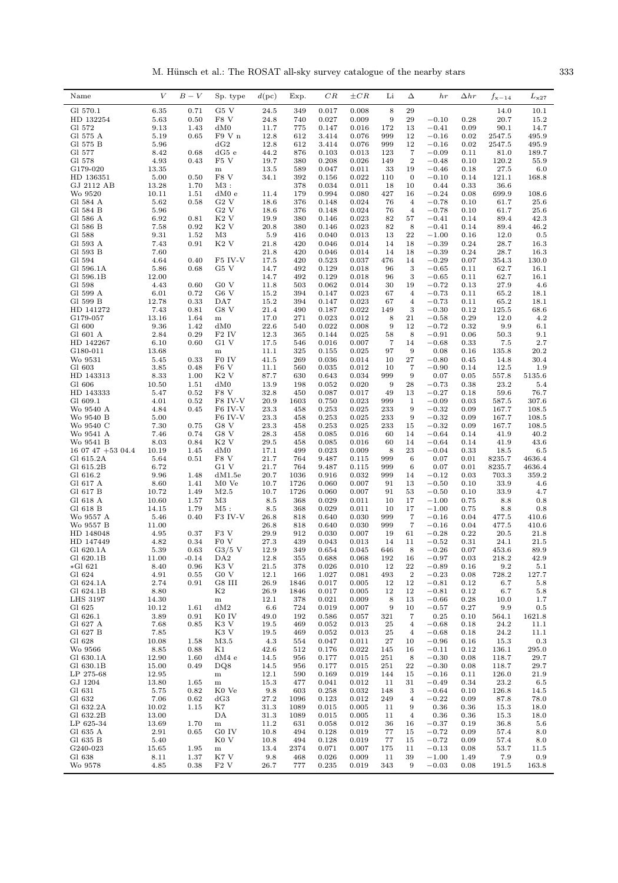| Name | $V$ | $B-V$ | Sp. type | $d$(pc) | Exp. | $CR$ | $\pm CR$ | Li | $\Delta$ | $hr$ | $\Delta hr$ | $f_{\mathrm{x}-14}$ | $L_{\mathrm{x}27}$ |
|---|---|---|---|---|---|---|---|---|---|---|---|---|---|
| Gl 570.1 | 6.35 | 0.71 | G5 V | 24.5 | 349 | 0.017 | 0.008 | 8 | 29 | | | 14.0 | 10.1 |
| HD 132254 | 5.63 | 0.50 | F8 V | 24.8 | 740 | 0.027 | 0.009 | 9 | 29 | $-0.10$ | 0.28 | 20.7 | 15.2 |
| Gl 572 | 9.13 | 1.43 | dM0 | 11.7 | 775 | 0.147 | 0.016 | 172 | 13 | $-0.41$ | 0.09 | 90.1 | 14.7 |
| Gl 575 A | 5.19 | 0.65 | F9 V n | 12.8 | 612 | 3.414 | 0.076 | 999 | 12 | $-0.16$ | 0.02 | 2547.5 | 495.9 |
| Gl 575 B | 5.96 | | dG2 | 12.8 | 612 | 3.414 | 0.076 | 999 | 12 | $-0.16$ | 0.02 | 2547.5 | 495.9 |
| Gl 577 | 8.42 | 0.68 | dG5 e | 44.2 | 876 | 0.103 | 0.013 | 123 | 7 | $-0.09$ | 0.11 | 81.0 | 189.7 |
| Gl 578 | 4.93 | 0.43 | F5 V | 19.7 | 380 | 0.208 | 0.026 | 149 | 2 | $-0.48$ | 0.10 | 120.2 | 55.9 |
| G179-020 | 13.35 | | m | 13.5 | 589 | 0.047 | 0.011 | 33 | 19 | $-0.46$ | 0.18 | 27.5 | 6.0 |
| HD 136351 | 5.00 | 0.50 | F8 V | 34.1 | 392 | 0.156 | 0.022 | 110 | 0 | $-0.10$ | 0.14 | 121.1 | 168.8 |
| GJ 2112 AB | 13.28 | 1.70 | M3 : | | 378 | 0.034 | 0.011 | 18 | 10 | 0.44 | 0.33 | 36.6 | |
| Wo 9520 | 10.11 | 1.51 | dM0 e | 11.4 | 179 | 0.994 | 0.080 | 427 | 16 | $-0.24$ | 0.08 | 699.9 | 108.6 |
| Gl 584 A | 5.62 | 0.58 | G2 V | 18.6 | 376 | 0.148 | 0.024 | 76 | 4 | $-0.78$ | 0.10 | 61.7 | 25.6 |
| Gl 584 B | 5.96 | | G2 V | 18.6 | 376 | 0.148 | 0.024 | 76 | 4 | $-0.78$ | 0.10 | 61.7 | 25.6 |
| Gl 586 A | 6.92 | 0.81 | K2 V | 19.9 | 380 | 0.146 | 0.023 | 82 | 57 | $-0.41$ | 0.14 | 89.4 | 42.3 |
| Gl 586 B | 7.58 | 0.92 | K2 V | 20.8 | 380 | 0.146 | 0.023 | 82 | 8 | $-0.41$ | 0.14 | 89.4 | 46.2 |
| Gl 588 | 9.31 | 1.52 | M3 | 5.9 | 416 | 0.040 | 0.013 | 13 | 22 | $-1.00$ | 0.16 | 12.0 | 0.5 |
| Gl 593 A | 7.43 | 0.91 | K2 V | 21.8 | 420 | 0.046 | 0.014 | 14 | 18 | $-0.39$ | 0.24 | 28.7 | 16.3 |
| Gl 593 B | 7.60 | | | 21.8 | 420 | 0.046 | 0.014 | 14 | 18 | $-0.39$ | 0.24 | 28.7 | 16.3 |
| Gl 594 | 4.64 | 0.40 | F5 IV-V | 17.5 | 420 | 0.523 | 0.037 | 476 | 14 | $-0.29$ | 0.07 | 354.3 | 130.0 |
| Gl 596.1A | 5.86 | 0.68 | G5 V | 14.7 | 492 | 0.129 | 0.018 | 96 | 3 | $-0.65$ | 0.11 | 62.7 | 16.1 |
| Gl 596.1B | 12.00 | | | 14.7 | 492 | 0.129 | 0.018 | 96 | 3 | $-0.65$ | 0.11 | 62.7 | 16.1 |
| Gl 598 | 4.43 | 0.60 | G0 V | 11.8 | 503 | 0.062 | 0.014 | 30 | 19 | $-0.72$ | 0.13 | 27.9 | 4.6 |
| Gl 599 A | 6.01 | 0.72 | G6 V | 15.2 | 394 | 0.147 | 0.023 | 67 | 4 | $-0.73$ | 0.11 | 65.2 | 18.1 |
| Gl 599 B | 12.78 | 0.33 | DA7 | 15.2 | 394 | 0.147 | 0.023 | 67 | 4 | $-0.73$ | 0.11 | 65.2 | 18.1 |
| HD 141272 | 7.43 | 0.81 | G8 V | 21.4 | 490 | 0.187 | 0.022 | 149 | 3 | $-0.30$ | 0.12 | 125.5 | 68.6 |
| G179-057 | 13.16 | 1.64 | m | 17.0 | 271 | 0.023 | 0.012 | 8 | 21 | $-0.58$ | 0.29 | 12.0 | 4.2 |
| Gl 600 | 9.36 | 1.42 | dM0 | 22.6 | 540 | 0.022 | 0.008 | 9 | 12 | $-0.72$ | 0.32 | 9.9 | 6.1 |
| Gl 601 A | 2.84 | 0.29 | F2 IV | 12.3 | 365 | 0.144 | 0.025 | 58 | 8 | $-0.91$ | 0.06 | 50.3 | 9.1 |
| HD 142267 | 6.10 | 0.60 | G1 V | 17.5 | 546 | 0.016 | 0.007 | 7 | 14 | $-0.68$ | 0.33 | 7.5 | 2.7 |
| G180-011 | 13.68 | | m | 11.1 | 325 | 0.155 | 0.025 | 97 | 9 | 0.08 | 0.16 | 135.8 | 20.2 |
| Wo 9531 | 5.45 | 0.33 | F0 IV | 41.5 | 269 | 0.036 | 0.014 | 10 | 27 | $-0.80$ | 0.45 | 14.8 | 30.4 |
| Gl 603 | 3.85 | 0.48 | F6 V | 11.1 | 560 | 0.035 | 0.012 | 10 | 7 | $-0.90$ | 0.14 | 12.5 | 1.9 |
| HD 143313 | 8.33 | 1.00 | K2 V | 87.7 | 630 | 0.643 | 0.034 | 999 | 9 | 0.07 | 0.05 | 557.8 | 5135.6 |
| Gl 606 | 10.50 | 1.51 | dM0 | 13.9 | 198 | 0.052 | 0.020 | 9 | 28 | $-0.73$ | 0.38 | 23.2 | 5.4 |
| HD 143333 | 5.47 | 0.52 | F8 V | 32.8 | 450 | 0.087 | 0.017 | 49 | 13 | $-0.27$ | 0.18 | 59.6 | 76.7 |
| Gl 609.1 | 4.01 | 0.52 | F8 IV-V | 20.9 | 1603 | 0.750 | 0.023 | 999 | 1 | $-0.09$ | 0.03 | 587.5 | 307.6 |
| Wo 9540 A | 4.84 | 0.45 | F6 IV-V | 23.3 | 458 | 0.253 | 0.025 | 233 | 9 | $-0.32$ | 0.09 | 167.7 | 108.5 |
| Wo 9540 B | 5.00 | | F6 IV-V | 23.3 | 458 | 0.253 | 0.025 | 233 | 9 | $-0.32$ | 0.09 | 167.7 | 108.5 |
| Wo 9540 C | 7.30 | 0.75 | G8 V | 23.3 | 458 | 0.253 | 0.025 | 233 | 15 | $-0.32$ | 0.09 | 167.7 | 108.5 |
| Wo 9541 A | 7.46 | 0.74 | G8 V | 28.3 | 458 | 0.085 | 0.016 | 60 | 14 | $-0.64$ | 0.14 | 41.9 | 40.2 |
| Wo 9541 B | 8.03 | 0.84 | K2 V | 29.5 | 458 | 0.085 | 0.016 | 60 | 14 | $-0.64$ | 0.14 | 41.9 | 43.6 |
| 16 07 47 +53 04.4 | 10.19 | 1.45 | dM0 | 17.1 | 499 | 0.023 | 0.009 | 8 | 23 | $-0.04$ | 0.33 | 18.5 | 6.5 |
| Gl 615.2A | 5.64 | 0.51 | F8 V | 21.7 | 764 | 9.487 | 0.115 | 999 | 6 | 0.07 | 0.01 | 8235.7 | 4636.4 |
| Gl 615.2B | 6.72 | | G1 V | 21.7 | 764 | 9.487 | 0.115 | 999 | 6 | 0.07 | 0.01 | 8235.7 | 4636.4 |
| Gl 616.2 | 9.96 | 1.48 | dM1.5e | 20.7 | 1036 | 0.916 | 0.032 | 999 | 14 | $-0.12$ | 0.03 | 703.3 | 359.2 |
| Gl 617 A | 8.60 | 1.41 | M0 Ve | 10.7 | 1726 | 0.060 | 0.007 | 91 | 13 | $-0.50$ | 0.10 | 33.9 | 4.6 |
| Gl 617 B | 10.72 | 1.49 | M2.5 | 10.7 | 1726 | 0.060 | 0.007 | 91 | 53 | $-0.50$ | 0.10 | 33.9 | 4.7 |
| Gl 618 A | 10.60 | 1.57 | M3 | 8.5 | 368 | 0.029 | 0.011 | 10 | 17 | $-1.00$ | 0.75 | 8.8 | 0.8 |
| Gl 618 B | 14.15 | 1.79 | M5 : | 8.5 | 368 | 0.029 | 0.011 | 10 | 17 | $-1.00$ | 0.75 | 8.8 | 0.8 |
| Wo 9557 A | 5.46 | 0.40 | F3 IV-V | 26.8 | 818 | 0.640 | 0.030 | 999 | 7 | $-0.16$ | 0.04 | 477.5 | 410.6 |
| Wo 9557 B | 11.00 | | | 26.8 | 818 | 0.640 | 0.030 | 999 | 7 | $-0.16$ | 0.04 | 477.5 | 410.6 |
| HD 148048 | 4.95 | 0.37 | F3 V | 29.9 | 912 | 0.030 | 0.007 | 19 | 61 | $-0.28$ | 0.22 | 20.5 | 21.8 |
| HD 147449 | 4.82 | 0.34 | F0 V | 27.3 | 439 | 0.043 | 0.013 | 14 | 11 | $-0.52$ | 0.31 | 24.1 | 21.5 |
| Gl 620.1A | 5.39 | 0.63 | G3/5 V | 12.9 | 349 | 0.654 | 0.045 | 646 | 8 | $-0.26$ | 0.07 | 453.6 | 89.9 |
| Gl 620.1B | 11.00 | $-0.14$ | DA2 | 12.8 | 355 | 0.688 | 0.068 | 192 | 16 | $-0.97$ | 0.03 | 218.2 | 42.9 |
| *Gl 621 | 8.40 | 0.96 | K3 V | 21.5 | 378 | 0.026 | 0.010 | 12 | 22 | $-0.89$ | 0.16 | 9.2 | 5.1 |
| Gl 624 | 4.91 | 0.55 | G0 V | 12.1 | 166 | 1.027 | 0.081 | 493 | 2 | $-0.23$ | 0.08 | 728.2 | 127.7 |
| Gl 624.1A | 2.74 | 0.91 | G8 III | 26.9 | 1846 | 0.017 | 0.005 | 12 | 12 | $-0.81$ | 0.12 | 6.7 | 5.8 |
| Gl 624.1B | 8.80 | | K2 | 26.9 | 1846 | 0.017 | 0.005 | 12 | 12 | $-0.81$ | 0.12 | 6.7 | 5.8 |
| LHS 3197 | 14.30 | | m | 12.1 | 378 | 0.021 | 0.009 | 8 | 13 | $-0.66$ | 0.28 | 10.0 | 1.7 |
| Gl 625 | 10.12 | 1.61 | dM2 | 6.6 | 724 | 0.019 | 0.007 | 9 | 10 | $-0.57$ | 0.27 | 9.9 | 0.5 |
| Gl 626.1 | 3.89 | 0.91 | K0 IV | 49.0 | 192 | 0.586 | 0.057 | 321 | 7 | 0.25 | 0.10 | 564.1 | 1621.8 |
| Gl 627 A | 7.68 | 0.85 | K3 V | 19.5 | 469 | 0.052 | 0.013 | 25 | 4 | $-0.68$ | 0.18 | 24.2 | 11.1 |
| Gl 627 B | 7.85 | | K3 V | 19.5 | 469 | 0.052 | 0.013 | 25 | 4 | $-0.68$ | 0.18 | 24.2 | 11.1 |
| Gl 628 | 10.08 | 1.58 | M3.5 | 4.3 | 554 | 0.047 | 0.011 | 27 | 10 | $-0.96$ | 0.16 | 15.3 | 0.3 |
| Wo 9566 | 8.85 | 0.88 | K1 | 42.6 | 512 | 0.176 | 0.022 | 145 | 16 | $-0.11$ | 0.12 | 136.1 | 295.0 |
| Gl 630.1A | 12.90 | 1.60 | dM4 e | 14.5 | 956 | 0.177 | 0.015 | 251 | 8 | $-0.30$ | 0.08 | 118.7 | 29.7 |
| Gl 630.1B | 15.00 | 0.49 | DQ8 | 14.5 | 956 | 0.177 | 0.015 | 251 | 22 | $-0.30$ | 0.08 | 118.7 | 29.7 |
| LP 275-68 | 12.95 | | m | 12.1 | 590 | 0.169 | 0.019 | 144 | 15 | $-0.16$ | 0.11 | 126.0 | 21.9 |
| GJ 1204 | 13.80 | 1.65 | m | 15.3 | 477 | 0.041 | 0.012 | 11 | 31 | $-0.49$ | 0.34 | 23.2 | 6.5 |
| Gl 631 | 5.75 | 0.82 | K0 Ve | 9.8 | 603 | 0.258 | 0.032 | 148 | 3 | $-0.64$ | 0.10 | 126.8 | 14.5 |
| Gl 632 | 7.06 | 0.62 | dG3 | 27.2 | 1096 | 0.123 | 0.012 | 249 | 4 | $-0.22$ | 0.09 | 87.8 | 78.0 |
| Gl 632.2A | 10.02 | 1.15 | K7 | 31.3 | 1089 | 0.015 | 0.005 | 11 | 9 | 0.36 | 0.36 | 15.3 | 18.0 |
| Gl 632.2B | 13.00 | | DA | 31.3 | 1089 | 0.015 | 0.005 | 11 | 4 | 0.36 | 0.36 | 15.3 | 18.0 |
| LP 625-34 | 13.69 | 1.70 | m | 11.2 | 631 | 0.058 | 0.012 | 36 | 16 | $-0.37$ | 0.19 | 36.8 | 5.6 |
| Gl 635 A | 2.91 | 0.65 | G0 IV | 10.8 | 494 | 0.128 | 0.019 | 77 | 15 | $-0.72$ | 0.09 | 57.4 | 8.0 |
| Gl 635 B | 5.40 | | K0 V | 10.8 | 494 | 0.128 | 0.019 | 77 | 15 | $-0.72$ | 0.09 | 57.4 | 8.0 |
| G240-023 | 15.65 | 1.95 | m | 13.4 | 2374 | 0.071 | 0.007 | 175 | 11 | $-0.13$ | 0.08 | 53.7 | 11.5 |
| Gl 638 | 8.11 | 1.37 | K7 V | 9.8 | 468 | 0.026 | 0.009 | 11 | 39 | $-1.00$ | 1.49 | 7.9 | 0.9 |
| Wo 9578 | 4.85 | 0.38 | F2 V | 26.7 | 777 | 0.235 | 0.019 | 343 | 9 | $-0.03$ | 0.08 | 191.5 | 163.8 |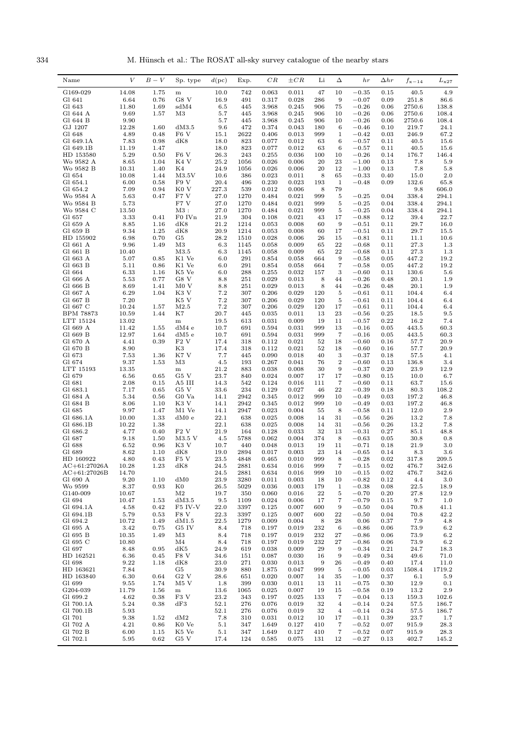| Name | $V$ | $B-V$ | Sp. type | $d$(pc) | Exp. | $CR$ | $\pm CR$ | Li | $\Delta$ | $hr$ | $\Delta hr$ | $f_{x-14}$ | $L_{x27}$ |
|---|---|---|---|---|---|---|---|---|---|---|---|---|---|
| G169-029 | 14.08 | 1.75 | m | 10.0 | 742 | 0.063 | 0.011 | 47 | 10 | −0.35 | 0.15 | 40.5 | 4.9 |
| Gl 641 | 6.64 | 0.76 | G8 V | 16.9 | 491 | 0.317 | 0.028 | 286 | 9 | −0.07 | 0.09 | 251.8 | 86.6 |
| Gl 643 | 11.80 | 1.69 | sdM4 | 6.5 | 445 | 3.968 | 0.245 | 906 | 75 | −0.26 | 0.06 | 2750.6 | 138.8 |
| Gl 644 A | 9.69 | 1.57 | M3 | 5.7 | 445 | 3.968 | 0.245 | 906 | 10 | −0.26 | 0.06 | 2750.6 | 108.4 |
| Gl 644 B | 9.90 | | | 5.7 | 445 | 3.968 | 0.245 | 906 | 10 | −0.26 | 0.06 | 2750.6 | 108.4 |
| GJ 1207 | 12.28 | 1.60 | dM3.5 | 9.6 | 472 | 0.374 | 0.043 | 180 | 6 | −0.46 | 0.10 | 219.7 | 24.1 |
| Gl 648 | 4.89 | 0.48 | F6 V | 15.1 | 2622 | 0.406 | 0.013 | 999 | 1 | −0.42 | 0.03 | 246.9 | 67.2 |
| Gl 649.1A | 7.83 | 0.98 | dK8 | 18.0 | 823 | 0.077 | 0.012 | 63 | 6 | −0.57 | 0.11 | 40.5 | 15.6 |
| Gl 649.1B | 11.19 | 1.47 | | 18.0 | 823 | 0.077 | 0.012 | 63 | 6 | −0.57 | 0.11 | 40.5 | 15.6 |
| HD 153580 | 5.29 | 0.50 | F6 V | 26.3 | 243 | 0.255 | 0.036 | 100 | 10 | −0.26 | 0.14 | 176.7 | 146.4 |
| Wo 9582 A | 8.65 | 1.04 | K4 V | 25.2 | 1056 | 0.026 | 0.006 | 20 | 23 | −1.00 | 0.13 | 7.8 | 5.9 |
| Wo 9582 B | 10.31 | 1.40 | K4 | 24.9 | 1056 | 0.026 | 0.006 | 20 | 12 | −1.00 | 0.13 | 7.8 | 5.8 |
| Gl 654 | 10.08 | 1.44 | M3.5V | 10.6 | 386 | 0.023 | 0.011 | 8 | 65 | −0.33 | 0.40 | 15.0 | 2.0 |
| Gl 654.1 | 6.00 | 0.58 | F9 V | 20.4 | 496 | 0.230 | 0.023 | 193 | 1 | −0.48 | 0.09 | 132.6 | 65.8 |
| Gl 654.2 | 7.09 | 0.94 | K0 V | 227.3 | 539 | 0.012 | 0.006 | 8 | 79 | | | 9.8 | 606.0 |
| Wo 9584 A | 5.63 | 0.47 | F7 V | 27.0 | 1270 | 0.484 | 0.021 | 999 | 5 | −0.25 | 0.04 | 338.4 | 294.1 |
| Wo 9584 B | 5.73 | | F7 V | 27.0 | 1270 | 0.484 | 0.021 | 999 | 5 | −0.25 | 0.04 | 338.4 | 294.1 |
| Wo 9584 C | 13.50 | | M3 : | 27.0 | 1270 | 0.484 | 0.021 | 999 | 5 | −0.25 | 0.04 | 338.4 | 294.1 |
| Gl 657 | 3.33 | 0.41 | F0 IVn | 21.9 | 304 | 0.108 | 0.021 | 43 | 17 | −0.88 | 0.12 | 39.4 | 22.7 |
| Gl 659 A | 8.85 | 1.16 | dK8 | 21.2 | 1214 | 0.053 | 0.008 | 60 | 9 | −0.51 | 0.11 | 29.7 | 16.0 |
| Gl 659 B | 9.34 | 1.25 | dK8 | 20.9 | 1214 | 0.053 | 0.008 | 60 | 17 | −0.51 | 0.11 | 29.7 | 15.5 |
| HD 155902 | 6.98 | 0.70 | G5 | 28.2 | 1510 | 0.028 | 0.006 | 26 | 15 | −0.81 | 0.11 | 11.1 | 10.6 |
| Gl 661 A | 9.96 | 1.49 | M3 | 6.3 | 1145 | 0.058 | 0.009 | 65 | 22 | −0.68 | 0.11 | 27.3 | 1.3 |
| Gl 661 B | 10.40 | | M3.5 | 6.3 | 1145 | 0.058 | 0.009 | 65 | 22 | −0.68 | 0.11 | 27.3 | 1.3 |
| Gl 663 A | 5.07 | 0.85 | K1 Ve | 6.0 | 291 | 0.854 | 0.058 | 664 | 9 | −0.58 | 0.05 | 447.2 | 19.2 |
| Gl 663 B | 5.11 | 0.86 | K1 Ve | 6.0 | 291 | 0.854 | 0.058 | 664 | 7 | −0.58 | 0.05 | 447.2 | 19.2 |
| Gl 664 | 6.33 | 1.16 | K5 Ve | 6.0 | 288 | 0.255 | 0.032 | 157 | 3 | −0.60 | 0.11 | 130.6 | 5.6 |
| Gl 666 A | 5.53 | 0.77 | G8 V | 8.8 | 251 | 0.029 | 0.013 | 8 | 44 | −0.26 | 0.48 | 20.1 | 1.9 |
| Gl 666 B | 8.69 | 1.41 | M0 V | 8.8 | 251 | 0.029 | 0.013 | 8 | 44 | −0.26 | 0.48 | 20.1 | 1.9 |
| Gl 667 A | 6.29 | 1.04 | K3 V | 7.2 | 307 | 0.206 | 0.029 | 120 | 5 | −0.61 | 0.11 | 104.4 | 6.4 |
| Gl 667 B | 7.20 | | K5 V | 7.2 | 307 | 0.206 | 0.029 | 120 | 5 | −0.61 | 0.11 | 104.4 | 6.4 |
| Gl 667 C | 10.24 | 1.57 | M2.5 | 7.2 | 307 | 0.206 | 0.029 | 120 | 17 | −0.61 | 0.11 | 104.4 | 6.4 |
| BPM 78873 | 10.59 | 1.44 | K7 | 20.7 | 445 | 0.035 | 0.011 | 13 | 23 | −0.56 | 0.25 | 18.5 | 9.5 |
| LTT 15124 | 13.02 | | m | 19.5 | 613 | 0.031 | 0.009 | 19 | 11 | −0.57 | 0.22 | 16.2 | 7.4 |
| Gl 669 A | 11.42 | 1.55 | dM4 e | 10.7 | 691 | 0.594 | 0.031 | 999 | 13 | −0.16 | 0.05 | 443.5 | 60.3 |
| Gl 669 B | 12.97 | 1.64 | dM5 e | 10.7 | 691 | 0.594 | 0.031 | 999 | 7 | −0.16 | 0.05 | 443.5 | 60.3 |
| Gl 670 A | 4.41 | 0.39 | F2 V | 17.4 | 318 | 0.112 | 0.021 | 52 | 18 | −0.60 | 0.16 | 57.7 | 20.9 |
| Gl 670 B | 8.90 | | K3 | 17.4 | 318 | 0.112 | 0.021 | 52 | 18 | −0.60 | 0.16 | 57.7 | 20.9 |
| Gl 673 | 7.53 | 1.36 | K7 V | 7.7 | 445 | 0.090 | 0.018 | 40 | 3 | −0.37 | 0.18 | 57.5 | 4.1 |
| Gl 674 | 9.37 | 1.53 | M3 | 4.5 | 193 | 0.267 | 0.041 | 76 | 2 | −0.60 | 0.13 | 136.8 | 3.4 |
| LTT 15193 | 13.35 | | m | 21.2 | 883 | 0.038 | 0.008 | 30 | 9 | −0.37 | 0.20 | 23.9 | 12.9 |
| Gl 679 | 6.56 | 0.65 | G5 V | 23.7 | 840 | 0.024 | 0.007 | 17 | 17 | −0.80 | 0.15 | 10.0 | 6.7 |
| Gl 681 | 2.08 | 0.15 | A5 III | 14.3 | 542 | 0.124 | 0.016 | 111 | 7 | −0.60 | 0.11 | 63.7 | 15.6 |
| Gl 683.1 | 7.17 | 0.65 | G5 V | 33.6 | 234 | 0.129 | 0.027 | 46 | 22 | −0.39 | 0.18 | 80.3 | 108.2 |
| Gl 684 A | 5.34 | 0.56 | G0 Va | 14.1 | 2942 | 0.345 | 0.012 | 999 | 10 | −0.49 | 0.03 | 197.2 | 46.8 |
| Gl 684 B | 8.06 | 1.10 | K3 V | 14.1 | 2942 | 0.345 | 0.012 | 999 | 10 | −0.49 | 0.03 | 197.2 | 46.8 |
| Gl 685 | 9.97 | 1.47 | M1 Ve | 14.1 | 2947 | 0.023 | 0.004 | 55 | 8 | −0.58 | 0.11 | 12.0 | 2.9 |
| Gl 686.1A | 10.00 | 1.33 | dM0 e | 22.1 | 638 | 0.025 | 0.008 | 14 | 31 | −0.56 | 0.26 | 13.2 | 7.8 |
| Gl 686.1B | 10.22 | 1.38 | | 22.1 | 638 | 0.025 | 0.008 | 14 | 31 | −0.56 | 0.26 | 13.2 | 7.8 |
| Gl 686.2 | 4.77 | 0.40 | F2 V | 21.9 | 164 | 0.128 | 0.033 | 32 | 13 | −0.31 | 0.27 | 85.1 | 48.8 |
| Gl 687 | 9.18 | 1.50 | M3.5 V | 4.5 | 5788 | 0.062 | 0.004 | 374 | 8 | −0.63 | 0.05 | 30.8 | 0.8 |
| Gl 688 | 6.52 | 0.96 | K3 V | 10.7 | 440 | 0.048 | 0.013 | 19 | 11 | −0.71 | 0.18 | 21.9 | 3.0 |
| Gl 689 | 8.62 | 1.10 | dK8 | 19.0 | 2894 | 0.017 | 0.003 | 23 | 14 | −0.65 | 0.14 | 8.3 | 3.6 |
| HD 160922 | 4.80 | 0.43 | F5 V | 23.5 | 4848 | 0.465 | 0.010 | 999 | 8 | −0.28 | 0.02 | 317.8 | 209.5 |
| AC+61:27026A | 10.28 | 1.23 | dK8 | 24.5 | 2881 | 0.634 | 0.016 | 999 | 7 | −0.15 | 0.02 | 476.7 | 342.6 |
| AC+61:27026B | 14.70 | | | 24.5 | 2881 | 0.634 | 0.016 | 999 | 10 | −0.15 | 0.02 | 476.7 | 342.6 |
| Gl 690 A | 9.20 | 1.10 | dM0 | 23.9 | 3280 | 0.011 | 0.003 | 18 | 10 | −0.82 | 0.12 | 4.4 | 3.0 |
| Wo 9599 | 8.37 | 0.93 | K0 | 26.5 | 5029 | 0.036 | 0.003 | 179 | 1 | −0.38 | 0.08 | 22.5 | 18.9 |
| G140-009 | 10.67 | | M2 | 19.7 | 350 | 0.060 | 0.016 | 22 | 5 | −0.70 | 0.20 | 27.8 | 12.9 |
| Gl 694 | 10.47 | 1.53 | dM3.5 | 9.5 | 1109 | 0.024 | 0.006 | 17 | 7 | −0.79 | 0.15 | 9.7 | 1.0 |
| Gl 694.1A | 4.58 | 0.42 | F5 IV-V | 22.0 | 3397 | 0.125 | 0.007 | 600 | 9 | −0.50 | 0.04 | 70.8 | 41.1 |
| Gl 694.1B | 5.79 | 0.53 | F8 V | 22.3 | 3397 | 0.125 | 0.007 | 600 | 22 | −0.50 | 0.04 | 70.8 | 42.2 |
| Gl 694.2 | 10.72 | 1.49 | dM1.5 | 22.5 | 1279 | 0.009 | 0.004 | 8 | 28 | 0.06 | 0.37 | 7.9 | 4.8 |
| Gl 695 A | 3.42 | 0.75 | G5 IV | 8.4 | 718 | 0.197 | 0.019 | 232 | 6 | −0.86 | 0.06 | 73.9 | 6.2 |
| Gl 695 B | 10.35 | 1.49 | M3 | 8.4 | 718 | 0.197 | 0.019 | 232 | 27 | −0.86 | 0.06 | 73.9 | 6.2 |
| Gl 695 C | 10.80 | | M4 | 8.4 | 718 | 0.197 | 0.019 | 232 | 27 | −0.86 | 0.06 | 73.9 | 6.2 |
| Gl 697 | 8.48 | 0.95 | dK5 | 24.9 | 619 | 0.038 | 0.009 | 29 | 9 | −0.34 | 0.21 | 24.7 | 18.3 |
| HD 162521 | 6.36 | 0.45 | F8 V | 34.6 | 151 | 0.087 | 0.030 | 16 | 9 | −0.49 | 0.34 | 49.6 | 71.0 |
| Gl 698 | 9.22 | 1.18 | dK8 | 23.0 | 271 | 0.030 | 0.013 | 9 | 26 | −0.49 | 0.40 | 17.4 | 11.0 |
| HD 163621 | 7.84 | | G5 | 30.9 | 880 | 1.875 | 0.047 | 999 | 5 | −0.05 | 0.03 | 1508.4 | 1719.2 |
| HD 163840 | 6.30 | 0.64 | G2 V | 28.6 | 651 | 0.020 | 0.007 | 14 | 35 | −1.00 | 0.37 | 6.1 | 5.9 |
| Gl 699 | 9.55 | 1.74 | M5 V | 1.8 | 399 | 0.030 | 0.011 | 13 | 11 | −0.75 | 0.30 | 12.9 | 0.1 |
| G204-039 | 11.79 | 1.56 | m | 13.6 | 1065 | 0.025 | 0.007 | 19 | 15 | −0.58 | 0.19 | 13.2 | 2.9 |
| Gl 699.2 | 4.62 | 0.38 | F3 V | 23.2 | 343 | 0.197 | 0.025 | 133 | 7 | −0.04 | 0.13 | 159.3 | 102.6 |
| Gl 700.1A | 5.24 | 0.38 | dF3 | 52.1 | 276 | 0.076 | 0.019 | 32 | 4 | −0.14 | 0.24 | 57.5 | 186.7 |
| Gl 700.1B | 5.93 | | | 52.1 | 276 | 0.076 | 0.019 | 32 | 4 | −0.14 | 0.24 | 57.5 | 186.7 |
| Gl 701 | 9.38 | 1.52 | dM2 | 7.8 | 310 | 0.031 | 0.012 | 10 | 17 | −0.11 | 0.39 | 23.7 | 1.7 |
| Gl 702 A | 4.21 | 0.86 | K0 Ve | 5.1 | 347 | 1.649 | 0.127 | 410 | 7 | −0.52 | 0.07 | 915.9 | 28.3 |
| Gl 702 B | 6.00 | 1.15 | K5 Ve | 5.1 | 347 | 1.649 | 0.127 | 410 | 7 | −0.52 | 0.07 | 915.9 | 28.3 |
| Gl 702.1 | 5.95 | 0.62 | G5 V | 17.4 | 124 | 0.585 | 0.075 | 131 | 12 | −0.27 | 0.13 | 402.7 | 145.2 |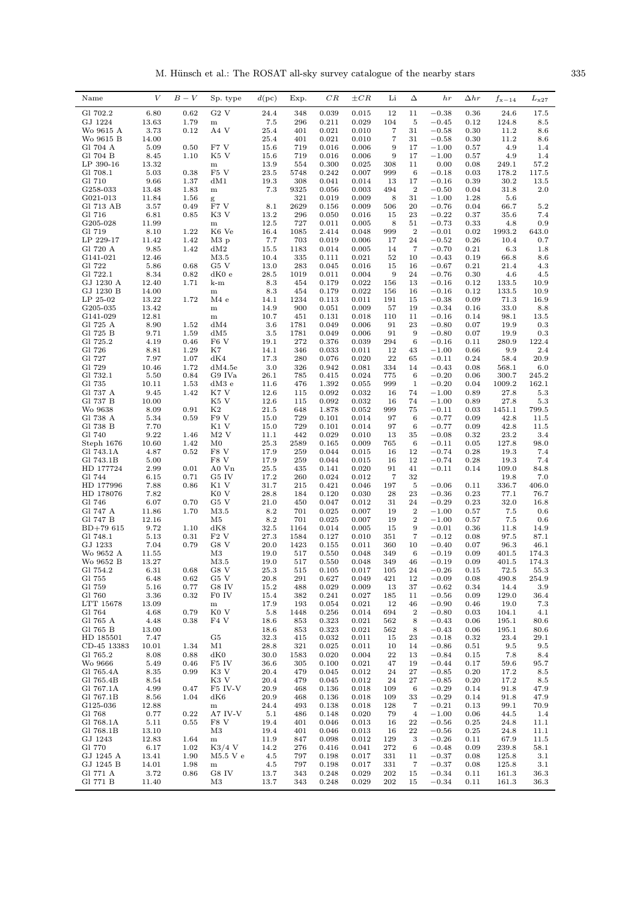| Name | $V$ | $B-V$ | Sp. type | $d$(pc) | Exp. | $CR$ | $\pm CR$ | Li | $\Delta$ | $hr$ | $\Delta hr$ | $f_{x-14}$ | $L_{x27}$ |
|---|---|---|---|---|---|---|---|---|---|---|---|---|---|
| Gl 702.2 | 6.80 | 0.62 | G2 V | 24.4 | 348 | 0.039 | 0.015 | 12 | 11 | −0.38 | 0.36 | 24.6 | 17.5 |
| GJ 1224 | 13.63 | 1.79 | m | 7.5 | 296 | 0.211 | 0.029 | 104 | 5 | −0.45 | 0.12 | 124.8 | 8.5 |
| Wo 9615 A | 3.73 | 0.12 | A4 V | 25.4 | 401 | 0.021 | 0.010 | 7 | 31 | −0.58 | 0.30 | 11.2 | 8.6 |
| Wo 9615 B | 14.00 | | | 25.4 | 401 | 0.021 | 0.010 | 7 | 31 | −0.58 | 0.30 | 11.2 | 8.6 |
| Gl 704 A | 5.09 | 0.50 | F7 V | 15.6 | 719 | 0.016 | 0.006 | 9 | 17 | −1.00 | 0.57 | 4.9 | 1.4 |
| Gl 704 B | 8.45 | 1.10 | K5 V | 15.6 | 719 | 0.016 | 0.006 | 9 | 17 | −1.00 | 0.57 | 4.9 | 1.4 |
| LP 390-16 | 13.32 | | m | 13.9 | 554 | 0.300 | 0.025 | 308 | 11 | 0.00 | 0.08 | 249.1 | 57.2 |
| Gl 708.1 | 5.03 | 0.38 | F5 V | 23.5 | 5748 | 0.242 | 0.007 | 999 | 6 | −0.18 | 0.03 | 178.2 | 117.5 |
| Gl 710 | 9.66 | 1.37 | dM1 | 19.3 | 308 | 0.041 | 0.014 | 13 | 17 | −0.16 | 0.39 | 30.2 | 13.5 |
| G258-033 | 13.48 | 1.83 | m | 7.3 | 9325 | 0.056 | 0.003 | 494 | 2 | −0.50 | 0.04 | 31.8 | 2.0 |
| G021-013 | 11.84 | 1.56 | g | | 321 | 0.019 | 0.009 | 8 | 31 | −1.00 | 1.28 | 5.6 | |
| Gl 713 AB | 3.57 | 0.49 | F7 V | 8.1 | 2629 | 0.156 | 0.009 | 506 | 20 | −0.76 | 0.04 | 66.7 | 5.2 |
| Gl 716 | 6.81 | 0.85 | K3 V | 13.2 | 296 | 0.050 | 0.016 | 15 | 23 | −0.22 | 0.37 | 35.6 | 7.4 |
| G205-028 | 11.99 | | m | 12.5 | 727 | 0.011 | 0.005 | 8 | 51 | −0.73 | 0.33 | 4.8 | 0.9 |
| Gl 719 | 8.10 | 1.22 | K6 Ve | 16.4 | 1085 | 2.414 | 0.048 | 999 | 2 | −0.01 | 0.02 | 1993.2 | 643.0 |
| LP 229-17 | 11.42 | 1.42 | M3 p | 7.7 | 703 | 0.019 | 0.006 | 17 | 24 | −0.52 | 0.26 | 10.4 | 0.7 |
| Gl 720 A | 9.85 | 1.42 | dM2 | 15.5 | 1183 | 0.014 | 0.005 | 14 | 7 | −0.70 | 0.21 | 6.3 | 1.8 |
| G141-021 | 12.46 | | M3.5 | 10.4 | 335 | 0.111 | 0.021 | 52 | 10 | −0.43 | 0.19 | 66.8 | 8.6 |
| Gl 722 | 5.86 | 0.68 | G5 V | 13.0 | 283 | 0.045 | 0.016 | 15 | 16 | −0.67 | 0.21 | 21.4 | 4.3 |
| Gl 722.1 | 8.34 | 0.82 | dK0 e | 28.5 | 1019 | 0.011 | 0.004 | 9 | 24 | −0.76 | 0.30 | 4.6 | 4.5 |
| GJ 1230 A | 12.40 | 1.71 | k-m | 8.3 | 454 | 0.179 | 0.022 | 156 | 13 | −0.16 | 0.12 | 133.5 | 10.9 |
| GJ 1230 B | 14.00 | | m | 8.3 | 454 | 0.179 | 0.022 | 156 | 16 | −0.16 | 0.12 | 133.5 | 10.9 |
| LP 25-02 | 13.22 | 1.72 | M4 e | 14.1 | 1234 | 0.113 | 0.011 | 191 | 15 | −0.38 | 0.09 | 71.3 | 16.9 |
| G205-035 | 13.42 | | m | 14.9 | 900 | 0.051 | 0.009 | 57 | 19 | −0.34 | 0.16 | 33.0 | 8.8 |
| G141-029 | 12.81 | | m | 10.7 | 451 | 0.131 | 0.018 | 110 | 11 | −0.16 | 0.14 | 98.1 | 13.5 |
| Gl 725 A | 8.90 | 1.52 | dM4 | 3.6 | 1781 | 0.049 | 0.006 | 91 | 23 | −0.80 | 0.07 | 19.9 | 0.3 |
| Gl 725 B | 9.71 | 1.59 | dM5 | 3.5 | 1781 | 0.049 | 0.006 | 91 | 9 | −0.80 | 0.07 | 19.9 | 0.3 |
| Gl 725.2 | 4.19 | 0.46 | F6 V | 19.1 | 272 | 0.376 | 0.039 | 294 | 6 | −0.16 | 0.11 | 280.9 | 122.4 |
| Gl 726 | 8.81 | 1.29 | K7 | 14.1 | 346 | 0.033 | 0.011 | 12 | 43 | −1.00 | 0.66 | 9.9 | 2.4 |
| Gl 727 | 7.97 | 1.07 | dK4 | 17.3 | 280 | 0.076 | 0.020 | 22 | 65 | −0.11 | 0.24 | 58.4 | 20.9 |
| Gl 729 | 10.46 | 1.72 | dM4.5e | 3.0 | 326 | 0.942 | 0.081 | 334 | 14 | −0.43 | 0.08 | 568.1 | 6.0 |
| Gl 732.1 | 5.50 | 0.84 | G9 IVa | 26.1 | 785 | 0.415 | 0.024 | 775 | 6 | −0.20 | 0.06 | 300.7 | 245.2 |
| Gl 735 | 10.11 | 1.53 | dM3 e | 11.6 | 476 | 1.392 | 0.055 | 999 | 1 | −0.20 | 0.04 | 1009.2 | 162.1 |
| Gl 737 A | 9.45 | 1.42 | K7 V | 12.6 | 115 | 0.092 | 0.032 | 16 | 74 | −1.00 | 0.89 | 27.8 | 5.3 |
| Gl 737 B | 10.00 | | K5 V | 12.6 | 115 | 0.092 | 0.032 | 16 | 74 | −1.00 | 0.89 | 27.8 | 5.3 |
| Wo 9638 | 8.09 | 0.91 | K2 | 21.5 | 648 | 1.878 | 0.052 | 999 | 75 | −0.11 | 0.03 | 1451.1 | 799.5 |
| Gl 738 A | 5.34 | 0.59 | F9 V | 15.0 | 729 | 0.101 | 0.014 | 97 | 6 | −0.77 | 0.09 | 42.8 | 11.5 |
| Gl 738 B | 7.70 | | K1 V | 15.0 | 729 | 0.101 | 0.014 | 97 | 6 | −0.77 | 0.09 | 42.8 | 11.5 |
| Gl 740 | 9.22 | 1.46 | M2 V | 11.1 | 442 | 0.029 | 0.010 | 13 | 35 | −0.08 | 0.32 | 23.2 | 3.4 |
| Steph 1676 | 10.60 | 1.42 | M0 | 25.3 | 2589 | 0.165 | 0.009 | 765 | 6 | −0.11 | 0.05 | 127.8 | 98.0 |
| Gl 743.1A | 4.87 | 0.52 | F8 V | 17.9 | 259 | 0.044 | 0.015 | 16 | 12 | −0.74 | 0.28 | 19.3 | 7.4 |
| Gl 743.1B | 5.00 | | F8 V | 17.9 | 259 | 0.044 | 0.015 | 16 | 12 | −0.74 | 0.28 | 19.3 | 7.4 |
| HD 177724 | 2.99 | 0.01 | A0 Vn | 25.5 | 435 | 0.141 | 0.020 | 91 | 41 | −0.11 | 0.14 | 109.0 | 84.8 |
| Gl 744 | 6.15 | 0.71 | G5 IV | 17.2 | 260 | 0.024 | 0.012 | 7 | 32 | | | 19.8 | 7.0 |
| HD 177996 | 7.88 | 0.86 | K1 V | 31.7 | 215 | 0.421 | 0.046 | 197 | 5 | −0.06 | 0.11 | 336.7 | 406.0 |
| HD 178076 | 7.82 | | K0 V | 28.8 | 184 | 0.120 | 0.030 | 28 | 23 | −0.36 | 0.23 | 77.1 | 76.7 |
| Gl 746 | 6.07 | 0.70 | G5 V | 21.0 | 450 | 0.047 | 0.012 | 31 | 24 | −0.29 | 0.23 | 32.0 | 16.8 |
| Gl 747 A | 11.86 | 1.70 | M3.5 | 8.2 | 701 | 0.025 | 0.007 | 19 | 2 | −1.00 | 0.57 | 7.5 | 0.6 |
| Gl 747 B | 12.16 | | M5 | 8.2 | 701 | 0.025 | 0.007 | 19 | 2 | −1.00 | 0.57 | 7.5 | 0.6 |
| BD+79 615 | 9.72 | 1.10 | dK8 | 32.5 | 1164 | 0.014 | 0.005 | 15 | 9 | −0.01 | 0.36 | 11.8 | 14.9 |
| Gl 748.1 | 5.13 | 0.31 | F2 V | 27.3 | 1584 | 0.127 | 0.010 | 351 | 7 | −0.12 | 0.08 | 97.5 | 87.1 |
| GJ 1233 | 7.04 | 0.79 | G8 V | 20.0 | 1423 | 0.155 | 0.011 | 360 | 10 | −0.40 | 0.07 | 96.3 | 46.1 |
| Wo 9652 A | 11.55 | | M3 | 19.0 | 517 | 0.550 | 0.048 | 349 | 6 | −0.19 | 0.09 | 401.5 | 174.3 |
| Wo 9652 B | 13.27 | | M3.5 | 19.0 | 517 | 0.550 | 0.048 | 349 | 46 | −0.19 | 0.09 | 401.5 | 174.3 |
| Gl 754.2 | 6.31 | 0.68 | G8 V | 25.3 | 515 | 0.105 | 0.017 | 105 | 24 | −0.26 | 0.15 | 72.5 | 55.3 |
| Gl 755 | 6.48 | 0.62 | G5 V | 20.8 | 291 | 0.627 | 0.049 | 421 | 12 | −0.09 | 0.08 | 490.8 | 254.9 |
| Gl 759 | 5.16 | 0.77 | G8 IV | 15.2 | 488 | 0.029 | 0.009 | 13 | 37 | −0.62 | 0.34 | 14.4 | 3.9 |
| Gl 760 | 3.36 | 0.32 | F0 IV | 15.4 | 382 | 0.241 | 0.027 | 185 | 11 | −0.56 | 0.09 | 129.0 | 36.4 |
| LTT 15678 | 13.09 | | m | 17.9 | 193 | 0.054 | 0.021 | 12 | 46 | −0.90 | 0.46 | 19.0 | 7.3 |
| Gl 764 | 4.68 | 0.79 | K0 V | 5.8 | 1448 | 0.256 | 0.014 | 694 | 2 | −0.80 | 0.03 | 104.1 | 4.1 |
| Gl 765 A | 4.48 | 0.38 | F4 V | 18.6 | 853 | 0.323 | 0.021 | 562 | 8 | −0.43 | 0.06 | 195.1 | 80.6 |
| Gl 765 B | 13.00 | | | 18.6 | 853 | 0.323 | 0.021 | 562 | 8 | −0.43 | 0.06 | 195.1 | 80.6 |
| HD 185501 | 7.47 | | G5 | 32.3 | 415 | 0.032 | 0.011 | 15 | 23 | −0.18 | 0.32 | 23.4 | 29.1 |
| CD-45 13383 | 10.01 | 1.34 | M1 | 28.8 | 321 | 0.025 | 0.011 | 10 | 14 | −0.86 | 0.51 | 9.5 | 9.5 |
| Gl 765.2 | 8.08 | 0.88 | dK0 | 30.0 | 1583 | 0.020 | 0.004 | 22 | 13 | −0.84 | 0.15 | 7.8 | 8.4 |
| Wo 9666 | 5.49 | 0.46 | F5 IV | 36.6 | 305 | 0.100 | 0.021 | 47 | 19 | −0.44 | 0.17 | 59.6 | 95.7 |
| Gl 765.4A | 8.35 | 0.99 | K3 V | 20.4 | 479 | 0.045 | 0.012 | 24 | 27 | −0.85 | 0.20 | 17.2 | 8.5 |
| Gl 765.4B | 8.54 | | K3 V | 20.4 | 479 | 0.045 | 0.012 | 24 | 27 | −0.85 | 0.20 | 17.2 | 8.5 |
| Gl 767.1A | 4.99 | 0.47 | F5 IV-V | 20.9 | 468 | 0.136 | 0.018 | 109 | 6 | −0.29 | 0.14 | 91.8 | 47.9 |
| Gl 767.1B | 8.56 | 1.04 | dK6 | 20.9 | 468 | 0.136 | 0.018 | 109 | 33 | −0.29 | 0.14 | 91.8 | 47.9 |
| G125-036 | 12.88 | | m | 24.4 | 493 | 0.138 | 0.018 | 128 | 7 | −0.21 | 0.13 | 99.1 | 70.9 |
| Gl 768 | 0.77 | 0.22 | A7 IV-V | 5.1 | 486 | 0.148 | 0.020 | 79 | 4 | −1.00 | 0.06 | 44.5 | 1.4 |
| Gl 768.1A | 5.11 | 0.55 | F8 V | 19.4 | 401 | 0.046 | 0.013 | 16 | 22 | −0.56 | 0.25 | 24.8 | 11.1 |
| Gl 768.1B | 13.10 | | M3 | 19.4 | 401 | 0.046 | 0.013 | 16 | 22 | −0.56 | 0.25 | 24.8 | 11.1 |
| GJ 1243 | 12.83 | 1.64 | m | 11.9 | 847 | 0.098 | 0.012 | 129 | 3 | −0.26 | 0.11 | 67.9 | 11.5 |
| Gl 770 | 6.17 | 1.02 | K3/4 V | 14.2 | 276 | 0.416 | 0.041 | 272 | 6 | −0.48 | 0.09 | 239.8 | 58.1 |
| GJ 1245 A | 13.41 | 1.90 | M5.5 V e | 4.5 | 797 | 0.198 | 0.017 | 331 | 11 | −0.37 | 0.08 | 125.8 | 3.1 |
| GJ 1245 B | 14.01 | 1.98 | m | 4.5 | 797 | 0.198 | 0.017 | 331 | 7 | −0.37 | 0.08 | 125.8 | 3.1 |
| Gl 771 A | 3.72 | 0.86 | G8 IV | 13.7 | 343 | 0.248 | 0.029 | 202 | 15 | −0.34 | 0.11 | 161.3 | 36.3 |
| Gl 771 B | 11.40 | | M3 | 13.7 | 343 | 0.248 | 0.029 | 202 | 15 | −0.34 | 0.11 | 161.3 | 36.3 |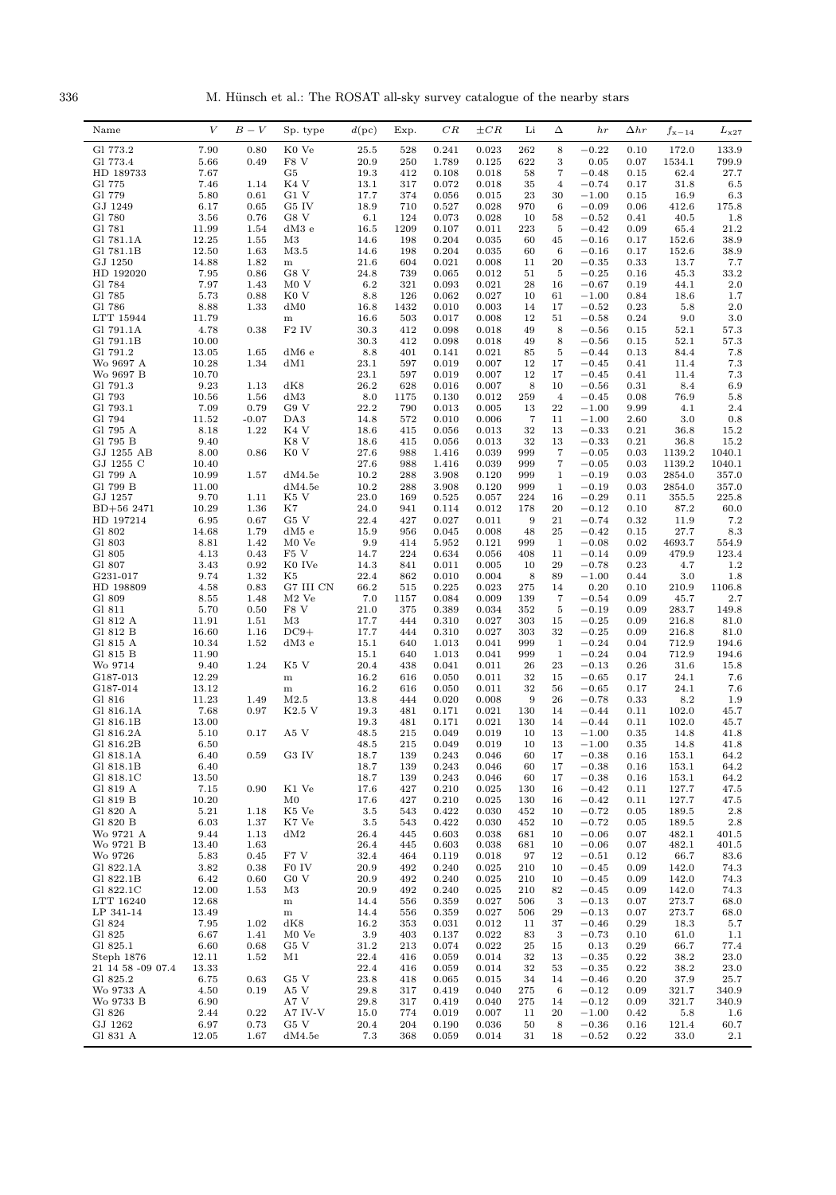| Name | $V$ | $B-V$ | Sp. type | $d$(pc) | Exp. | $CR$ | $\pm CR$ | Li | $\Delta$ | $hr$ | $\Delta hr$ | $f_{\rm x-14}$ | $L_{\rm x27}$ |
|---|---|---|---|---|---|---|---|---|---|---|---|---|---|
| Gl 773.2 | 7.90 | 0.80 | K0 Ve | 25.5 | 528 | 0.241 | 0.023 | 262 | 8 | −0.22 | 0.10 | 172.0 | 133.9 |
| Gl 773.4 | 5.66 | 0.49 | F8 V | 20.9 | 250 | 1.789 | 0.125 | 622 | 3 | 0.05 | 0.07 | 1534.1 | 799.9 |
| HD 189733 | 7.67 | | G5 | 19.3 | 412 | 0.108 | 0.018 | 58 | 7 | −0.48 | 0.15 | 62.4 | 27.7 |
| Gl 775 | 7.46 | 1.14 | K4 V | 13.1 | 317 | 0.072 | 0.018 | 35 | 4 | −0.74 | 0.17 | 31.8 | 6.5 |
| Gl 779 | 5.80 | 0.61 | G1 V | 17.7 | 374 | 0.056 | 0.015 | 23 | 30 | −1.00 | 0.15 | 16.9 | 6.3 |
| GJ 1249 | 6.17 | 0.65 | G5 IV | 18.9 | 710 | 0.527 | 0.028 | 970 | 6 | −0.09 | 0.06 | 412.6 | 175.8 |
| Gl 780 | 3.56 | 0.76 | G8 V | 6.1 | 124 | 0.073 | 0.028 | 10 | 58 | −0.52 | 0.41 | 40.5 | 1.8 |
| Gl 781 | 11.99 | 1.54 | dM3 e | 16.5 | 1209 | 0.107 | 0.011 | 223 | 5 | −0.42 | 0.09 | 65.4 | 21.2 |
| Gl 781.1A | 12.25 | 1.55 | M3 | 14.6 | 198 | 0.204 | 0.035 | 60 | 45 | −0.16 | 0.17 | 152.6 | 38.9 |
| Gl 781.1B | 12.50 | 1.63 | M3.5 | 14.6 | 198 | 0.204 | 0.035 | 60 | 6 | −0.16 | 0.17 | 152.6 | 38.9 |
| GJ 1250 | 14.88 | 1.82 | m | 21.6 | 604 | 0.021 | 0.008 | 11 | 20 | −0.35 | 0.33 | 13.7 | 7.7 |
| HD 192020 | 7.95 | 0.86 | G8 V | 24.8 | 739 | 0.065 | 0.012 | 51 | 5 | −0.25 | 0.16 | 45.3 | 33.2 |
| Gl 784 | 7.97 | 1.43 | M0 V | 6.2 | 321 | 0.093 | 0.021 | 28 | 16 | −0.67 | 0.19 | 44.1 | 2.0 |
| Gl 785 | 5.73 | 0.88 | K0 V | 8.8 | 126 | 0.062 | 0.027 | 10 | 61 | −1.00 | 0.84 | 18.6 | 1.7 |
| Gl 786 | 8.88 | 1.33 | dM0 | 16.8 | 1432 | 0.010 | 0.003 | 14 | 17 | −0.52 | 0.23 | 5.8 | 2.0 |
| LTT 15944 | 11.79 | | m | 16.6 | 503 | 0.017 | 0.008 | 12 | 51 | −0.58 | 0.24 | 9.0 | 3.0 |
| Gl 791.1A | 4.78 | 0.38 | F2 IV | 30.3 | 412 | 0.098 | 0.018 | 49 | 8 | −0.56 | 0.15 | 52.1 | 57.3 |
| Gl 791.1B | 10.00 | | | 30.3 | 412 | 0.098 | 0.018 | 49 | 8 | −0.56 | 0.15 | 52.1 | 57.3 |
| Gl 791.2 | 13.05 | 1.65 | dM6 e | 8.8 | 401 | 0.141 | 0.021 | 85 | 5 | −0.44 | 0.13 | 84.4 | 7.8 |
| Wo 9697 A | 10.28 | 1.34 | dM1 | 23.1 | 597 | 0.019 | 0.007 | 12 | 17 | −0.45 | 0.41 | 11.4 | 7.3 |
| Wo 9697 B | 10.70 | | | 23.1 | 597 | 0.019 | 0.007 | 12 | 17 | −0.45 | 0.41 | 11.4 | 7.3 |
| Gl 791.3 | 9.23 | 1.13 | dK8 | 26.2 | 628 | 0.016 | 0.007 | 8 | 10 | −0.56 | 0.31 | 8.4 | 6.9 |
| Gl 793 | 10.56 | 1.56 | dM3 | 8.0 | 1175 | 0.130 | 0.012 | 259 | 4 | −0.45 | 0.08 | 76.9 | 5.8 |
| Gl 793.1 | 7.09 | 0.79 | G9 V | 22.2 | 790 | 0.013 | 0.005 | 13 | 22 | −1.00 | 9.99 | 4.1 | 2.4 |
| Gl 794 | 11.52 | -0.07 | DA3 | 14.8 | 572 | 0.010 | 0.006 | 7 | 11 | −1.00 | 2.60 | 3.0 | 0.8 |
| Gl 795 A | 8.18 | 1.22 | K4 V | 18.6 | 415 | 0.056 | 0.013 | 32 | 13 | −0.33 | 0.21 | 36.8 | 15.2 |
| Gl 795 B | 9.40 | | K8 V | 18.6 | 415 | 0.056 | 0.013 | 32 | 13 | −0.33 | 0.21 | 36.8 | 15.2 |
| GJ 1255 AB | 8.00 | 0.86 | K0 V | 27.6 | 988 | 1.416 | 0.039 | 999 | 7 | −0.05 | 0.03 | 1139.2 | 1040.1 |
| GJ 1255 C | 10.40 | | | 27.6 | 988 | 1.416 | 0.039 | 999 | 7 | −0.05 | 0.03 | 1139.2 | 1040.1 |
| Gl 799 A | 10.99 | 1.57 | dM4.5e | 10.2 | 288 | 3.908 | 0.120 | 999 | 1 | −0.19 | 0.03 | 2854.0 | 357.0 |
| Gl 799 B | 11.00 | | dM4.5e | 10.2 | 288 | 3.908 | 0.120 | 999 | 1 | −0.19 | 0.03 | 2854.0 | 357.0 |
| GJ 1257 | 9.70 | 1.11 | K5 V | 23.0 | 169 | 0.525 | 0.057 | 224 | 16 | −0.29 | 0.11 | 355.5 | 225.8 |
| BD+56 2471 | 10.29 | 1.36 | K7 | 24.0 | 941 | 0.114 | 0.012 | 178 | 20 | −0.12 | 0.10 | 87.2 | 60.0 |
| HD 197214 | 6.95 | 0.67 | G5 V | 22.4 | 427 | 0.027 | 0.011 | 9 | 21 | −0.74 | 0.32 | 11.9 | 7.2 |
| Gl 802 | 14.68 | 1.79 | dM5 e | 15.9 | 956 | 0.045 | 0.008 | 48 | 25 | −0.42 | 0.15 | 27.7 | 8.3 |
| Gl 803 | 8.81 | 1.42 | M0 Ve | 9.9 | 414 | 5.952 | 0.121 | 999 | 1 | −0.08 | 0.02 | 4693.7 | 554.9 |
| Gl 805 | 4.13 | 0.43 | F5 V | 14.7 | 224 | 0.634 | 0.056 | 408 | 11 | −0.14 | 0.09 | 479.9 | 123.4 |
| Gl 807 | 3.43 | 0.92 | K0 IVe | 14.3 | 841 | 0.011 | 0.005 | 10 | 29 | −0.78 | 0.23 | 4.7 | 1.2 |
| G231-017 | 9.74 | 1.32 | K5 | 22.4 | 862 | 0.010 | 0.004 | 8 | 89 | −1.00 | 0.44 | 3.0 | 1.8 |
| HD 198809 | 4.58 | 0.83 | G7 III CN | 66.2 | 515 | 0.225 | 0.023 | 275 | 14 | 0.20 | 0.10 | 210.9 | 1106.8 |
| Gl 809 | 8.55 | 1.48 | M2 Ve | 7.0 | 1157 | 0.084 | 0.009 | 139 | 7 | −0.54 | 0.09 | 45.7 | 2.7 |
| Gl 811 | 5.70 | 0.50 | F8 V | 21.0 | 375 | 0.389 | 0.034 | 352 | 5 | −0.19 | 0.09 | 283.7 | 149.8 |
| Gl 812 A | 11.91 | 1.51 | M3 | 17.7 | 444 | 0.310 | 0.027 | 303 | 15 | −0.25 | 0.09 | 216.8 | 81.0 |
| Gl 812 B | 16.60 | 1.16 | DC9+ | 17.7 | 444 | 0.310 | 0.027 | 303 | 32 | −0.25 | 0.09 | 216.8 | 81.0 |
| Gl 815 A | 10.34 | 1.52 | dM3 e | 15.1 | 640 | 1.013 | 0.041 | 999 | 1 | −0.24 | 0.04 | 712.9 | 194.6 |
| Gl 815 B | 11.90 | | | 15.1 | 640 | 1.013 | 0.041 | 999 | 1 | −0.24 | 0.04 | 712.9 | 194.6 |
| Wo 9714 | 9.40 | 1.24 | K5 V | 20.4 | 438 | 0.041 | 0.011 | 26 | 23 | −0.13 | 0.26 | 31.6 | 15.8 |
| G187-013 | 12.29 | | m | 16.2 | 616 | 0.050 | 0.011 | 32 | 15 | −0.65 | 0.17 | 24.1 | 7.6 |
| G187-014 | 13.12 | | m | 16.2 | 616 | 0.050 | 0.011 | 32 | 56 | −0.65 | 0.17 | 24.1 | 7.6 |
| Gl 816 | 11.23 | 1.49 | M2.5 | 13.8 | 444 | 0.020 | 0.008 | 9 | 26 | −0.78 | 0.33 | 8.2 | 1.9 |
| Gl 816.1A | 7.68 | 0.97 | K2.5 V | 19.3 | 481 | 0.171 | 0.021 | 130 | 14 | −0.44 | 0.11 | 102.0 | 45.7 |
| Gl 816.1B | 13.00 | | | 19.3 | 481 | 0.171 | 0.021 | 130 | 14 | −0.44 | 0.11 | 102.0 | 45.7 |
| Gl 816.2A | 5.10 | 0.17 | A5 V | 48.5 | 215 | 0.049 | 0.019 | 10 | 13 | −1.00 | 0.35 | 14.8 | 41.8 |
| Gl 816.2B | 6.50 | | | 48.5 | 215 | 0.049 | 0.019 | 10 | 13 | −1.00 | 0.35 | 14.8 | 41.8 |
| Gl 818.1A | 6.40 | 0.59 | G3 IV | 18.7 | 139 | 0.243 | 0.046 | 60 | 17 | −0.38 | 0.16 | 153.1 | 64.2 |
| Gl 818.1B | 6.40 | | | 18.7 | 139 | 0.243 | 0.046 | 60 | 17 | −0.38 | 0.16 | 153.1 | 64.2 |
| Gl 818.1C | 13.50 | | | 18.7 | 139 | 0.243 | 0.046 | 60 | 17 | −0.38 | 0.16 | 153.1 | 64.2 |
| Gl 819 A | 7.15 | 0.90 | K1 Ve | 17.6 | 427 | 0.210 | 0.025 | 130 | 16 | −0.42 | 0.11 | 127.7 | 47.5 |
| Gl 819 B | 10.20 | | M0 | 17.6 | 427 | 0.210 | 0.025 | 130 | 16 | −0.42 | 0.11 | 127.7 | 47.5 |
| Gl 820 A | 5.21 | 1.18 | K5 Ve | 3.5 | 543 | 0.422 | 0.030 | 452 | 10 | −0.72 | 0.05 | 189.5 | 2.8 |
| Gl 820 B | 6.03 | 1.37 | K7 Ve | 3.5 | 543 | 0.422 | 0.030 | 452 | 10 | −0.72 | 0.05 | 189.5 | 2.8 |
| Wo 9721 A | 9.44 | 1.13 | dM2 | 26.4 | 445 | 0.603 | 0.038 | 681 | 10 | −0.06 | 0.07 | 482.1 | 401.5 |
| Wo 9721 B | 13.40 | 1.63 | | 26.4 | 445 | 0.603 | 0.038 | 681 | 10 | −0.06 | 0.07 | 482.1 | 401.5 |
| Wo 9726 | 5.83 | 0.45 | F7 V | 32.4 | 464 | 0.119 | 0.018 | 97 | 12 | −0.51 | 0.12 | 66.7 | 83.6 |
| Gl 822.1A | 3.82 | 0.38 | F0 IV | 20.9 | 492 | 0.240 | 0.025 | 210 | 10 | −0.45 | 0.09 | 142.0 | 74.3 |
| Gl 822.1B | 6.42 | 0.60 | G0 V | 20.9 | 492 | 0.240 | 0.025 | 210 | 10 | −0.45 | 0.09 | 142.0 | 74.3 |
| Gl 822.1C | 12.00 | 1.53 | M3 | 20.9 | 492 | 0.240 | 0.025 | 210 | 82 | −0.45 | 0.09 | 142.0 | 74.3 |
| LTT 16240 | 12.68 | | m | 14.4 | 556 | 0.359 | 0.027 | 506 | 3 | −0.13 | 0.07 | 273.7 | 68.0 |
| LP 341-14 | 13.49 | | m | 14.4 | 556 | 0.359 | 0.027 | 506 | 29 | −0.13 | 0.07 | 273.7 | 68.0 |
| Gl 824 | 7.95 | 1.02 | dK8 | 16.2 | 353 | 0.031 | 0.012 | 11 | 37 | −0.46 | 0.29 | 18.3 | 5.7 |
| Gl 825 | 6.67 | 1.41 | M0 Ve | 3.9 | 403 | 0.137 | 0.022 | 83 | 3 | −0.73 | 0.10 | 61.0 | 1.1 |
| Gl 825.1 | 6.60 | 0.68 | G5 V | 31.2 | 213 | 0.074 | 0.022 | 25 | 15 | 0.13 | 0.29 | 66.7 | 77.4 |
| Steph 1876 | 12.11 | 1.52 | M1 | 22.4 | 416 | 0.059 | 0.014 | 32 | 13 | −0.35 | 0.22 | 38.2 | 23.0 |
| 21 14 58 -09 07.4 | 13.33 | | | 22.4 | 416 | 0.059 | 0.014 | 32 | 53 | −0.35 | 0.22 | 38.2 | 23.0 |
| Gl 825.2 | 6.75 | 0.63 | G5 V | 23.8 | 418 | 0.065 | 0.015 | 34 | 14 | −0.46 | 0.20 | 37.9 | 25.7 |
| Wo 9733 A | 4.50 | 0.19 | A5 V | 29.8 | 317 | 0.419 | 0.040 | 275 | 6 | −0.12 | 0.09 | 321.7 | 340.9 |
| Wo 9733 B | 6.90 | | A7 V | 29.8 | 317 | 0.419 | 0.040 | 275 | 14 | −0.12 | 0.09 | 321.7 | 340.9 |
| Gl 826 | 2.44 | 0.22 | A7 IV-V | 15.0 | 774 | 0.019 | 0.007 | 11 | 20 | −1.00 | 0.42 | 5.8 | 1.6 |
| GJ 1262 | 6.97 | 0.73 | G5 V | 20.4 | 204 | 0.190 | 0.036 | 50 | 8 | −0.36 | 0.16 | 121.4 | 60.7 |
| Gl 831 A | 12.05 | 1.67 | dM4.5e | 7.3 | 368 | 0.059 | 0.014 | 31 | 18 | −0.52 | 0.22 | 33.0 | 2.1 |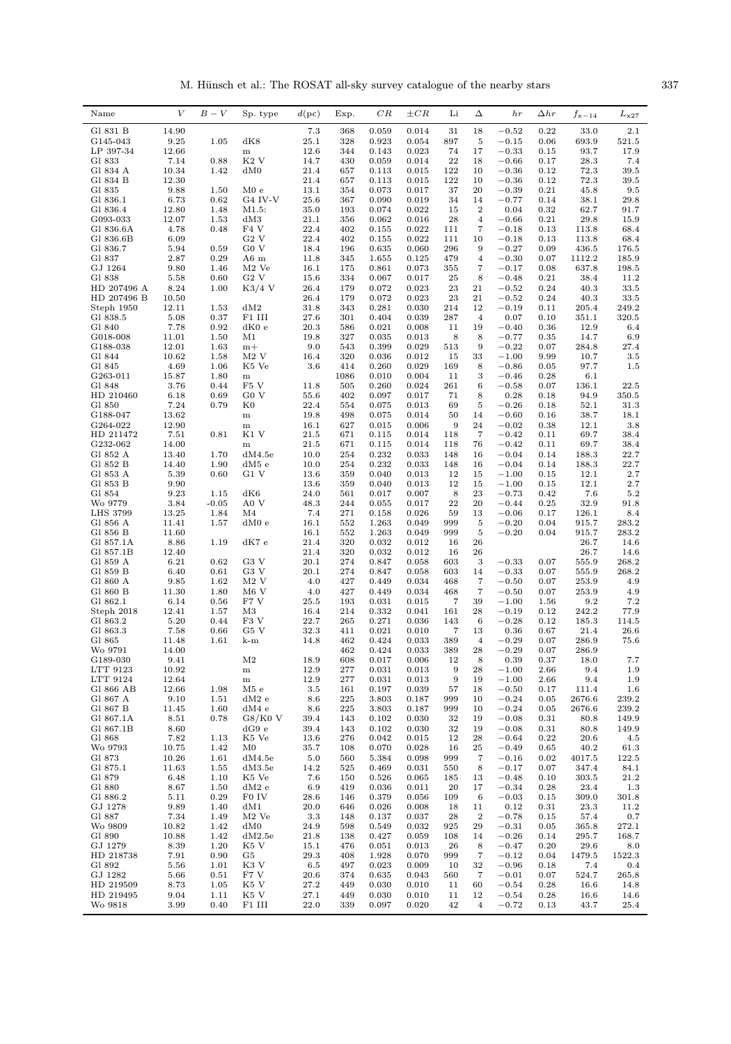| Name | $V$ | $B-V$ | Sp. type | $d$(pc) | Exp. | $CR$ | $\pm CR$ | Li | $\Delta$ | $hr$ | $\Delta hr$ | $f_{\mathrm{x}-14}$ | $L_{\mathrm{x}27}$ |
|---|---|---|---|---|---|---|---|---|---|---|---|---|---|
| Gl 831 B | 14.90 | | dK8 | 7.3 | 368 | 0.059 | 0.014 | 31 | 18 | −0.52 | 0.22 | 33.0 | 2.1 |
| G145-043 | 9.25 | 1.05 | dK8 | 25.1 | 328 | 0.923 | 0.054 | 897 | 5 | −0.15 | 0.06 | 693.9 | 521.5 |
| LP 397-34 | 12.66 | | m | 12.6 | 344 | 0.143 | 0.023 | 74 | 17 | −0.33 | 0.15 | 93.7 | 17.9 |
| Gl 833 | 7.14 | 0.88 | K2 V | 14.7 | 430 | 0.059 | 0.014 | 22 | 18 | −0.66 | 0.17 | 28.3 | 7.4 |
| Gl 834 A | 10.34 | 1.42 | dM0 | 21.4 | 657 | 0.113 | 0.015 | 122 | 10 | −0.36 | 0.12 | 72.3 | 39.5 |
| Gl 834 B | 12.30 | | | 21.4 | 657 | 0.113 | 0.015 | 122 | 10 | −0.36 | 0.12 | 72.3 | 39.5 |
| Gl 835 | 9.88 | 1.50 | M0 e | 13.1 | 354 | 0.073 | 0.017 | 37 | 20 | −0.39 | 0.21 | 45.8 | 9.5 |
| Gl 836.1 | 6.73 | 0.62 | G4 IV-V | 25.6 | 367 | 0.090 | 0.019 | 34 | 14 | −0.77 | 0.14 | 38.1 | 29.8 |
| Gl 836.4 | 12.80 | 1.48 | M1.5: | 35.0 | 193 | 0.074 | 0.022 | 15 | 2 | 0.04 | 0.32 | 62.7 | 91.7 |
| G093-033 | 12.07 | 1.53 | dM3 | 21.1 | 356 | 0.062 | 0.016 | 28 | 4 | −0.66 | 0.21 | 29.8 | 15.9 |
| Gl 836.6A | 4.78 | 0.48 | F4 V | 22.4 | 402 | 0.155 | 0.022 | 111 | 7 | −0.18 | 0.13 | 113.8 | 68.4 |
| Gl 836.6B | 6.09 | | G2 V | 22.4 | 402 | 0.155 | 0.022 | 111 | 10 | −0.18 | 0.13 | 113.8 | 68.4 |
| Gl 836.7 | 5.94 | 0.59 | G0 V | 18.4 | 196 | 0.635 | 0.060 | 296 | 9 | −0.27 | 0.09 | 436.5 | 176.5 |
| Gl 837 | 2.87 | 0.29 | A6 m | 11.8 | 345 | 1.655 | 0.125 | 479 | 4 | −0.30 | 0.07 | 1112.2 | 185.9 |
| GJ 1264 | 9.80 | 1.46 | M2 Ve | 16.1 | 175 | 0.861 | 0.073 | 355 | 7 | −0.17 | 0.08 | 637.8 | 198.5 |
| Gl 838 | 5.58 | 0.60 | G2 V | 15.6 | 334 | 0.067 | 0.017 | 25 | 8 | −0.48 | 0.21 | 38.4 | 11.2 |
| HD 207496 A | 8.24 | 1.00 | K3/4 V | 26.4 | 179 | 0.072 | 0.023 | 23 | 21 | −0.52 | 0.24 | 40.3 | 33.5 |
| HD 207496 B | 10.50 | | | 26.4 | 179 | 0.072 | 0.023 | 23 | 21 | −0.52 | 0.24 | 40.3 | 33.5 |
| Steph 1950 | 12.11 | 1.53 | dM2 | 31.8 | 343 | 0.281 | 0.030 | 214 | 12 | −0.19 | 0.11 | 205.4 | 249.2 |
| Gl 838.5 | 5.08 | 0.37 | F1 III | 27.6 | 301 | 0.404 | 0.039 | 287 | 4 | 0.07 | 0.10 | 351.1 | 320.5 |
| Gl 840 | 7.78 | 0.92 | dK0 e | 20.3 | 586 | 0.021 | 0.008 | 11 | 19 | −0.40 | 0.36 | 12.9 | 6.4 |
| G018-008 | 11.01 | 1.50 | M1 | 19.8 | 327 | 0.035 | 0.013 | 8 | 8 | −0.77 | 0.35 | 14.7 | 6.9 |
| G188-038 | 12.01 | 1.63 | m+ | 9.0 | 543 | 0.399 | 0.029 | 513 | 9 | −0.22 | 0.07 | 284.8 | 27.4 |
| Gl 844 | 10.62 | 1.58 | M2 V | 16.4 | 320 | 0.036 | 0.012 | 15 | 33 | −1.00 | 9.99 | 10.7 | 3.5 |
| Gl 845 | 4.69 | 1.06 | K5 Ve | 3.6 | 414 | 0.260 | 0.029 | 169 | 8 | −0.86 | 0.05 | 97.7 | 1.5 |
| G263-011 | 15.87 | 1.80 | m | | 1086 | 0.010 | 0.004 | 11 | 3 | −0.46 | 0.28 | 6.1 | |
| Gl 848 | 3.76 | 0.44 | F5 V | 11.8 | 505 | 0.260 | 0.024 | 261 | 6 | −0.58 | 0.07 | 136.1 | 22.5 |
| HD 210460 | 6.18 | 0.69 | G0 V | 55.6 | 402 | 0.097 | 0.017 | 71 | 8 | 0.28 | 0.18 | 94.9 | 350.5 |
| Gl 850 | 7.24 | 0.79 | K0 | 22.4 | 554 | 0.075 | 0.013 | 69 | 5 | −0.26 | 0.18 | 52.1 | 31.3 |
| G188-047 | 13.62 | | m | 19.8 | 498 | 0.075 | 0.014 | 50 | 14 | −0.60 | 0.16 | 38.7 | 18.1 |
| G264-022 | 12.90 | | m | 16.1 | 627 | 0.015 | 0.006 | 9 | 24 | −0.02 | 0.38 | 12.1 | 3.8 |
| HD 211472 | 7.51 | 0.81 | K1 V | 21.5 | 671 | 0.115 | 0.014 | 118 | 7 | −0.42 | 0.11 | 69.7 | 38.4 |
| G232-062 | 14.00 | | m | 21.5 | 671 | 0.115 | 0.014 | 118 | 76 | −0.42 | 0.11 | 69.7 | 38.4 |
| Gl 852 A | 13.40 | 1.70 | dM4.5e | 10.0 | 254 | 0.232 | 0.033 | 148 | 16 | −0.04 | 0.14 | 188.3 | 22.7 |
| Gl 852 B | 14.40 | 1.90 | dM5 e | 10.0 | 254 | 0.232 | 0.033 | 148 | 16 | −0.04 | 0.14 | 188.3 | 22.7 |
| Gl 853 A | 5.39 | 0.60 | G1 V | 13.6 | 359 | 0.040 | 0.013 | 12 | 15 | −1.00 | 0.15 | 12.1 | 2.7 |
| Gl 853 B | 9.90 | | | 13.6 | 359 | 0.040 | 0.013 | 12 | 15 | −1.00 | 0.15 | 12.1 | 2.7 |
| Gl 854 | 9.23 | 1.15 | dK6 | 24.0 | 561 | 0.017 | 0.007 | 8 | 23 | −0.73 | 0.42 | 7.6 | 5.2 |
| Wo 9779 | 3.84 | −0.05 | A0 V | 48.3 | 244 | 0.055 | 0.017 | 22 | 20 | −0.44 | 0.25 | 32.9 | 91.8 |
| LHS 3799 | 13.25 | 1.84 | M4 | 7.4 | 271 | 0.158 | 0.026 | 59 | 13 | −0.06 | 0.17 | 126.1 | 8.4 |
| Gl 856 A | 11.41 | 1.57 | dM0 e | 16.1 | 552 | 1.263 | 0.049 | 999 | 5 | −0.20 | 0.04 | 915.7 | 283.2 |
| Gl 856 B | 11.60 | | | 16.1 | 552 | 1.263 | 0.049 | 999 | 5 | −0.20 | 0.04 | 915.7 | 283.2 |
| Gl 857.1A | 8.86 | 1.19 | dK7 e | 21.4 | 320 | 0.032 | 0.012 | 16 | 26 | | | 26.7 | 14.6 |
| Gl 857.1B | 12.40 | | | 21.4 | 320 | 0.032 | 0.012 | 16 | 26 | | | 26.7 | 14.6 |
| Gl 859 A | 6.21 | 0.62 | G3 V | 20.1 | 274 | 0.847 | 0.058 | 603 | 3 | −0.33 | 0.07 | 555.9 | 268.2 |
| Gl 859 B | 6.40 | 0.61 | G3 V | 20.1 | 274 | 0.847 | 0.058 | 603 | 14 | −0.33 | 0.07 | 555.9 | 268.2 |
| Gl 860 A | 9.85 | 1.62 | M2 V | 4.0 | 427 | 0.449 | 0.034 | 468 | 7 | −0.50 | 0.07 | 253.9 | 4.9 |
| Gl 860 B | 11.30 | 1.80 | M6 V | 4.0 | 427 | 0.449 | 0.034 | 468 | 7 | −0.50 | 0.07 | 253.9 | 4.9 |
| Gl 862.1 | 6.14 | 0.56 | F7 V | 25.5 | 193 | 0.031 | 0.015 | 7 | 39 | −1.00 | 1.56 | 9.2 | 7.2 |
| Steph 2018 | 12.41 | 1.57 | M3 | 16.4 | 214 | 0.332 | 0.041 | 161 | 28 | −0.19 | 0.12 | 242.2 | 77.9 |
| Gl 863.2 | 5.20 | 0.44 | F3 V | 22.7 | 265 | 0.271 | 0.036 | 143 | 6 | −0.28 | 0.12 | 185.3 | 114.5 |
| Gl 863.3 | 7.58 | 0.66 | G5 V | 32.3 | 411 | 0.021 | 0.010 | 7 | 13 | 0.36 | 0.67 | 21.4 | 26.6 |
| Gl 865 | 11.48 | 1.61 | k-m | 14.8 | 462 | 0.424 | 0.033 | 389 | 4 | −0.29 | 0.07 | 286.9 | 75.6 |
| Wo 9791 | 14.00 | | | | 462 | 0.424 | 0.033 | 389 | 28 | −0.29 | 0.07 | 286.9 | |
| G189-030 | 9.41 | | M2 | 18.9 | 608 | 0.017 | 0.006 | 12 | 8 | 0.39 | 0.37 | 18.0 | 7.7 |
| LTT 9123 | 10.92 | | m | 12.9 | 277 | 0.031 | 0.013 | 9 | 28 | −1.00 | 2.66 | 9.4 | 1.9 |
| LTT 9124 | 12.64 | | m | 12.9 | 277 | 0.031 | 0.013 | 9 | 19 | −1.00 | 2.66 | 9.4 | 1.9 |
| Gl 866 AB | 12.66 | 1.98 | M5 e | 3.5 | 161 | 0.197 | 0.039 | 57 | 18 | −0.50 | 0.17 | 111.4 | 1.6 |
| Gl 867 A | 9.10 | 1.51 | dM2 e | 8.6 | 225 | 3.803 | 0.187 | 999 | 10 | −0.24 | 0.05 | 2676.6 | 239.2 |
| Gl 867 B | 11.45 | 1.60 | dM4 e | 8.6 | 225 | 3.803 | 0.187 | 999 | 10 | −0.24 | 0.05 | 2676.6 | 239.2 |
| Gl 867.1A | 8.51 | 0.78 | G8/K0 V | 39.4 | 143 | 0.102 | 0.030 | 32 | 19 | −0.08 | 0.31 | 80.8 | 149.9 |
| Gl 867.1B | 8.60 | | dG9 e | 39.4 | 143 | 0.102 | 0.030 | 32 | 19 | −0.08 | 0.31 | 80.8 | 149.9 |
| Gl 868 | 7.82 | 1.13 | K5 Ve | 13.6 | 276 | 0.042 | 0.015 | 12 | 28 | −0.64 | 0.22 | 20.6 | 4.5 |
| Wo 9793 | 10.75 | 1.42 | M0 | 35.7 | 108 | 0.070 | 0.028 | 16 | 25 | −0.49 | 0.65 | 40.2 | 61.3 |
| Gl 873 | 10.26 | 1.61 | dM4.5e | 5.0 | 560 | 5.384 | 0.098 | 999 | 7 | −0.16 | 0.02 | 4017.5 | 122.5 |
| Gl 875.1 | 11.63 | 1.55 | dM3.5e | 14.2 | 525 | 0.469 | 0.031 | 550 | 8 | −0.17 | 0.07 | 347.4 | 84.1 |
| Gl 879 | 6.48 | 1.10 | K5 Ve | 7.6 | 150 | 0.526 | 0.065 | 185 | 13 | −0.48 | 0.10 | 303.5 | 21.2 |
| Gl 880 | 8.67 | 1.50 | dM2 e | 6.9 | 419 | 0.036 | 0.011 | 20 | 17 | −0.34 | 0.28 | 23.4 | 1.3 |
| Gl 886.2 | 5.11 | 0.29 | F0 IV | 28.6 | 146 | 0.379 | 0.056 | 109 | 6 | −0.03 | 0.15 | 309.0 | 301.8 |
| GJ 1278 | 9.89 | 1.40 | dM1 | 20.0 | 646 | 0.026 | 0.008 | 18 | 11 | 0.12 | 0.31 | 23.3 | 11.2 |
| Gl 887 | 7.34 | 1.49 | M2 Ve | 3.3 | 148 | 0.137 | 0.037 | 28 | 2 | −0.78 | 0.15 | 57.4 | 0.7 |
| Wo 9809 | 10.82 | 1.42 | dM0 | 24.9 | 598 | 0.549 | 0.032 | 925 | 29 | −0.31 | 0.05 | 365.8 | 272.1 |
| Gl 890 | 10.88 | 1.42 | dM2.5e | 21.8 | 138 | 0.427 | 0.059 | 108 | 14 | −0.26 | 0.14 | 295.7 | 168.7 |
| GJ 1279 | 8.39 | 1.20 | K5 V | 15.1 | 476 | 0.051 | 0.013 | 26 | 8 | −0.47 | 0.20 | 29.6 | 8.0 |
| HD 218738 | 7.91 | 0.90 | G5 | 29.3 | 408 | 1.928 | 0.070 | 999 | 7 | −0.12 | 0.04 | 1479.5 | 1522.3 |
| Gl 892 | 5.56 | 1.01 | K3 V | 6.5 | 497 | 0.023 | 0.009 | 10 | 32 | −0.96 | 0.18 | 7.4 | 0.4 |
| GJ 1282 | 5.66 | 0.51 | F7 V | 20.6 | 374 | 0.635 | 0.043 | 560 | 7 | −0.01 | 0.07 | 524.7 | 265.8 |
| HD 219509 | 8.73 | 1.05 | K5 V | 27.2 | 449 | 0.030 | 0.010 | 11 | 60 | −0.54 | 0.28 | 16.6 | 14.8 |
| HD 219495 | 9.04 | 1.11 | K5 V | 27.1 | 449 | 0.030 | 0.010 | 11 | 12 | −0.54 | 0.28 | 16.6 | 14.6 |
| Wo 9818 | 3.99 | 0.40 | F1 III | 22.0 | 339 | 0.097 | 0.020 | 42 | 4 | −0.72 | 0.13 | 43.7 | 25.4 |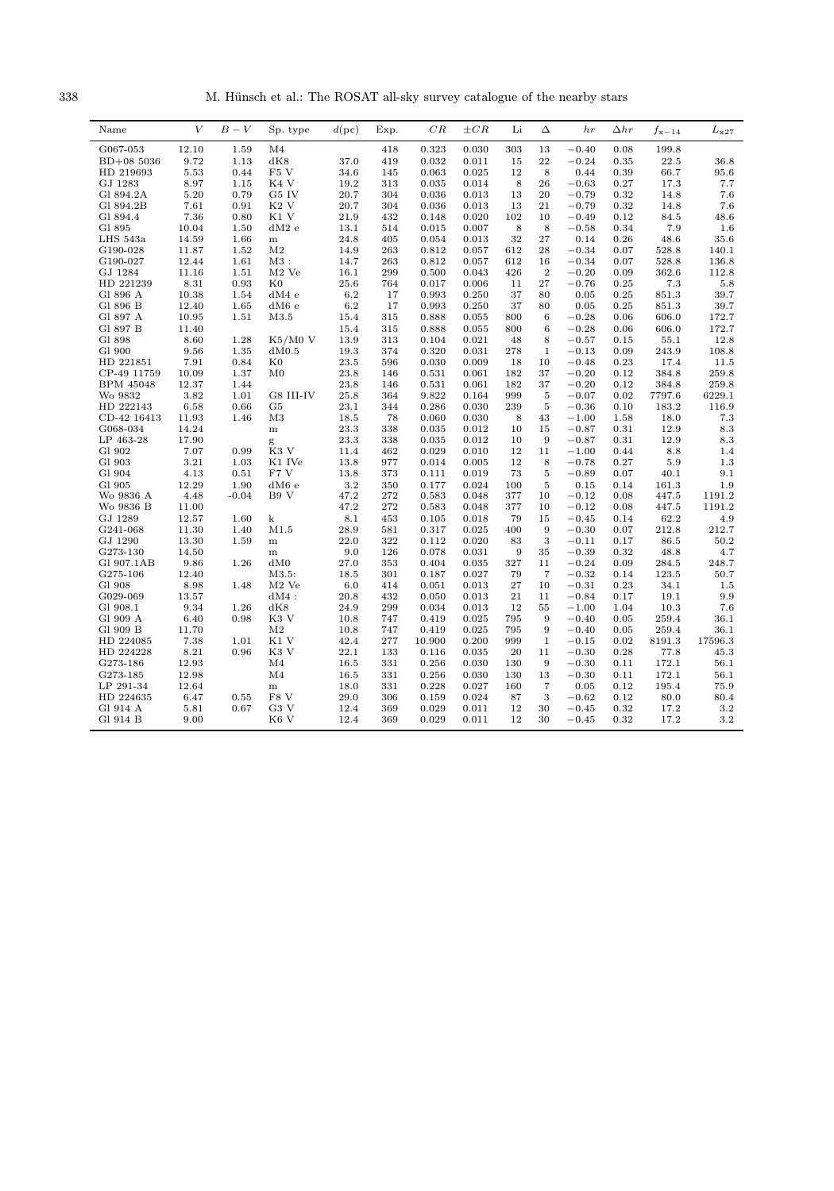| Name | $V$ | $B-V$ | Sp. type | $d$(pc) | Exp. | $CR$ | $\pm CR$ | Li | $\Delta$ | $hr$ | $\Delta hr$ | $f_{x-14}$ | $L_{x27}$ |
|---|---|---|---|---|---|---|---|---|---|---|---|---|---|
| G067-053 | 12.10 | 1.59 | M4 | | 418 | 0.323 | 0.030 | 303 | 13 | −0.40 | 0.08 | 199.8 | |
| BD+08 5036 | 9.72 | 1.13 | dK8 | 37.0 | 419 | 0.032 | 0.011 | 15 | 22 | −0.24 | 0.35 | 22.5 | 36.8 |
| HD 219693 | 5.53 | 0.44 | F5 V | 34.6 | 145 | 0.063 | 0.025 | 12 | 8 | 0.44 | 0.39 | 66.7 | 95.6 |
| GJ 1283 | 8.97 | 1.15 | K4 V | 19.2 | 313 | 0.035 | 0.014 | 8 | 26 | −0.63 | 0.27 | 17.3 | 7.7 |
| Gl 894.2A | 5.20 | 0.79 | G5 IV | 20.7 | 304 | 0.036 | 0.013 | 13 | 20 | −0.79 | 0.32 | 14.8 | 7.6 |
| Gl 894.2B | 7.61 | 0.91 | K2 V | 20.7 | 304 | 0.036 | 0.013 | 13 | 21 | −0.79 | 0.32 | 14.8 | 7.6 |
| Gl 894.4 | 7.36 | 0.80 | K1 V | 21.9 | 432 | 0.148 | 0.020 | 102 | 10 | −0.49 | 0.12 | 84.5 | 48.6 |
| Gl 895 | 10.04 | 1.50 | dM2 e | 13.1 | 514 | 0.015 | 0.007 | 8 | 8 | −0.58 | 0.34 | 7.9 | 1.6 |
| LHS 543a | 14.59 | 1.66 | m | 24.8 | 405 | 0.054 | 0.013 | 32 | 27 | 0.14 | 0.26 | 48.6 | 35.6 |
| G190-028 | 11.87 | 1.52 | M2 | 14.9 | 263 | 0.812 | 0.057 | 612 | 28 | −0.34 | 0.07 | 528.8 | 140.1 |
| G190-027 | 12.44 | 1.61 | M3 : | 14.7 | 263 | 0.812 | 0.057 | 612 | 16 | −0.34 | 0.07 | 528.8 | 136.8 |
| GJ 1284 | 11.16 | 1.51 | M2 Ve | 16.1 | 299 | 0.500 | 0.043 | 426 | 2 | −0.20 | 0.09 | 362.6 | 112.8 |
| HD 221239 | 8.31 | 0.93 | K0 | 25.6 | 764 | 0.017 | 0.006 | 11 | 27 | −0.76 | 0.25 | 7.3 | 5.8 |
| Gl 896 A | 10.38 | 1.54 | dM4 e | 6.2 | 17 | 0.993 | 0.250 | 37 | 80 | 0.05 | 0.25 | 851.3 | 39.7 |
| Gl 896 B | 12.40 | 1.65 | dM6 e | 6.2 | 17 | 0.993 | 0.250 | 37 | 80 | 0.05 | 0.25 | 851.3 | 39.7 |
| Gl 897 A | 10.95 | 1.51 | M3.5 | 15.4 | 315 | 0.888 | 0.055 | 800 | 6 | −0.28 | 0.06 | 606.0 | 172.7 |
| Gl 897 B | 11.40 | | | 15.4 | 315 | 0.888 | 0.055 | 800 | 6 | −0.28 | 0.06 | 606.0 | 172.7 |
| Gl 898 | 8.60 | 1.28 | K5/M0 V | 13.9 | 313 | 0.104 | 0.021 | 48 | 8 | −0.57 | 0.15 | 55.1 | 12.8 |
| Gl 900 | 9.56 | 1.35 | dM0.5 | 19.3 | 374 | 0.320 | 0.031 | 278 | 1 | −0.13 | 0.09 | 243.9 | 108.8 |
| HD 221851 | 7.91 | 0.84 | K0 | 23.5 | 596 | 0.030 | 0.009 | 18 | 10 | −0.48 | 0.23 | 17.4 | 11.5 |
| CP-49 11759 | 10.09 | 1.37 | M0 | 23.8 | 146 | 0.531 | 0.061 | 182 | 37 | −0.20 | 0.12 | 384.8 | 259.8 |
| BPM 45048 | 12.37 | 1.44 | | 23.8 | 146 | 0.531 | 0.061 | 182 | 37 | −0.20 | 0.12 | 384.8 | 259.8 |
| Wo 9832 | 3.82 | 1.01 | G8 III-IV | 25.8 | 364 | 9.822 | 0.164 | 999 | 5 | −0.07 | 0.02 | 7797.6 | 6229.1 |
| HD 222143 | 6.58 | 0.66 | G5 | 23.1 | 344 | 0.286 | 0.030 | 239 | 5 | −0.36 | 0.10 | 183.2 | 116.9 |
| CD-42 16413 | 11.93 | 1.46 | M3 | 18.5 | 78 | 0.060 | 0.030 | 8 | 43 | −1.00 | 1.58 | 18.0 | 7.3 |
| G068-034 | 14.24 | | m | 23.3 | 338 | 0.035 | 0.012 | 10 | 15 | −0.87 | 0.31 | 12.9 | 8.3 |
| LP 463-28 | 17.90 | | g | 23.3 | 338 | 0.035 | 0.012 | 10 | 9 | −0.87 | 0.31 | 12.9 | 8.3 |
| Gl 902 | 7.07 | 0.99 | K3 V | 11.4 | 462 | 0.029 | 0.010 | 12 | 11 | −1.00 | 0.44 | 8.8 | 1.4 |
| Gl 903 | 3.21 | 1.03 | K1 IVe | 13.8 | 977 | 0.014 | 0.005 | 12 | 8 | −0.78 | 0.27 | 5.9 | 1.3 |
| Gl 904 | 4.13 | 0.51 | F7 V | 13.8 | 373 | 0.111 | 0.019 | 73 | 5 | −0.89 | 0.07 | 40.1 | 9.1 |
| Gl 905 | 12.29 | 1.90 | dM6 e | 3.2 | 350 | 0.177 | 0.024 | 100 | 5 | 0.15 | 0.14 | 161.3 | 1.9 |
| Wo 9836 A | 4.48 | −0.04 | B9 V | 47.2 | 272 | 0.583 | 0.048 | 377 | 10 | −0.12 | 0.08 | 447.5 | 1191.2 |
| Wo 9836 B | 11.00 | | | 47.2 | 272 | 0.583 | 0.048 | 377 | 10 | −0.12 | 0.08 | 447.5 | 1191.2 |
| GJ 1289 | 12.57 | 1.60 | k | 8.1 | 453 | 0.105 | 0.018 | 79 | 15 | −0.45 | 0.14 | 62.2 | 4.9 |
| G241-068 | 11.30 | 1.40 | M1.5 | 28.9 | 581 | 0.317 | 0.025 | 400 | 9 | −0.30 | 0.07 | 212.8 | 212.7 |
| GJ 1290 | 13.30 | 1.59 | m | 22.0 | 322 | 0.112 | 0.020 | 83 | 3 | −0.11 | 0.17 | 86.5 | 50.2 |
| G273-130 | 14.50 | | m | 9.0 | 126 | 0.078 | 0.031 | 9 | 35 | −0.39 | 0.32 | 48.8 | 4.7 |
| Gl 907.1AB | 9.86 | 1.26 | dM0 | 27.0 | 353 | 0.404 | 0.035 | 327 | 11 | −0.24 | 0.09 | 284.5 | 248.7 |
| G275-106 | 12.40 | | M3.5: | 18.5 | 301 | 0.187 | 0.027 | 79 | 7 | −0.32 | 0.14 | 123.5 | 50.7 |
| Gl 908 | 8.98 | 1.48 | M2 Ve | 6.0 | 414 | 0.051 | 0.013 | 27 | 10 | −0.31 | 0.23 | 34.1 | 1.5 |
| G029-069 | 13.57 | | dM4 : | 20.8 | 432 | 0.050 | 0.013 | 21 | 11 | −0.84 | 0.17 | 19.1 | 9.9 |
| Gl 908.1 | 9.34 | 1.26 | dK8 | 24.9 | 299 | 0.034 | 0.013 | 12 | 55 | −1.00 | 1.04 | 10.3 | 7.6 |
| Gl 909 A | 6.40 | 0.98 | K3 V | 10.8 | 747 | 0.419 | 0.025 | 795 | 9 | −0.40 | 0.05 | 259.4 | 36.1 |
| Gl 909 B | 11.70 | | M2 | 10.8 | 747 | 0.419 | 0.025 | 795 | 9 | −0.40 | 0.05 | 259.4 | 36.1 |
| HD 224085 | 7.38 | 1.01 | K1 V | 42.4 | 277 | 10.900 | 0.200 | 999 | 1 | −0.15 | 0.02 | 8191.3 | 17596.3 |
| HD 224228 | 8.21 | 0.96 | K3 V | 22.1 | 133 | 0.116 | 0.035 | 20 | 11 | −0.30 | 0.28 | 77.8 | 45.3 |
| G273-186 | 12.93 | | M4 | 16.5 | 331 | 0.256 | 0.030 | 130 | 9 | −0.30 | 0.11 | 172.1 | 56.1 |
| G273-185 | 12.98 | | M4 | 16.5 | 331 | 0.256 | 0.030 | 130 | 13 | −0.30 | 0.11 | 172.1 | 56.1 |
| LP 291-34 | 12.64 | | m | 18.0 | 331 | 0.228 | 0.027 | 160 | 7 | 0.05 | 0.12 | 195.4 | 75.9 |
| HD 224635 | 6.47 | 0.55 | F8 V | 29.0 | 306 | 0.159 | 0.024 | 87 | 3 | −0.62 | 0.12 | 80.0 | 80.4 |
| Gl 914 A | 5.81 | 0.67 | G3 V | 12.4 | 369 | 0.029 | 0.011 | 12 | 30 | −0.45 | 0.32 | 17.2 | 3.2 |
| Gl 914 B | 9.00 | | K6 V | 12.4 | 369 | 0.029 | 0.011 | 12 | 30 | −0.45 | 0.32 | 17.2 | 3.2 |